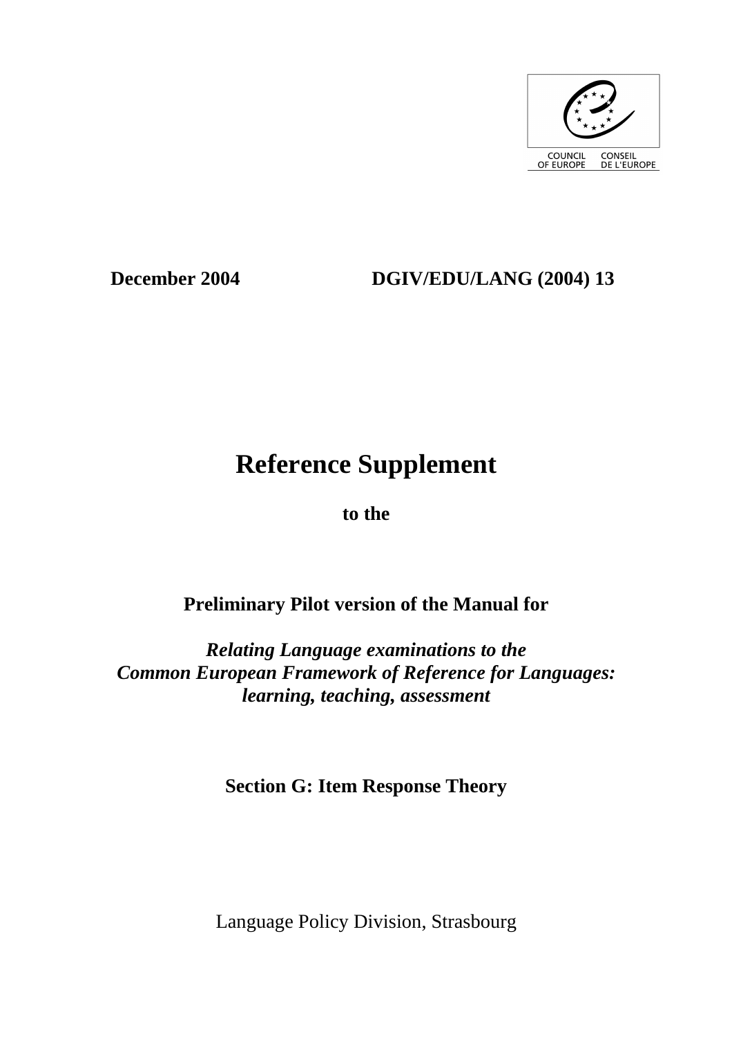COUNCIL OF EUROPE CONSEIL DE L'EUROPE

**December 2004** **DGIV/EDU/LANG (2004) 13**

# Reference Supplement

**to the**

**Preliminary Pilot version of the Manual for**

***Relating Language examinations to the***
***Common European Framework of Reference for Languages:***
***learning, teaching, assessment***

**Section G: Item Response Theory**

Language Policy Division, Strasbourg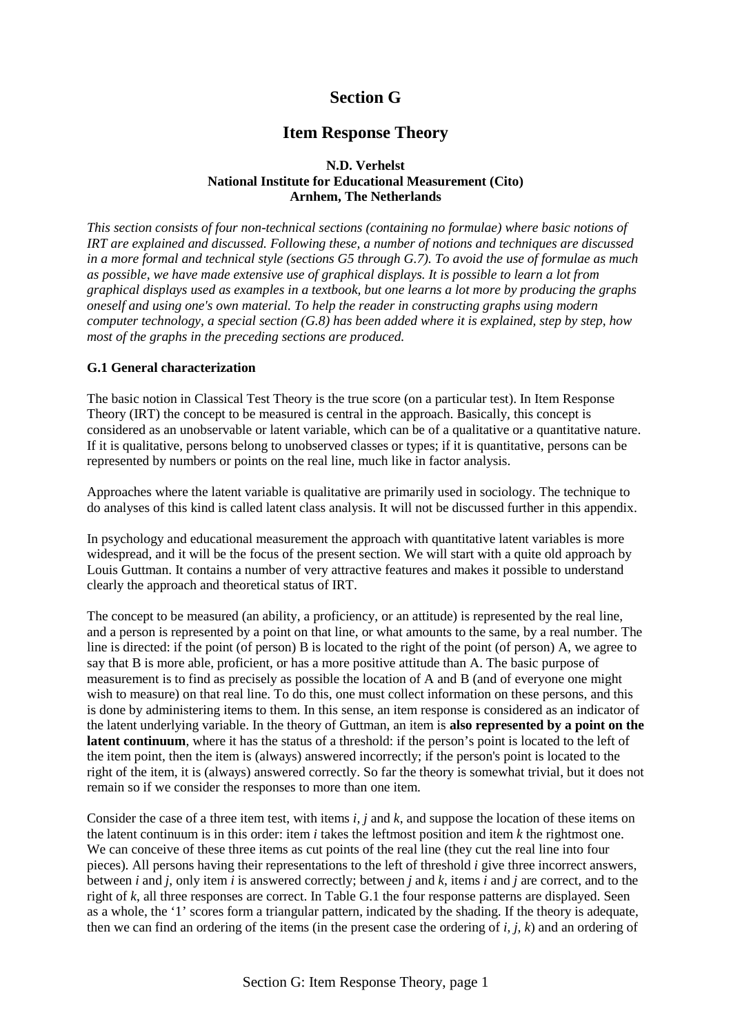# Section G

## Item Response Theory

**N.D. Verhelst**
**National Institute for Educational Measurement (Cito)**
**Arnhem, The Netherlands**

*This section consists of four non-technical sections (containing no formulae) where basic notions of IRT are explained and discussed. Following these, a number of notions and techniques are discussed in a more formal and technical style (sections G5 through G.7). To avoid the use of formulae as much as possible, we have made extensive use of graphical displays. It is possible to learn a lot from graphical displays used as examples in a textbook, but one learns a lot more by producing the graphs oneself and using one's own material. To help the reader in constructing graphs using modern computer technology, a special section (G.8) has been added where it is explained, step by step, how most of the graphs in the preceding sections are produced.*

### G.1 General characterization

The basic notion in Classical Test Theory is the true score (on a particular test). In Item Response Theory (IRT) the concept to be measured is central in the approach. Basically, this concept is considered as an unobservable or latent variable, which can be of a qualitative or a quantitative nature. If it is qualitative, persons belong to unobserved classes or types; if it is quantitative, persons can be represented by numbers or points on the real line, much like in factor analysis.

Approaches where the latent variable is qualitative are primarily used in sociology. The technique to do analyses of this kind is called latent class analysis. It will not be discussed further in this appendix.

In psychology and educational measurement the approach with quantitative latent variables is more widespread, and it will be the focus of the present section. We will start with a quite old approach by Louis Guttman. It contains a number of very attractive features and makes it possible to understand clearly the approach and theoretical status of IRT.

The concept to be measured (an ability, a proficiency, or an attitude) is represented by the real line, and a person is represented by a point on that line, or what amounts to the same, by a real number. The line is directed: if the point (of person) B is located to the right of the point (of person) A, we agree to say that B is more able, proficient, or has a more positive attitude than A. The basic purpose of measurement is to find as precisely as possible the location of A and B (and of everyone one might wish to measure) on that real line. To do this, one must collect information on these persons, and this is done by administering items to them. In this sense, an item response is considered as an indicator of the latent underlying variable. In the theory of Guttman, an item is **also represented by a point on the latent continuum**, where it has the status of a threshold: if the person's point is located to the left of the item point, then the item is (always) answered incorrectly; if the person's point is located to the right of the item, it is (always) answered correctly. So far the theory is somewhat trivial, but it does not remain so if we consider the responses to more than one item.

Consider the case of a three item test, with items *i, j* and *k*, and suppose the location of these items on the latent continuum is in this order: item *i* takes the leftmost position and item *k* the rightmost one. We can conceive of these three items as cut points of the real line (they cut the real line into four pieces). All persons having their representations to the left of threshold *i* give three incorrect answers, between *i* and *j*, only item *i* is answered correctly; between *j* and *k*, items *i* and *j* are correct, and to the right of *k*, all three responses are correct. In Table G.1 the four response patterns are displayed. Seen as a whole, the '1' scores form a triangular pattern, indicated by the shading. If the theory is adequate, then we can find an ordering of the items (in the present case the ordering of *i, j, k*) and an ordering of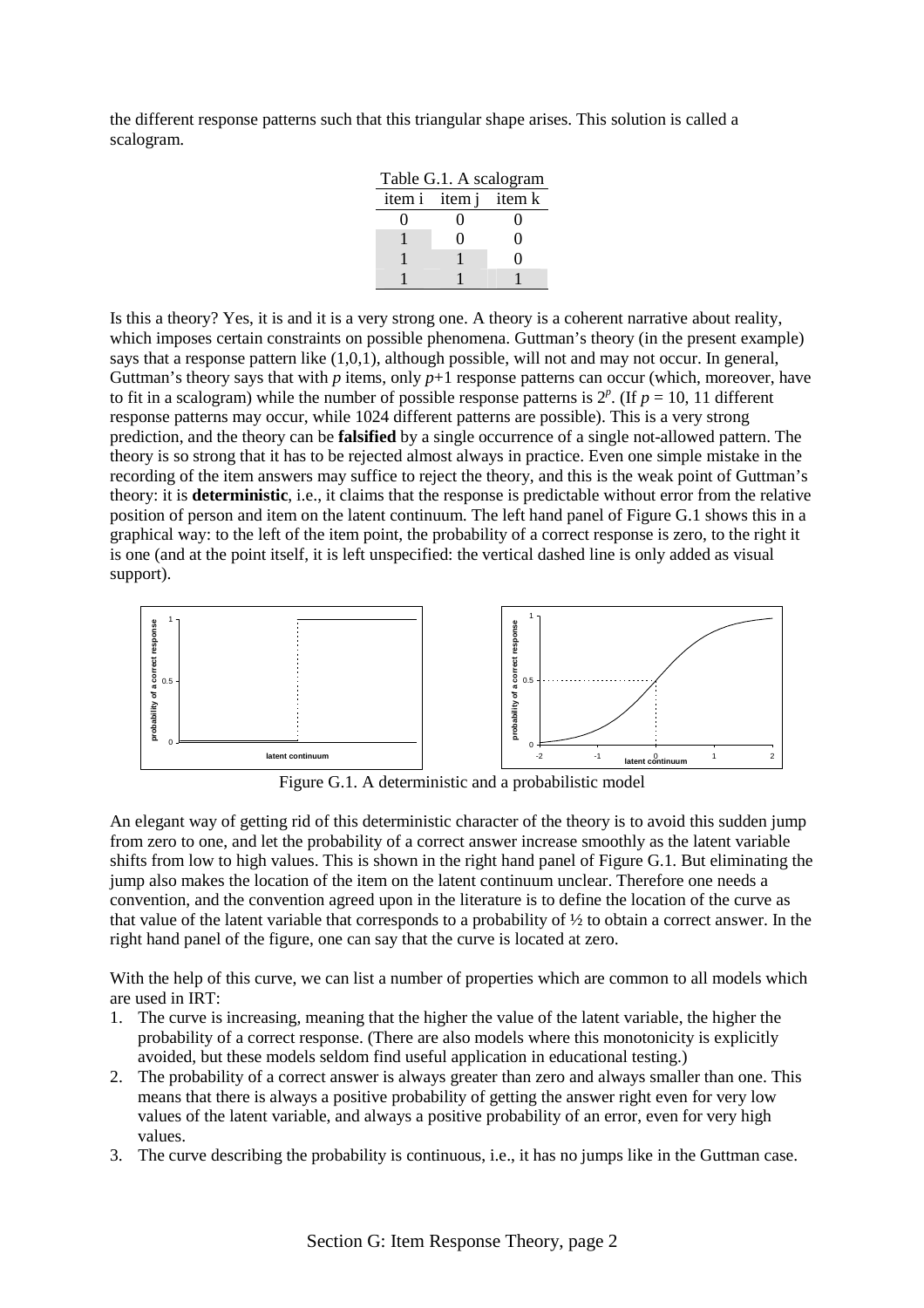the different response patterns such that this triangular shape arises. This solution is called a scalogram.

Table G.1. A scalogram

| item i | item j | item k |
|---|---|---|
| 0 | 0 | 0 |
| 1 | 0 | 0 |
| 1 | 1 | 0 |
| 1 | 1 | 1 |

Is this a theory? Yes, it is and it is a very strong one. A theory is a coherent narrative about reality, which imposes certain constraints on possible phenomena. Guttman's theory (in the present example) says that a response pattern like (1,0,1), although possible, will not and may not occur. In general, Guttman's theory says that with $p$ items, only $p+1$ response patterns can occur (which, moreover, have to fit in a scalogram) while the number of possible response patterns is $2^p$. (If $p = 10$, 11 different response patterns may occur, while 1024 different patterns are possible). This is a very strong prediction, and the theory can be **falsified** by a single occurrence of a single not-allowed pattern. The theory is so strong that it has to be rejected almost always in practice. Even one simple mistake in the recording of the item answers may suffice to reject the theory, and this is the weak point of Guttman's theory: it is **deterministic**, i.e., it claims that the response is predictable without error from the relative position of person and item on the latent continuum. The left hand panel of Figure G.1 shows this in a graphical way: to the left of the item point, the probability of a correct response is zero, to the right it is one (and at the point itself, it is left unspecified: the vertical dashed line is only added as visual support).

Figure G.1. A deterministic and a probabilistic model

An elegant way of getting rid of this deterministic character of the theory is to avoid this sudden jump from zero to one, and let the probability of a correct answer increase smoothly as the latent variable shifts from low to high values. This is shown in the right hand panel of Figure G.1. But eliminating the jump also makes the location of the item on the latent continuum unclear. Therefore one needs a convention, and the convention agreed upon in the literature is to define the location of the curve as that value of the latent variable that corresponds to a probability of ½ to obtain a correct answer. In the right hand panel of the figure, one can say that the curve is located at zero.

With the help of this curve, we can list a number of properties which are common to all models which are used in IRT:

1. The curve is increasing, meaning that the higher the value of the latent variable, the higher the probability of a correct response. (There are also models where this monotonicity is explicitly avoided, but these models seldom find useful application in educational testing.)
2. The probability of a correct answer is always greater than zero and always smaller than one. This means that there is always a positive probability of getting the answer right even for very low values of the latent variable, and always a positive probability of an error, even for very high values.
3. The curve describing the probability is continuous, i.e., it has no jumps like in the Guttman case.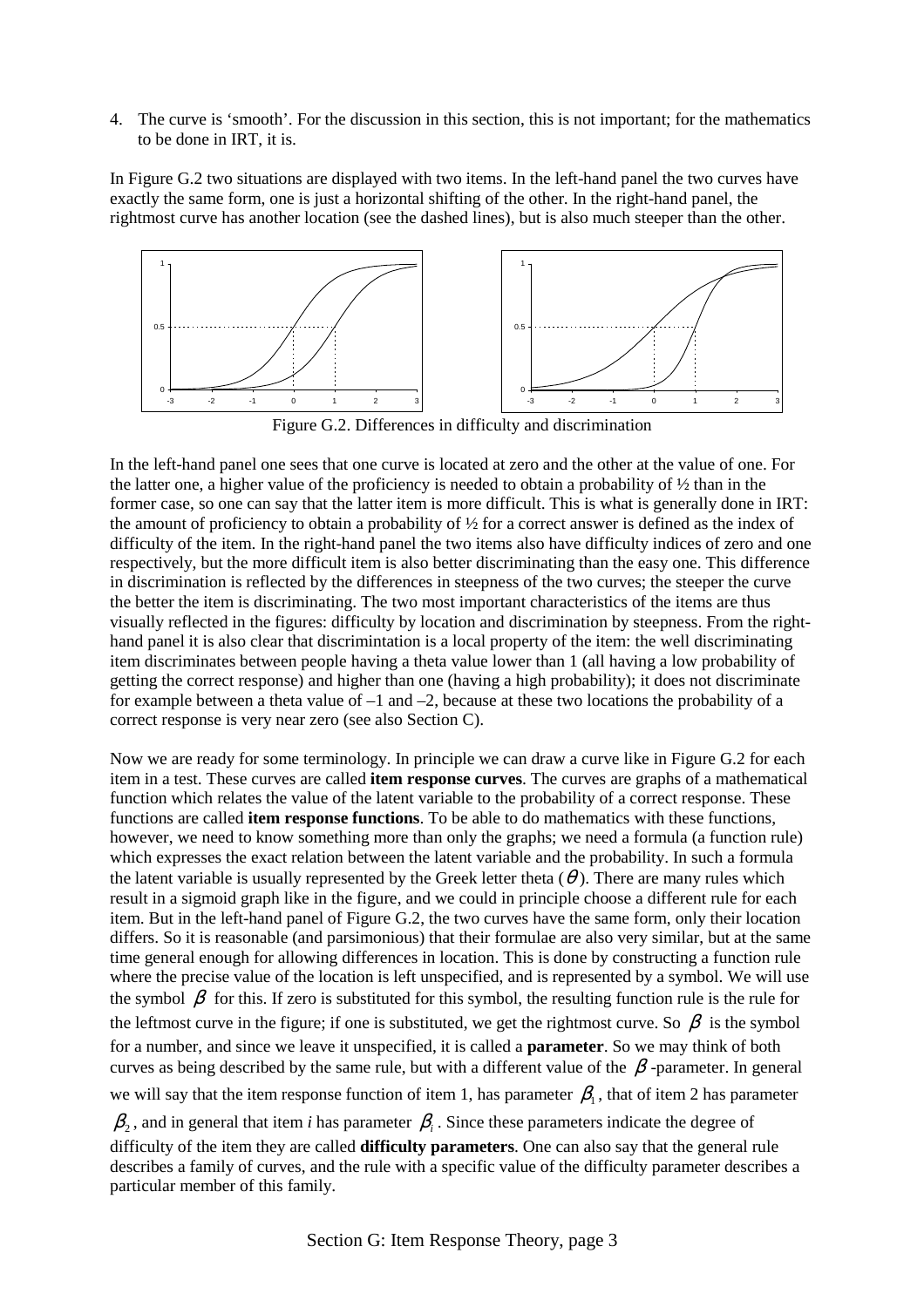4. The curve is 'smooth'. For the discussion in this section, this is not important; for the mathematics to be done in IRT, it is.

In Figure G.2 two situations are displayed with two items. In the left-hand panel the two curves have exactly the same form, one is just a horizontal shifting of the other. In the right-hand panel, the rightmost curve has another location (see the dashed lines), but is also much steeper than the other.

Figure G.2. Differences in difficulty and discrimination

In the left-hand panel one sees that one curve is located at zero and the other at the value of one. For the latter one, a higher value of the proficiency is needed to obtain a probability of ½ than in the former case, so one can say that the latter item is more difficult. This is what is generally done in IRT: the amount of proficiency to obtain a probability of ½ for a correct answer is defined as the index of difficulty of the item. In the right-hand panel the two items also have difficulty indices of zero and one respectively, but the more difficult item is also better discriminating than the easy one. This difference in discrimination is reflected by the differences in steepness of the two curves; the steeper the curve the better the item is discriminating. The two most important characteristics of the items are thus visually reflected in the figures: difficulty by location and discrimination by steepness. From the right-hand panel it is also clear that discrimintation is a local property of the item: the well discriminating item discriminates between people having a theta value lower than 1 (all having a low probability of getting the correct response) and higher than one (having a high probability); it does not discriminate for example between a theta value of –1 and –2, because at these two locations the probability of a correct response is very near zero (see also Section C).

Now we are ready for some terminology. In principle we can draw a curve like in Figure G.2 for each item in a test. These curves are called **item response curves**. The curves are graphs of a mathematical function which relates the value of the latent variable to the probability of a correct response. These functions are called **item response functions**. To be able to do mathematics with these functions, however, we need to know something more than only the graphs; we need a formula (a function rule) which expresses the exact relation between the latent variable and the probability. In such a formula the latent variable is usually represented by the Greek letter theta ($\theta$). There are many rules which result in a sigmoid graph like in the figure, and we could in principle choose a different rule for each item. But in the left-hand panel of Figure G.2, the two curves have the same form, only their location differs. So it is reasonable (and parsimonious) that their formulae are also very similar, but at the same time general enough for allowing differences in location. This is done by constructing a function rule where the precise value of the location is left unspecified, and is represented by a symbol. We will use the symbol $\beta$ for this. If zero is substituted for this symbol, the resulting function rule is the rule for the leftmost curve in the figure; if one is substituted, we get the rightmost curve. So $\beta$ is the symbol for a number, and since we leave it unspecified, it is called a **parameter**. So we may think of both curves as being described by the same rule, but with a different value of the $\beta$-parameter. In general we will say that the item response function of item 1, has parameter $\beta_1$, that of item 2 has parameter $\beta_2$, and in general that item *i* has parameter $\beta_i$. Since these parameters indicate the degree of difficulty of the item they are called **difficulty parameters**. One can also say that the general rule describes a family of curves, and the rule with a specific value of the difficulty parameter describes a particular member of this family.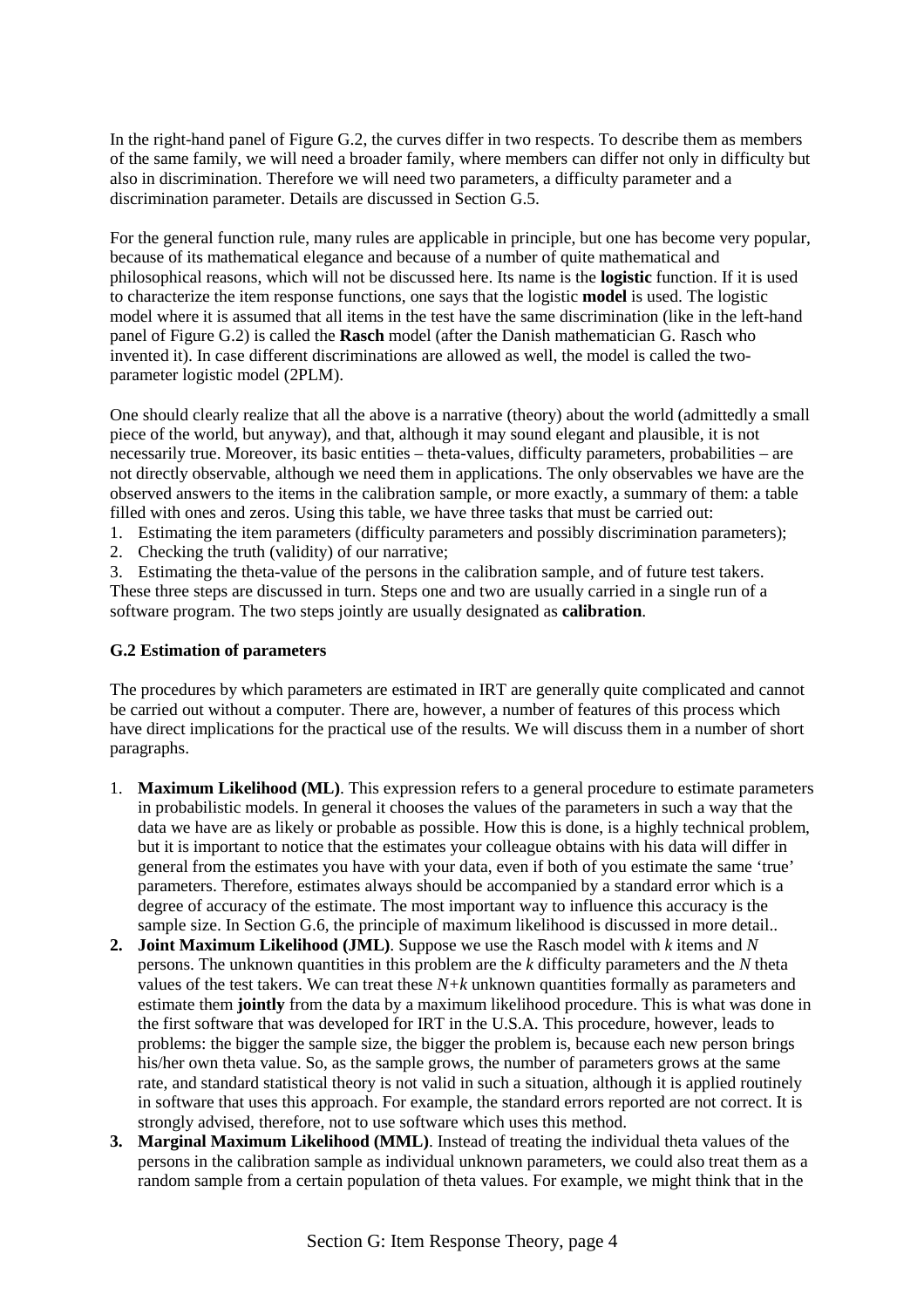In the right-hand panel of Figure G.2, the curves differ in two respects. To describe them as members of the same family, we will need a broader family, where members can differ not only in difficulty but also in discrimination. Therefore we will need two parameters, a difficulty parameter and a discrimination parameter. Details are discussed in Section G.5.

For the general function rule, many rules are applicable in principle, but one has become very popular, because of its mathematical elegance and because of a number of quite mathematical and philosophical reasons, which will not be discussed here. Its name is the **logistic** function. If it is used to characterize the item response functions, one says that the logistic **model** is used. The logistic model where it is assumed that all items in the test have the same discrimination (like in the left-hand panel of Figure G.2) is called the **Rasch** model (after the Danish mathematician G. Rasch who invented it). In case different discriminations are allowed as well, the model is called the two-parameter logistic model (2PLM).

One should clearly realize that all the above is a narrative (theory) about the world (admittedly a small piece of the world, but anyway), and that, although it may sound elegant and plausible, it is not necessarily true. Moreover, its basic entities – theta-values, difficulty parameters, probabilities – are not directly observable, although we need them in applications. The only observables we have are the observed answers to the items in the calibration sample, or more exactly, a summary of them: a table filled with ones and zeros. Using this table, we have three tasks that must be carried out:

1. Estimating the item parameters (difficulty parameters and possibly discrimination parameters);
2. Checking the truth (validity) of our narrative;
3. Estimating the theta-value of the persons in the calibration sample, and of future test takers.

These three steps are discussed in turn. Steps one and two are usually carried in a single run of a software program. The two steps jointly are usually designated as **calibration**.

### G.2 Estimation of parameters

The procedures by which parameters are estimated in IRT are generally quite complicated and cannot be carried out without a computer. There are, however, a number of features of this process which have direct implications for the practical use of the results. We will discuss them in a number of short paragraphs.

1. **Maximum Likelihood (ML)**. This expression refers to a general procedure to estimate parameters in probabilistic models. In general it chooses the values of the parameters in such a way that the data we have are as likely or probable as possible. How this is done, is a highly technical problem, but it is important to notice that the estimates your colleague obtains with his data will differ in general from the estimates you have with your data, even if both of you estimate the same 'true' parameters. Therefore, estimates always should be accompanied by a standard error which is a degree of accuracy of the estimate. The most important way to influence this accuracy is the sample size. In Section G.6, the principle of maximum likelihood is discussed in more detail..
2. **Joint Maximum Likelihood (JML)**. Suppose we use the Rasch model with $k$ items and $N$ persons. The unknown quantities in this problem are the $k$ difficulty parameters and the $N$ theta values of the test takers. We can treat these $N+k$ unknown quantities formally as parameters and estimate them **jointly** from the data by a maximum likelihood procedure. This is what was done in the first software that was developed for IRT in the U.S.A. This procedure, however, leads to problems: the bigger the sample size, the bigger the problem is, because each new person brings his/her own theta value. So, as the sample grows, the number of parameters grows at the same rate, and standard statistical theory is not valid in such a situation, although it is applied routinely in software that uses this approach. For example, the standard errors reported are not correct. It is strongly advised, therefore, not to use software which uses this method.
3. **Marginal Maximum Likelihood (MML)**. Instead of treating the individual theta values of the persons in the calibration sample as individual unknown parameters, we could also treat them as a random sample from a certain population of theta values. For example, we might think that in the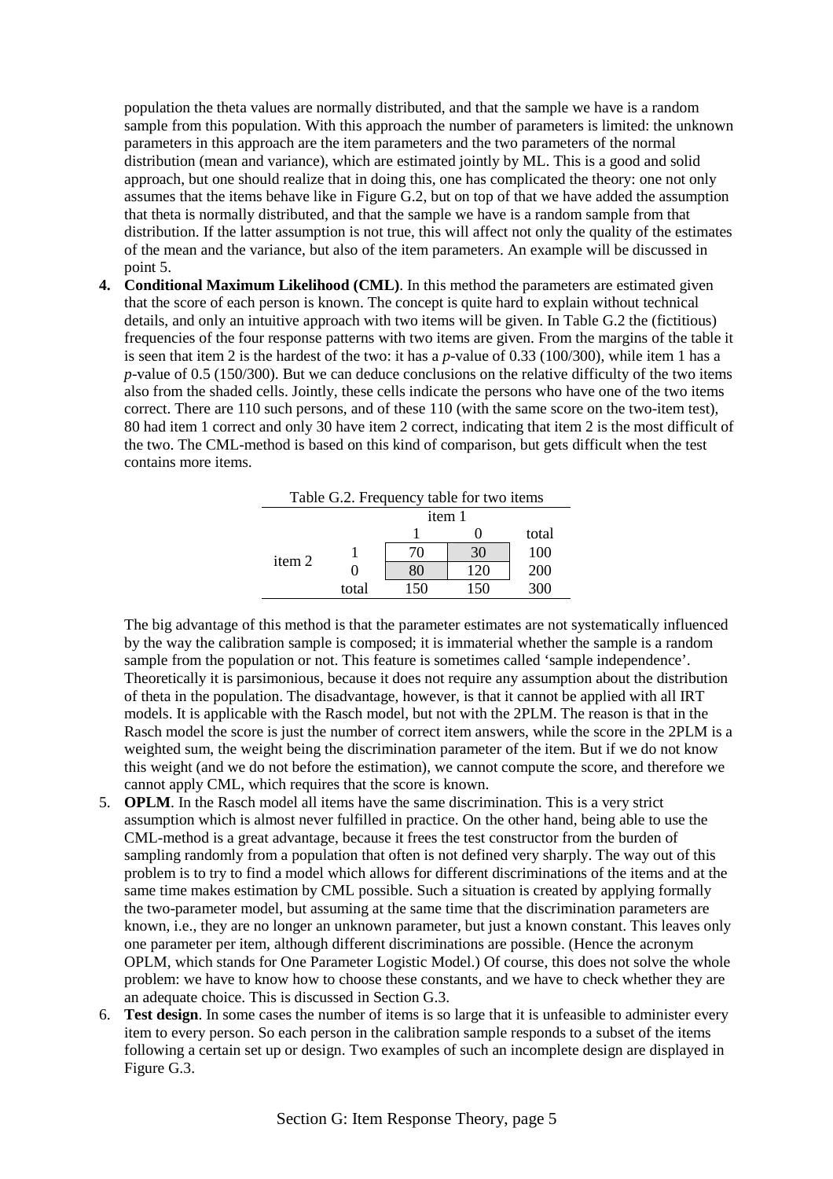population the theta values are normally distributed, and that the sample we have is a random sample from this population. With this approach the number of parameters is limited: the unknown parameters in this approach are the item parameters and the two parameters of the normal distribution (mean and variance), which are estimated jointly by ML. This is a good and solid approach, but one should realize that in doing this, one has complicated the theory: one not only assumes that the items behave like in Figure G.2, but on top of that we have added the assumption that theta is normally distributed, and that the sample we have is a random sample from that distribution. If the latter assumption is not true, this will affect not only the quality of the estimates of the mean and the variance, but also of the item parameters. An example will be discussed in point 5.

4. **Conditional Maximum Likelihood (CML)**. In this method the parameters are estimated given that the score of each person is known. The concept is quite hard to explain without technical details, and only an intuitive approach with two items will be given. In Table G.2 the (fictitious) frequencies of the four response patterns with two items are given. From the margins of the table it is seen that item 2 is the hardest of the two: it has a *p*-value of 0.33 (100/300), while item 1 has a *p*-value of 0.5 (150/300). But we can deduce conclusions on the relative difficulty of the two items also from the shaded cells. Jointly, these cells indicate the persons who have one of the two items correct. There are 110 such persons, and of these 110 (with the same score on the two-item test), 80 had item 1 correct and only 30 have item 2 correct, indicating that item 2 is the most difficult of the two. The CML-method is based on this kind of comparison, but gets difficult when the test contains more items.

Table G.2. Frequency table for two items

| | | item 1 | | |
|---|---|---|---|---|
| | | 1 | 0 | total |
| item 2 | 1 | 70 | 30 | 100 |
| | 0 | 80 | 120 | 200 |
| | total | 150 | 150 | 300 |

The big advantage of this method is that the parameter estimates are not systematically influenced by the way the calibration sample is composed; it is immaterial whether the sample is a random sample from the population or not. This feature is sometimes called 'sample independence'. Theoretically it is parsimonious, because it does not require any assumption about the distribution of theta in the population. The disadvantage, however, is that it cannot be applied with all IRT models. It is applicable with the Rasch model, but not with the 2PLM. The reason is that in the Rasch model the score is just the number of correct item answers, while the score in the 2PLM is a weighted sum, the weight being the discrimination parameter of the item. But if we do not know this weight (and we do not before the estimation), we cannot compute the score, and therefore we cannot apply CML, which requires that the score is known.

5. **OPLM**. In the Rasch model all items have the same discrimination. This is a very strict assumption which is almost never fulfilled in practice. On the other hand, being able to use the CML-method is a great advantage, because it frees the test constructor from the burden of sampling randomly from a population that often is not defined very sharply. The way out of this problem is to try to find a model which allows for different discriminations of the items and at the same time makes estimation by CML possible. Such a situation is created by applying formally the two-parameter model, but assuming at the same time that the discrimination parameters are known, i.e., they are no longer an unknown parameter, but just a known constant. This leaves only one parameter per item, although different discriminations are possible. (Hence the acronym OPLM, which stands for One Parameter Logistic Model.) Of course, this does not solve the whole problem: we have to know how to choose these constants, and we have to check whether they are an adequate choice. This is discussed in Section G.3.

6. **Test design**. In some cases the number of items is so large that it is unfeasible to administer every item to every person. So each person in the calibration sample responds to a subset of the items following a certain set up or design. Two examples of such an incomplete design are displayed in Figure G.3.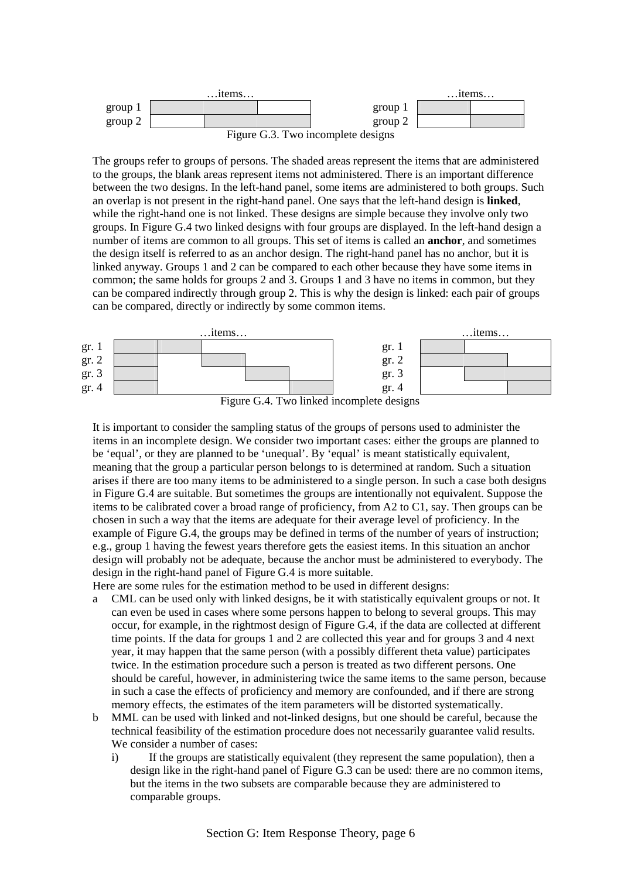Figure G.3. Two incomplete designs

The groups refer to groups of persons. The shaded areas represent the items that are administered to the groups, the blank areas represent items not administered. There is an important difference between the two designs. In the left-hand panel, some items are administered to both groups. Such an overlap is not present in the right-hand panel. One says that the left-hand design is **linked**, while the right-hand one is not linked. These designs are simple because they involve only two groups. In Figure G.4 two linked designs with four groups are displayed. In the left-hand design a number of items are common to all groups. This set of items is called an **anchor**, and sometimes the design itself is referred to as an anchor design. The right-hand panel has no anchor, but it is linked anyway. Groups 1 and 2 can be compared to each other because they have some items in common; the same holds for groups 2 and 3. Groups 1 and 3 have no items in common, but they can be compared indirectly through group 2. This is why the design is linked: each pair of groups can be compared, directly or indirectly by some common items.

Figure G.4. Two linked incomplete designs

It is important to consider the sampling status of the groups of persons used to administer the items in an incomplete design. We consider two important cases: either the groups are planned to be 'equal', or they are planned to be 'unequal'. By 'equal' is meant statistically equivalent, meaning that the group a particular person belongs to is determined at random. Such a situation arises if there are too many items to be administered to a single person. In such a case both designs in Figure G.4 are suitable. But sometimes the groups are intentionally not equivalent. Suppose the items to be calibrated cover a broad range of proficiency, from A2 to C1, say. Then groups can be chosen in such a way that the items are adequate for their average level of proficiency. In the example of Figure G.4, the groups may be defined in terms of the number of years of instruction; e.g., group 1 having the fewest years therefore gets the easiest items. In this situation an anchor design will probably not be adequate, because the anchor must be administered to everybody. The design in the right-hand panel of Figure G.4 is more suitable.

Here are some rules for the estimation method to be used in different designs:

a CML can be used only with linked designs, be it with statistically equivalent groups or not. It can even be used in cases where some persons happen to belong to several groups. This may occur, for example, in the rightmost design of Figure G.4, if the data are collected at different time points. If the data for groups 1 and 2 are collected this year and for groups 3 and 4 next year, it may happen that the same person (with a possibly different theta value) participates twice. In the estimation procedure such a person is treated as two different persons. One should be careful, however, in administering twice the same items to the same person, because in such a case the effects of proficiency and memory are confounded, and if there are strong memory effects, the estimates of the item parameters will be distorted systematically.

b MML can be used with linked and not-linked designs, but one should be careful, because the technical feasibility of the estimation procedure does not necessarily guarantee valid results. We consider a number of cases:

   i) If the groups are statistically equivalent (they represent the same population), then a design like in the right-hand panel of Figure G.3 can be used: there are no common items, but the items in the two subsets are comparable because they are administered to comparable groups.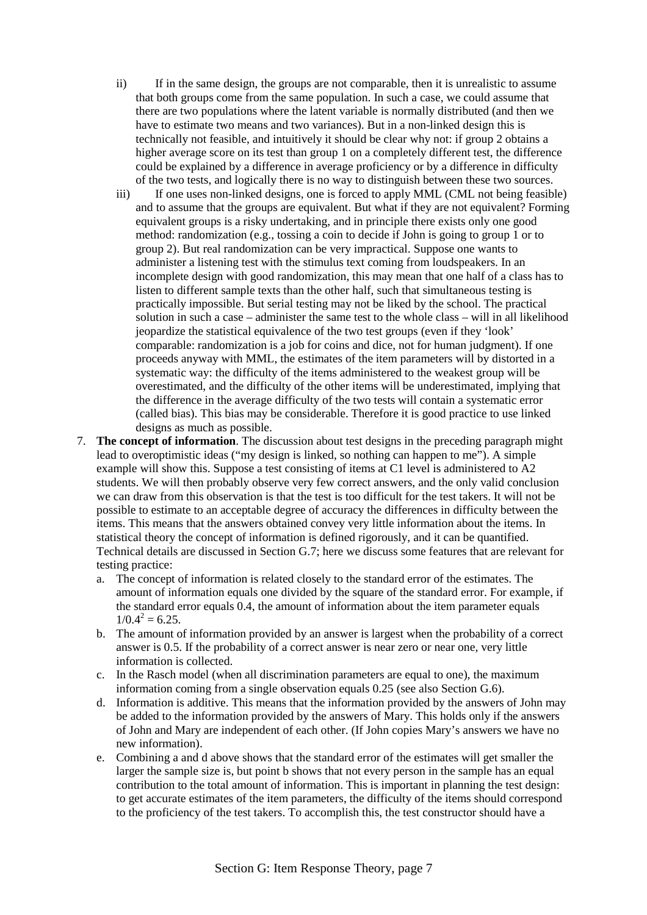ii) If in the same design, the groups are not comparable, then it is unrealistic to assume that both groups come from the same population. In such a case, we could assume that there are two populations where the latent variable is normally distributed (and then we have to estimate two means and two variances). But in a non-linked design this is technically not feasible, and intuitively it should be clear why not: if group 2 obtains a higher average score on its test than group 1 on a completely different test, the difference could be explained by a difference in average proficiency or by a difference in difficulty of the two tests, and logically there is no way to distinguish between these two sources.

iii) If one uses non-linked designs, one is forced to apply MML (CML not being feasible) and to assume that the groups are equivalent. But what if they are not equivalent? Forming equivalent groups is a risky undertaking, and in principle there exists only one good method: randomization (e.g., tossing a coin to decide if John is going to group 1 or to group 2). But real randomization can be very impractical. Suppose one wants to administer a listening test with the stimulus text coming from loudspeakers. In an incomplete design with good randomization, this may mean that one half of a class has to listen to different sample texts than the other half, such that simultaneous testing is practically impossible. But serial testing may not be liked by the school. The practical solution in such a case – administer the same test to the whole class – will in all likelihood jeopardize the statistical equivalence of the two test groups (even if they 'look' comparable: randomization is a job for coins and dice, not for human judgment). If one proceeds anyway with MML, the estimates of the item parameters will by distorted in a systematic way: the difficulty of the items administered to the weakest group will be overestimated, and the difficulty of the other items will be underestimated, implying that the difference in the average difficulty of the two tests will contain a systematic error (called bias). This bias may be considerable. Therefore it is good practice to use linked designs as much as possible.

7. **The concept of information**. The discussion about test designs in the preceding paragraph might lead to overoptimistic ideas ("my design is linked, so nothing can happen to me"). A simple example will show this. Suppose a test consisting of items at C1 level is administered to A2 students. We will then probably observe very few correct answers, and the only valid conclusion we can draw from this observation is that the test is too difficult for the test takers. It will not be possible to estimate to an acceptable degree of accuracy the differences in difficulty between the items. This means that the answers obtained convey very little information about the items. In statistical theory the concept of information is defined rigorously, and it can be quantified. Technical details are discussed in Section G.7; here we discuss some features that are relevant for testing practice:
   a. The concept of information is related closely to the standard error of the estimates. The amount of information equals one divided by the square of the standard error. For example, if the standard error equals 0.4, the amount of information about the item parameter equals $1/0.4^2 = 6.25$.
   b. The amount of information provided by an answer is largest when the probability of a correct answer is 0.5. If the probability of a correct answer is near zero or near one, very little information is collected.
   c. In the Rasch model (when all discrimination parameters are equal to one), the maximum information coming from a single observation equals 0.25 (see also Section G.6).
   d. Information is additive. This means that the information provided by the answers of John may be added to the information provided by the answers of Mary. This holds only if the answers of John and Mary are independent of each other. (If John copies Mary's answers we have no new information).
   e. Combining a and d above shows that the standard error of the estimates will get smaller the larger the sample size is, but point b shows that not every person in the sample has an equal contribution to the total amount of information. This is important in planning the test design: to get accurate estimates of the item parameters, the difficulty of the items should correspond to the proficiency of the test takers. To accomplish this, the test constructor should have a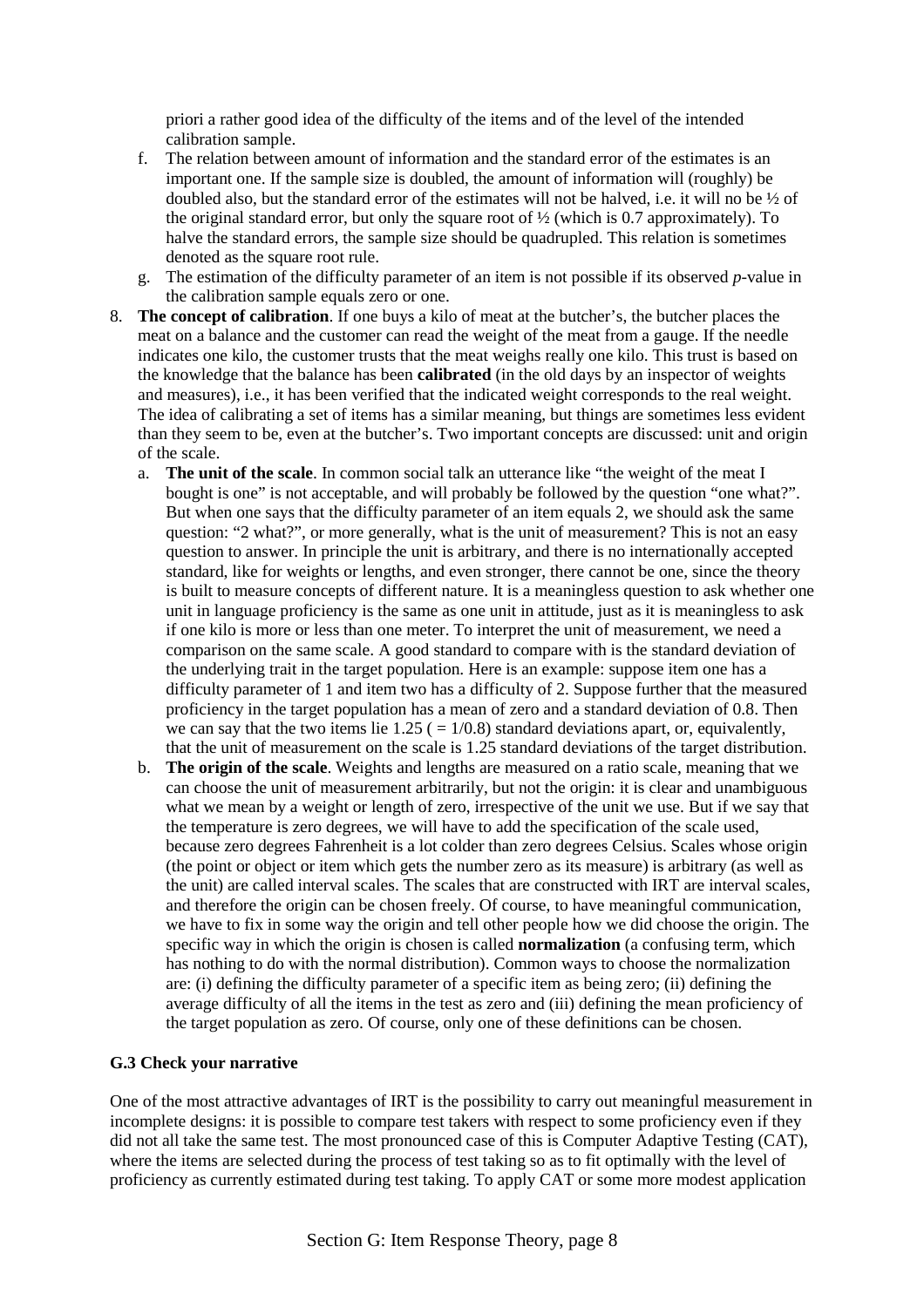priori a rather good idea of the difficulty of the items and of the level of the intended calibration sample.

   f. The relation between amount of information and the standard error of the estimates is an important one. If the sample size is doubled, the amount of information will (roughly) be doubled also, but the standard error of the estimates will not be halved, i.e. it will no be ½ of the original standard error, but only the square root of ½ (which is 0.7 approximately). To halve the standard errors, the sample size should be quadrupled. This relation is sometimes denoted as the square root rule.
   g. The estimation of the difficulty parameter of an item is not possible if its observed *p*-value in the calibration sample equals zero or one.

8. **The concept of calibration**. If one buys a kilo of meat at the butcher's, the butcher places the meat on a balance and the customer can read the weight of the meat from a gauge. If the needle indicates one kilo, the customer trusts that the meat weighs really one kilo. This trust is based on the knowledge that the balance has been **calibrated** (in the old days by an inspector of weights and measures), i.e., it has been verified that the indicated weight corresponds to the real weight. The idea of calibrating a set of items has a similar meaning, but things are sometimes less evident than they seem to be, even at the butcher's. Two important concepts are discussed: unit and origin of the scale.
   a. **The unit of the scale**. In common social talk an utterance like "the weight of the meat I bought is one" is not acceptable, and will probably be followed by the question "one what?". But when one says that the difficulty parameter of an item equals 2, we should ask the same question: "2 what?", or more generally, what is the unit of measurement? This is not an easy question to answer. In principle the unit is arbitrary, and there is no internationally accepted standard, like for weights or lengths, and even stronger, there cannot be one, since the theory is built to measure concepts of different nature. It is a meaningless question to ask whether one unit in language proficiency is the same as one unit in attitude, just as it is meaningless to ask if one kilo is more or less than one meter. To interpret the unit of measurement, we need a comparison on the same scale. A good standard to compare with is the standard deviation of the underlying trait in the target population. Here is an example: suppose item one has a difficulty parameter of 1 and item two has a difficulty of 2. Suppose further that the measured proficiency in the target population has a mean of zero and a standard deviation of 0.8. Then we can say that the two items lie 1.25 ( = 1/0.8) standard deviations apart, or, equivalently, that the unit of measurement on the scale is 1.25 standard deviations of the target distribution.
   b. **The origin of the scale**. Weights and lengths are measured on a ratio scale, meaning that we can choose the unit of measurement arbitrarily, but not the origin: it is clear and unambiguous what we mean by a weight or length of zero, irrespective of the unit we use. But if we say that the temperature is zero degrees, we will have to add the specification of the scale used, because zero degrees Fahrenheit is a lot colder than zero degrees Celsius. Scales whose origin (the point or object or item which gets the number zero as its measure) is arbitrary (as well as the unit) are called interval scales. The scales that are constructed with IRT are interval scales, and therefore the origin can be chosen freely. Of course, to have meaningful communication, we have to fix in some way the origin and tell other people how we did choose the origin. The specific way in which the origin is chosen is called **normalization** (a confusing term, which has nothing to do with the normal distribution). Common ways to choose the normalization are: (i) defining the difficulty parameter of a specific item as being zero; (ii) defining the average difficulty of all the items in the test as zero and (iii) defining the mean proficiency of the target population as zero. Of course, only one of these definitions can be chosen.

### G.3 Check your narrative

One of the most attractive advantages of IRT is the possibility to carry out meaningful measurement in incomplete designs: it is possible to compare test takers with respect to some proficiency even if they did not all take the same test. The most pronounced case of this is Computer Adaptive Testing (CAT), where the items are selected during the process of test taking so as to fit optimally with the level of proficiency as currently estimated during test taking. To apply CAT or some more modest application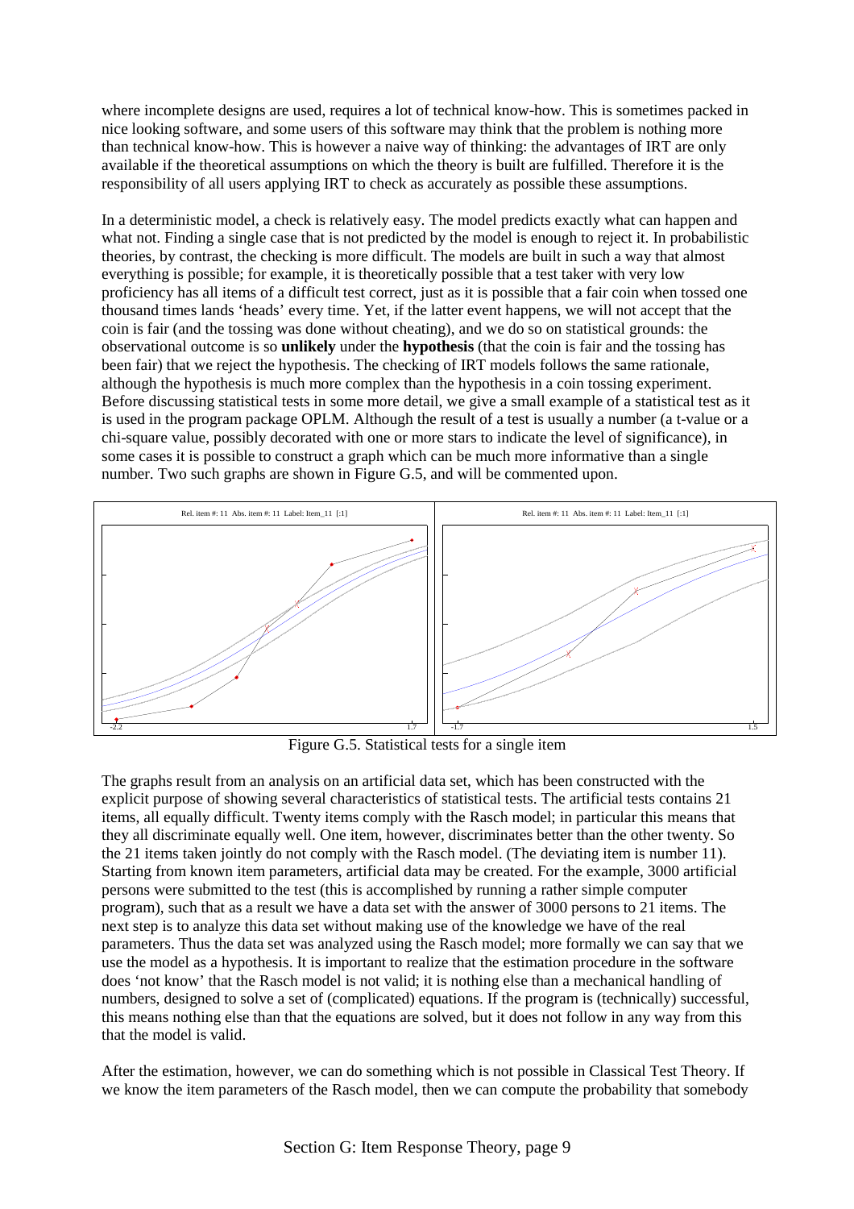where incomplete designs are used, requires a lot of technical know-how. This is sometimes packed in nice looking software, and some users of this software may think that the problem is nothing more than technical know-how. This is however a naive way of thinking: the advantages of IRT are only available if the theoretical assumptions on which the theory is built are fulfilled. Therefore it is the responsibility of all users applying IRT to check as accurately as possible these assumptions.

In a deterministic model, a check is relatively easy. The model predicts exactly what can happen and what not. Finding a single case that is not predicted by the model is enough to reject it. In probabilistic theories, by contrast, the checking is more difficult. The models are built in such a way that almost everything is possible; for example, it is theoretically possible that a test taker with very low proficiency has all items of a difficult test correct, just as it is possible that a fair coin when tossed one thousand times lands 'heads' every time. Yet, if the latter event happens, we will not accept that the coin is fair (and the tossing was done without cheating), and we do so on statistical grounds: the observational outcome is so **unlikely** under the **hypothesis** (that the coin is fair and the tossing has been fair) that we reject the hypothesis. The checking of IRT models follows the same rationale, although the hypothesis is much more complex than the hypothesis in a coin tossing experiment. Before discussing statistical tests in some more detail, we give a small example of a statistical test as it is used in the program package OPLM. Although the result of a test is usually a number (a t-value or a chi-square value, possibly decorated with one or more stars to indicate the level of significance), in some cases it is possible to construct a graph which can be much more informative than a single number. Two such graphs are shown in Figure G.5, and will be commented upon.

Figure G.5. Statistical tests for a single item

The graphs result from an analysis on an artificial data set, which has been constructed with the explicit purpose of showing several characteristics of statistical tests. The artificial tests contains 21 items, all equally difficult. Twenty items comply with the Rasch model; in particular this means that they all discriminate equally well. One item, however, discriminates better than the other twenty. So the 21 items taken jointly do not comply with the Rasch model. (The deviating item is number 11). Starting from known item parameters, artificial data may be created. For the example, 3000 artificial persons were submitted to the test (this is accomplished by running a rather simple computer program), such that as a result we have a data set with the answer of 3000 persons to 21 items. The next step is to analyze this data set without making use of the knowledge we have of the real parameters. Thus the data set was analyzed using the Rasch model; more formally we can say that we use the model as a hypothesis. It is important to realize that the estimation procedure in the software does 'not know' that the Rasch model is not valid; it is nothing else than a mechanical handling of numbers, designed to solve a set of (complicated) equations. If the program is (technically) successful, this means nothing else than that the equations are solved, but it does not follow in any way from this that the model is valid.

After the estimation, however, we can do something which is not possible in Classical Test Theory. If we know the item parameters of the Rasch model, then we can compute the probability that somebody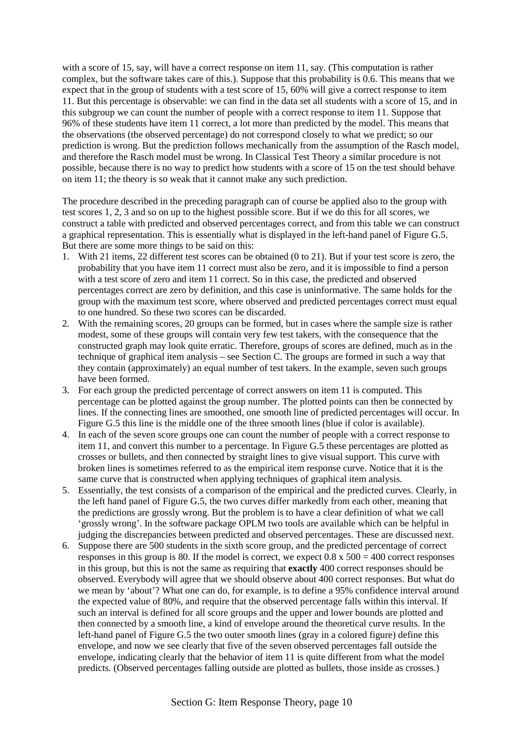with a score of 15, say, will have a correct response on item 11, say. (This computation is rather complex, but the software takes care of this.). Suppose that this probability is 0.6. This means that we expect that in the group of students with a test score of 15, 60% will give a correct response to item 11. But this percentage is observable: we can find in the data set all students with a score of 15, and in this subgroup we can count the number of people with a correct response to item 11. Suppose that 96% of these students have item 11 correct, a lot more than predicted by the model. This means that the observations (the observed percentage) do not correspond closely to what we predict; so our prediction is wrong. But the prediction follows mechanically from the assumption of the Rasch model, and therefore the Rasch model must be wrong. In Classical Test Theory a similar procedure is not possible, because there is no way to predict how students with a score of 15 on the test should behave on item 11; the theory is so weak that it cannot make any such prediction.

The procedure described in the preceding paragraph can of course be applied also to the group with test scores 1, 2, 3 and so on up to the highest possible score. But if we do this for all scores, we construct a table with predicted and observed percentages correct, and from this table we can construct a graphical representation. This is essentially what is displayed in the left-hand panel of Figure G.5. But there are some more things to be said on this:

1. With 21 items, 22 different test scores can be obtained (0 to 21). But if your test score is zero, the probability that you have item 11 correct must also be zero, and it is impossible to find a person with a test score of zero and item 11 correct. So in this case, the predicted and observed percentages correct are zero by definition, and this case is uninformative. The same holds for the group with the maximum test score, where observed and predicted percentages correct must equal to one hundred. So these two scores can be discarded.
2. With the remaining scores, 20 groups can be formed, but in cases where the sample size is rather modest, some of these groups will contain very few test takers, with the consequence that the constructed graph may look quite erratic. Therefore, groups of scores are defined, much as in the technique of graphical item analysis – see Section C. The groups are formed in such a way that they contain (approximately) an equal number of test takers. In the example, seven such groups have been formed.
3. For each group the predicted percentage of correct answers on item 11 is computed. This percentage can be plotted against the group number. The plotted points can then be connected by lines. If the connecting lines are smoothed, one smooth line of predicted percentages will occur. In Figure G.5 this line is the middle one of the three smooth lines (blue if color is available).
4. In each of the seven score groups one can count the number of people with a correct response to item 11, and convert this number to a percentage. In Figure G.5 these percentages are plotted as crosses or bullets, and then connected by straight lines to give visual support. This curve with broken lines is sometimes referred to as the empirical item response curve. Notice that it is the same curve that is constructed when applying techniques of graphical item analysis.
5. Essentially, the test consists of a comparison of the empirical and the predicted curves. Clearly, in the left hand panel of Figure G.5, the two curves differ markedly from each other, meaning that the predictions are grossly wrong. But the problem is to have a clear definition of what we call 'grossly wrong'. In the software package OPLM two tools are available which can be helpful in judging the discrepancies between predicted and observed percentages. These are discussed next.
6. Suppose there are 500 students in the sixth score group, and the predicted percentage of correct responses in this group is 80. If the model is correct, we expect $0.8 \times 500 = 400$ correct responses in this group, but this is not the same as requiring that **exactly** 400 correct responses should be observed. Everybody will agree that we should observe about 400 correct responses. But what do we mean by 'about'? What one can do, for example, is to define a 95% confidence interval around the expected value of 80%, and require that the observed percentage falls within this interval. If such an interval is defined for all score groups and the upper and lower bounds are plotted and then connected by a smooth line, a kind of envelope around the theoretical curve results. In the left-hand panel of Figure G.5 the two outer smooth lines (gray in a colored figure) define this envelope, and now we see clearly that five of the seven observed percentages fall outside the envelope, indicating clearly that the behavior of item 11 is quite different from what the model predicts. (Observed percentages falling outside are plotted as bullets, those inside as crosses.)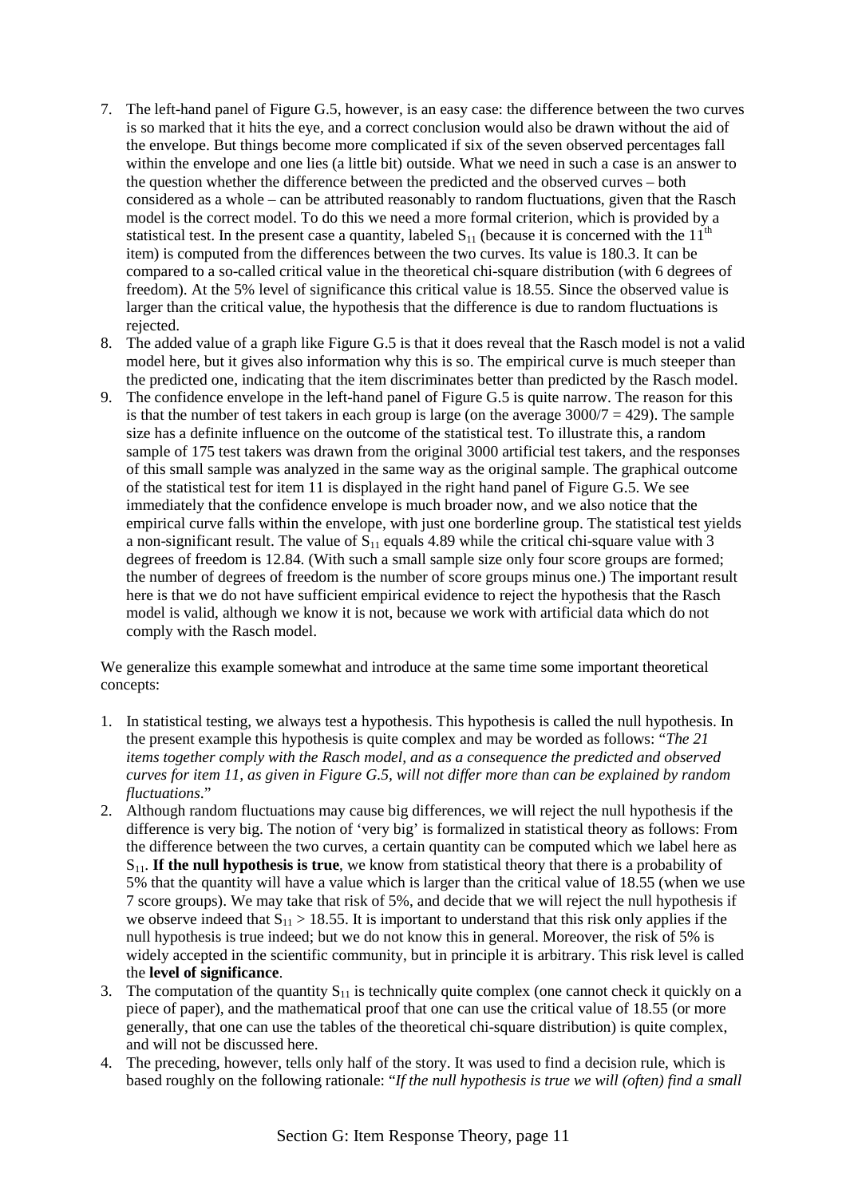7. The left-hand panel of Figure G.5, however, is an easy case: the difference between the two curves is so marked that it hits the eye, and a correct conclusion would also be drawn without the aid of the envelope. But things become more complicated if six of the seven observed percentages fall within the envelope and one lies (a little bit) outside. What we need in such a case is an answer to the question whether the difference between the predicted and the observed curves – both considered as a whole – can be attributed reasonably to random fluctuations, given that the Rasch model is the correct model. To do this we need a more formal criterion, which is provided by a statistical test. In the present case a quantity, labeled $S_{11}$ (because it is concerned with the $11^{th}$ item) is computed from the differences between the two curves. Its value is 180.3. It can be compared to a so-called critical value in the theoretical chi-square distribution (with 6 degrees of freedom). At the 5% level of significance this critical value is 18.55. Since the observed value is larger than the critical value, the hypothesis that the difference is due to random fluctuations is rejected.
8. The added value of a graph like Figure G.5 is that it does reveal that the Rasch model is not a valid model here, but it gives also information why this is so. The empirical curve is much steeper than the predicted one, indicating that the item discriminates better than predicted by the Rasch model.
9. The confidence envelope in the left-hand panel of Figure G.5 is quite narrow. The reason for this is that the number of test takers in each group is large (on the average $3000/7 = 429$). The sample size has a definite influence on the outcome of the statistical test. To illustrate this, a random sample of 175 test takers was drawn from the original 3000 artificial test takers, and the responses of this small sample was analyzed in the same way as the original sample. The graphical outcome of the statistical test for item 11 is displayed in the right hand panel of Figure G.5. We see immediately that the confidence envelope is much broader now, and we also notice that the empirical curve falls within the envelope, with just one borderline group. The statistical test yields a non-significant result. The value of $S_{11}$ equals 4.89 while the critical chi-square value with 3 degrees of freedom is 12.84. (With such a small sample size only four score groups are formed; the number of degrees of freedom is the number of score groups minus one.) The important result here is that we do not have sufficient empirical evidence to reject the hypothesis that the Rasch model is valid, although we know it is not, because we work with artificial data which do not comply with the Rasch model.

We generalize this example somewhat and introduce at the same time some important theoretical concepts:

1. In statistical testing, we always test a hypothesis. This hypothesis is called the null hypothesis. In the present example this hypothesis is quite complex and may be worded as follows: "*The 21 items together comply with the Rasch model, and as a consequence the predicted and observed curves for item 11, as given in Figure G.5, will not differ more than can be explained by random fluctuations*."
2. Although random fluctuations may cause big differences, we will reject the null hypothesis if the difference is very big. The notion of 'very big' is formalized in statistical theory as follows: From the difference between the two curves, a certain quantity can be computed which we label here as $S_{11}$. **If the null hypothesis is true**, we know from statistical theory that there is a probability of 5% that the quantity will have a value which is larger than the critical value of 18.55 (when we use 7 score groups). We may take that risk of 5%, and decide that we will reject the null hypothesis if we observe indeed that $S_{11} > 18.55$. It is important to understand that this risk only applies if the null hypothesis is true indeed; but we do not know this in general. Moreover, the risk of 5% is widely accepted in the scientific community, but in principle it is arbitrary. This risk level is called the **level of significance**.
3. The computation of the quantity $S_{11}$ is technically quite complex (one cannot check it quickly on a piece of paper), and the mathematical proof that one can use the critical value of 18.55 (or more generally, that one can use the tables of the theoretical chi-square distribution) is quite complex, and will not be discussed here.
4. The preceding, however, tells only half of the story. It was used to find a decision rule, which is based roughly on the following rationale: "*If the null hypothesis is true we will (often) find a small*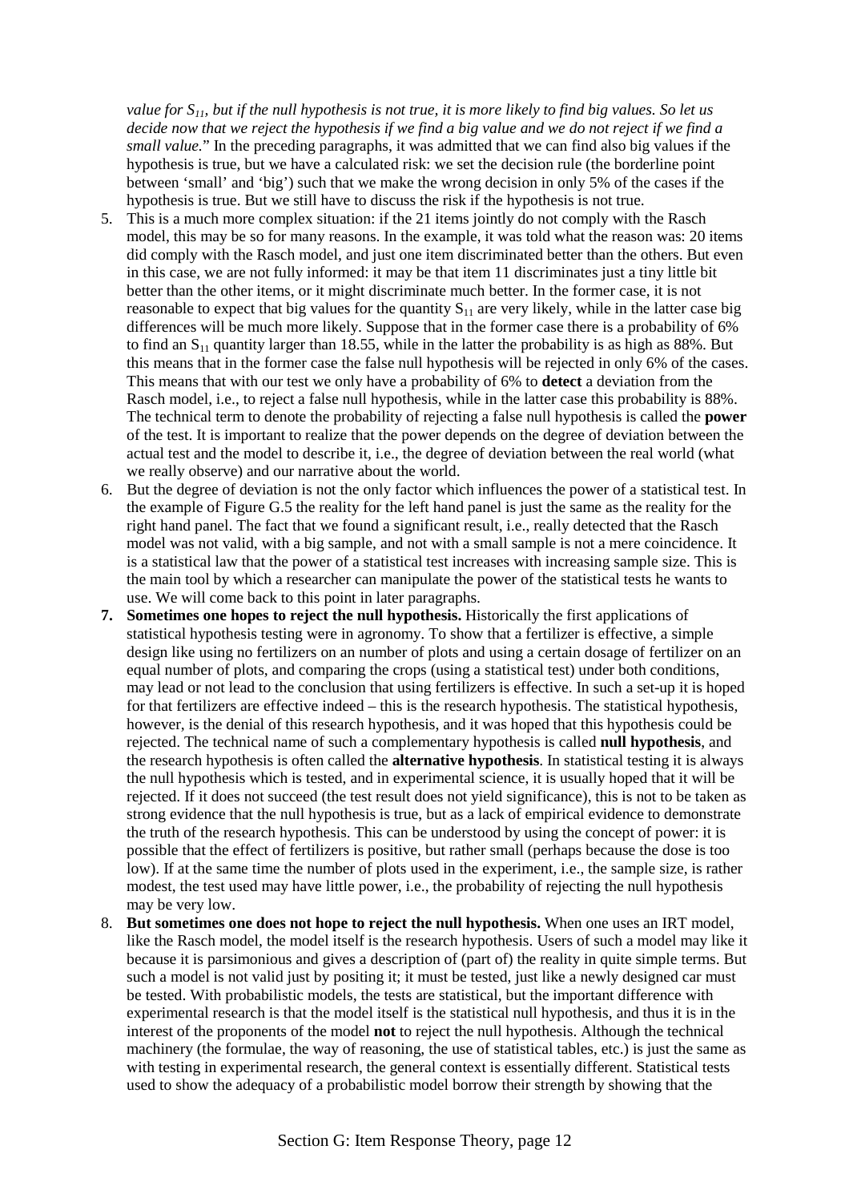*value for $S_{11}$, but if the null hypothesis is not true, it is more likely to find big values. So let us decide now that we reject the hypothesis if we find a big value and we do not reject if we find a small value.*" In the preceding paragraphs, it was admitted that we can find also big values if the hypothesis is true, but we have a calculated risk: we set the decision rule (the borderline point between 'small' and 'big') such that we make the wrong decision in only 5% of the cases if the hypothesis is true. But we still have to discuss the risk if the hypothesis is not true.

5. This is a much more complex situation: if the 21 items jointly do not comply with the Rasch model, this may be so for many reasons. In the example, it was told what the reason was: 20 items did comply with the Rasch model, and just one item discriminated better than the others. But even in this case, we are not fully informed: it may be that item 11 discriminates just a tiny little bit better than the other items, or it might discriminate much better. In the former case, it is not reasonable to expect that big values for the quantity $S_{11}$ are very likely, while in the latter case big differences will be much more likely. Suppose that in the former case there is a probability of 6% to find an $S_{11}$ quantity larger than 18.55, while in the latter the probability is as high as 88%. But this means that in the former case the false null hypothesis will be rejected in only 6% of the cases. This means that with our test we only have a probability of 6% to **detect** a deviation from the Rasch model, i.e., to reject a false null hypothesis, while in the latter case this probability is 88%. The technical term to denote the probability of rejecting a false null hypothesis is called the **power** of the test. It is important to realize that the power depends on the degree of deviation between the actual test and the model to describe it, i.e., the degree of deviation between the real world (what we really observe) and our narrative about the world.
6. But the degree of deviation is not the only factor which influences the power of a statistical test. In the example of Figure G.5 the reality for the left hand panel is just the same as the reality for the right hand panel. The fact that we found a significant result, i.e., really detected that the Rasch model was not valid, with a big sample, and not with a small sample is not a mere coincidence. It is a statistical law that the power of a statistical test increases with increasing sample size. This is the main tool by which a researcher can manipulate the power of the statistical tests he wants to use. We will come back to this point in later paragraphs.
7. **Sometimes one hopes to reject the null hypothesis.** Historically the first applications of statistical hypothesis testing were in agronomy. To show that a fertilizer is effective, a simple design like using no fertilizers on an number of plots and using a certain dosage of fertilizer on an equal number of plots, and comparing the crops (using a statistical test) under both conditions, may lead or not lead to the conclusion that using fertilizers is effective. In such a set-up it is hoped for that fertilizers are effective indeed – this is the research hypothesis. The statistical hypothesis, however, is the denial of this research hypothesis, and it was hoped that this hypothesis could be rejected. The technical name of such a complementary hypothesis is called **null hypothesis**, and the research hypothesis is often called the **alternative hypothesis**. In statistical testing it is always the null hypothesis which is tested, and in experimental science, it is usually hoped that it will be rejected. If it does not succeed (the test result does not yield significance), this is not to be taken as strong evidence that the null hypothesis is true, but as a lack of empirical evidence to demonstrate the truth of the research hypothesis. This can be understood by using the concept of power: it is possible that the effect of fertilizers is positive, but rather small (perhaps because the dose is too low). If at the same time the number of plots used in the experiment, i.e., the sample size, is rather modest, the test used may have little power, i.e., the probability of rejecting the null hypothesis may be very low.
8. **But sometimes one does not hope to reject the null hypothesis.** When one uses an IRT model, like the Rasch model, the model itself is the research hypothesis. Users of such a model may like it because it is parsimonious and gives a description of (part of) the reality in quite simple terms. But such a model is not valid just by positing it; it must be tested, just like a newly designed car must be tested. With probabilistic models, the tests are statistical, but the important difference with experimental research is that the model itself is the statistical null hypothesis, and thus it is in the interest of the proponents of the model **not** to reject the null hypothesis. Although the technical machinery (the formulae, the way of reasoning, the use of statistical tables, etc.) is just the same as with testing in experimental research, the general context is essentially different. Statistical tests used to show the adequacy of a probabilistic model borrow their strength by showing that the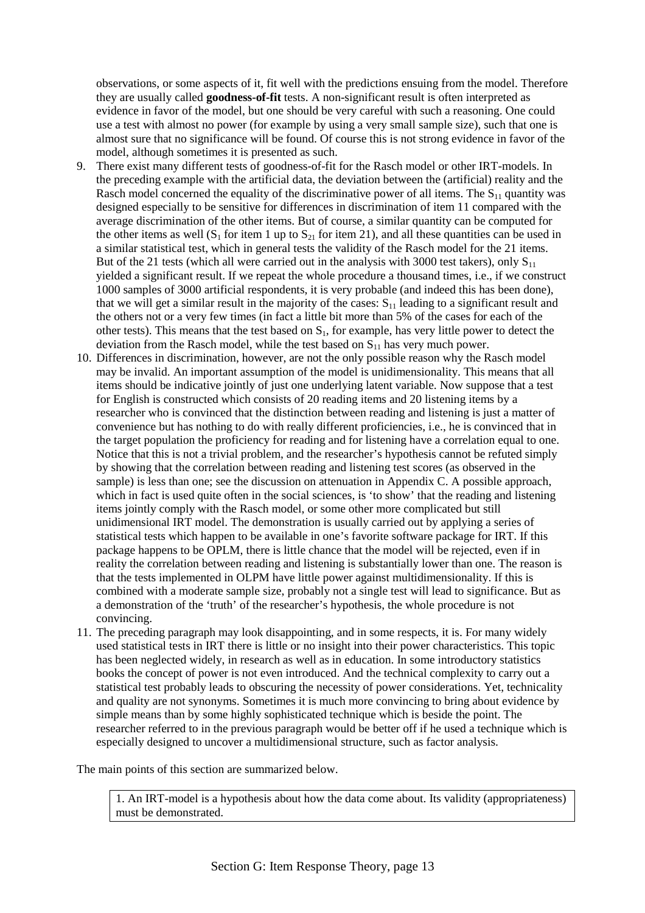observations, or some aspects of it, fit well with the predictions ensuing from the model. Therefore they are usually called **goodness-of-fit** tests. A non-significant result is often interpreted as evidence in favor of the model, but one should be very careful with such a reasoning. One could use a test with almost no power (for example by using a very small sample size), such that one is almost sure that no significance will be found. Of course this is not strong evidence in favor of the model, although sometimes it is presented as such.

9. There exist many different tests of goodness-of-fit for the Rasch model or other IRT-models. In the preceding example with the artificial data, the deviation between the (artificial) reality and the Rasch model concerned the equality of the discriminative power of all items. The $S_{11}$ quantity was designed especially to be sensitive for differences in discrimination of item 11 compared with the average discrimination of the other items. But of course, a similar quantity can be computed for the other items as well ($S_1$ for item 1 up to $S_{21}$ for item 21), and all these quantities can be used in a similar statistical test, which in general tests the validity of the Rasch model for the 21 items. But of the 21 tests (which all were carried out in the analysis with 3000 test takers), only $S_{11}$ yielded a significant result. If we repeat the whole procedure a thousand times, i.e., if we construct 1000 samples of 3000 artificial respondents, it is very probable (and indeed this has been done), that we will get a similar result in the majority of the cases: $S_{11}$ leading to a significant result and the others not or a very few times (in fact a little bit more than 5% of the cases for each of the other tests). This means that the test based on $S_1$, for example, has very little power to detect the deviation from the Rasch model, while the test based on $S_{11}$ has very much power.
10. Differences in discrimination, however, are not the only possible reason why the Rasch model may be invalid. An important assumption of the model is unidimensionality. This means that all items should be indicative jointly of just one underlying latent variable. Now suppose that a test for English is constructed which consists of 20 reading items and 20 listening items by a researcher who is convinced that the distinction between reading and listening is just a matter of convenience but has nothing to do with really different proficiencies, i.e., he is convinced that in the target population the proficiency for reading and for listening have a correlation equal to one. Notice that this is not a trivial problem, and the researcher's hypothesis cannot be refuted simply by showing that the correlation between reading and listening test scores (as observed in the sample) is less than one; see the discussion on attenuation in Appendix C. A possible approach, which in fact is used quite often in the social sciences, is 'to show' that the reading and listening items jointly comply with the Rasch model, or some other more complicated but still unidimensional IRT model. The demonstration is usually carried out by applying a series of statistical tests which happen to be available in one's favorite software package for IRT. If this package happens to be OPLM, there is little chance that the model will be rejected, even if in reality the correlation between reading and listening is substantially lower than one. The reason is that the tests implemented in OLPM have little power against multidimensionality. If this is combined with a moderate sample size, probably not a single test will lead to significance. But as a demonstration of the 'truth' of the researcher's hypothesis, the whole procedure is not convincing.
11. The preceding paragraph may look disappointing, and in some respects, it is. For many widely used statistical tests in IRT there is little or no insight into their power characteristics. This topic has been neglected widely, in research as well as in education. In some introductory statistics books the concept of power is not even introduced. And the technical complexity to carry out a statistical test probably leads to obscuring the necessity of power considerations. Yet, technicality and quality are not synonyms. Sometimes it is much more convincing to bring about evidence by simple means than by some highly sophisticated technique which is beside the point. The researcher referred to in the previous paragraph would be better off if he used a technique which is especially designed to uncover a multidimensional structure, such as factor analysis.

The main points of this section are summarized below.

> 1. An IRT-model is a hypothesis about how the data come about. Its validity (appropriateness) must be demonstrated.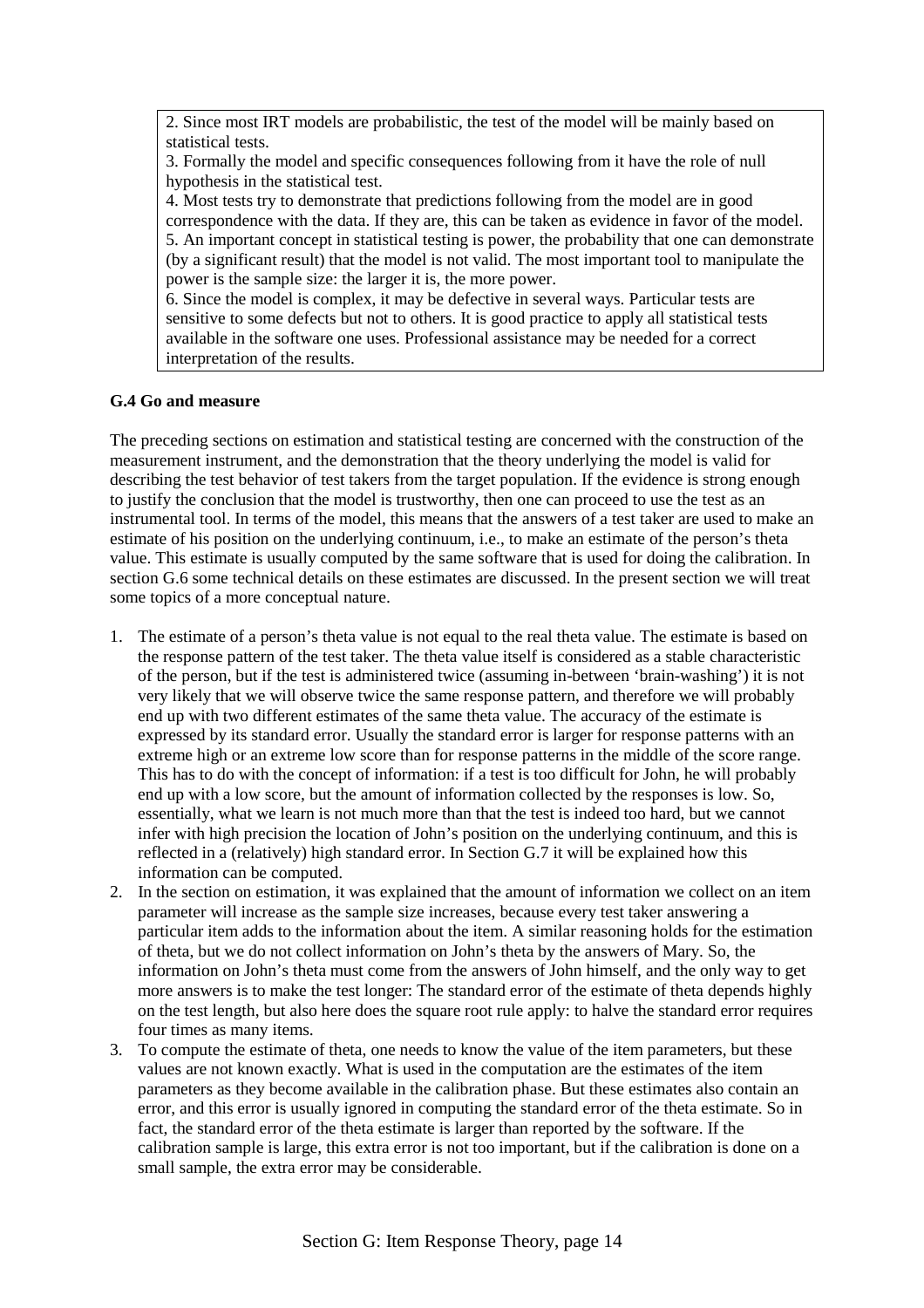2. Since most IRT models are probabilistic, the test of the model will be mainly based on statistical tests.
3. Formally the model and specific consequences following from it have the role of null hypothesis in the statistical test.
4. Most tests try to demonstrate that predictions following from the model are in good correspondence with the data. If they are, this can be taken as evidence in favor of the model.
5. An important concept in statistical testing is power, the probability that one can demonstrate (by a significant result) that the model is not valid. The most important tool to manipulate the power is the sample size: the larger it is, the more power.
6. Since the model is complex, it may be defective in several ways. Particular tests are sensitive to some defects but not to others. It is good practice to apply all statistical tests available in the software one uses. Professional assistance may be needed for a correct interpretation of the results.

**G.4 Go and measure**

The preceding sections on estimation and statistical testing are concerned with the construction of the measurement instrument, and the demonstration that the theory underlying the model is valid for describing the test behavior of test takers from the target population. If the evidence is strong enough to justify the conclusion that the model is trustworthy, then one can proceed to use the test as an instrumental tool. In terms of the model, this means that the answers of a test taker are used to make an estimate of his position on the underlying continuum, i.e., to make an estimate of the person's theta value. This estimate is usually computed by the same software that is used for doing the calibration. In section G.6 some technical details on these estimates are discussed. In the present section we will treat some topics of a more conceptual nature.

1. The estimate of a person's theta value is not equal to the real theta value. The estimate is based on the response pattern of the test taker. The theta value itself is considered as a stable characteristic of the person, but if the test is administered twice (assuming in-between 'brain-washing') it is not very likely that we will observe twice the same response pattern, and therefore we will probably end up with two different estimates of the same theta value. The accuracy of the estimate is expressed by its standard error. Usually the standard error is larger for response patterns with an extreme high or an extreme low score than for response patterns in the middle of the score range. This has to do with the concept of information: if a test is too difficult for John, he will probably end up with a low score, but the amount of information collected by the responses is low. So, essentially, what we learn is not much more than that the test is indeed too hard, but we cannot infer with high precision the location of John's position on the underlying continuum, and this is reflected in a (relatively) high standard error. In Section G.7 it will be explained how this information can be computed.
2. In the section on estimation, it was explained that the amount of information we collect on an item parameter will increase as the sample size increases, because every test taker answering a particular item adds to the information about the item. A similar reasoning holds for the estimation of theta, but we do not collect information on John's theta by the answers of Mary. So, the information on John's theta must come from the answers of John himself, and the only way to get more answers is to make the test longer: The standard error of the estimate of theta depends highly on the test length, but also here does the square root rule apply: to halve the standard error requires four times as many items.
3. To compute the estimate of theta, one needs to know the value of the item parameters, but these values are not known exactly. What is used in the computation are the estimates of the item parameters as they become available in the calibration phase. But these estimates also contain an error, and this error is usually ignored in computing the standard error of the theta estimate. So in fact, the standard error of the theta estimate is larger than reported by the software. If the calibration sample is large, this extra error is not too important, but if the calibration is done on a small sample, the extra error may be considerable.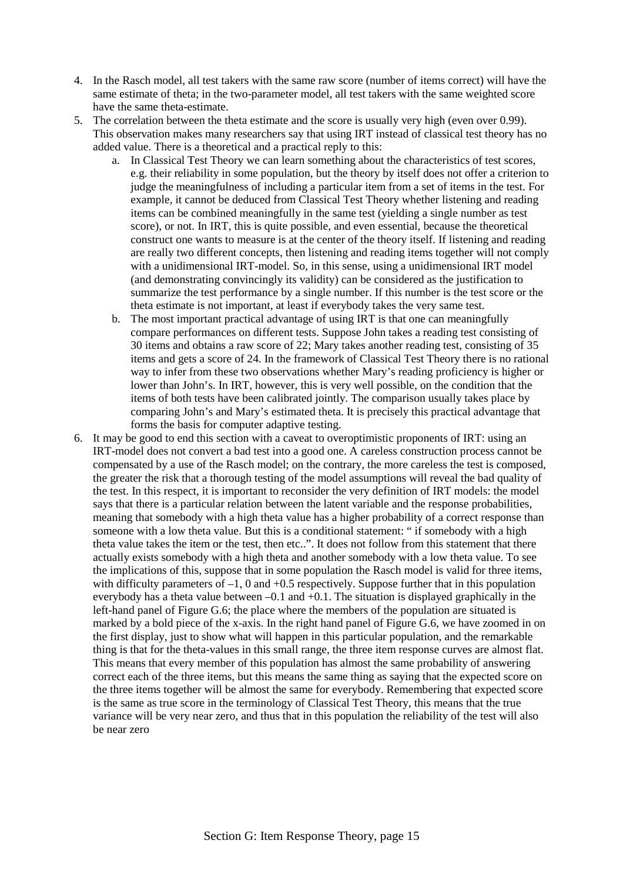4. In the Rasch model, all test takers with the same raw score (number of items correct) will have the same estimate of theta; in the two-parameter model, all test takers with the same weighted score have the same theta-estimate.
5. The correlation between the theta estimate and the score is usually very high (even over 0.99). This observation makes many researchers say that using IRT instead of classical test theory has no added value. There is a theoretical and a practical reply to this:
   a. In Classical Test Theory we can learn something about the characteristics of test scores, e.g. their reliability in some population, but the theory by itself does not offer a criterion to judge the meaningfulness of including a particular item from a set of items in the test. For example, it cannot be deduced from Classical Test Theory whether listening and reading items can be combined meaningfully in the same test (yielding a single number as test score), or not. In IRT, this is quite possible, and even essential, because the theoretical construct one wants to measure is at the center of the theory itself. If listening and reading are really two different concepts, then listening and reading items together will not comply with a unidimensional IRT-model. So, in this sense, using a unidimensional IRT model (and demonstrating convincingly its validity) can be considered as the justification to summarize the test performance by a single number. If this number is the test score or the theta estimate is not important, at least if everybody takes the very same test.
   b. The most important practical advantage of using IRT is that one can meaningfully compare performances on different tests. Suppose John takes a reading test consisting of 30 items and obtains a raw score of 22; Mary takes another reading test, consisting of 35 items and gets a score of 24. In the framework of Classical Test Theory there is no rational way to infer from these two observations whether Mary's reading proficiency is higher or lower than John's. In IRT, however, this is very well possible, on the condition that the items of both tests have been calibrated jointly. The comparison usually takes place by comparing John's and Mary's estimated theta. It is precisely this practical advantage that forms the basis for computer adaptive testing.
6. It may be good to end this section with a caveat to overoptimistic proponents of IRT: using an IRT-model does not convert a bad test into a good one. A careless construction process cannot be compensated by a use of the Rasch model; on the contrary, the more careless the test is composed, the greater the risk that a thorough testing of the model assumptions will reveal the bad quality of the test. In this respect, it is important to reconsider the very definition of IRT models: the model says that there is a particular relation between the latent variable and the response probabilities, meaning that somebody with a high theta value has a higher probability of a correct response than someone with a low theta value. But this is a conditional statement: " if somebody with a high theta value takes the item or the test, then etc..". It does not follow from this statement that there actually exists somebody with a high theta and another somebody with a low theta value. To see the implications of this, suppose that in some population the Rasch model is valid for three items, with difficulty parameters of $-1$, 0 and $+0.5$ respectively. Suppose further that in this population everybody has a theta value between $-0.1$ and $+0.1$. The situation is displayed graphically in the left-hand panel of Figure G.6; the place where the members of the population are situated is marked by a bold piece of the x-axis. In the right hand panel of Figure G.6, we have zoomed in on the first display, just to show what will happen in this particular population, and the remarkable thing is that for the theta-values in this small range, the three item response curves are almost flat. This means that every member of this population has almost the same probability of answering correct each of the three items, but this means the same thing as saying that the expected score on the three items together will be almost the same for everybody. Remembering that expected score is the same as true score in the terminology of Classical Test Theory, this means that the true variance will be very near zero, and thus that in this population the reliability of the test will also be near zero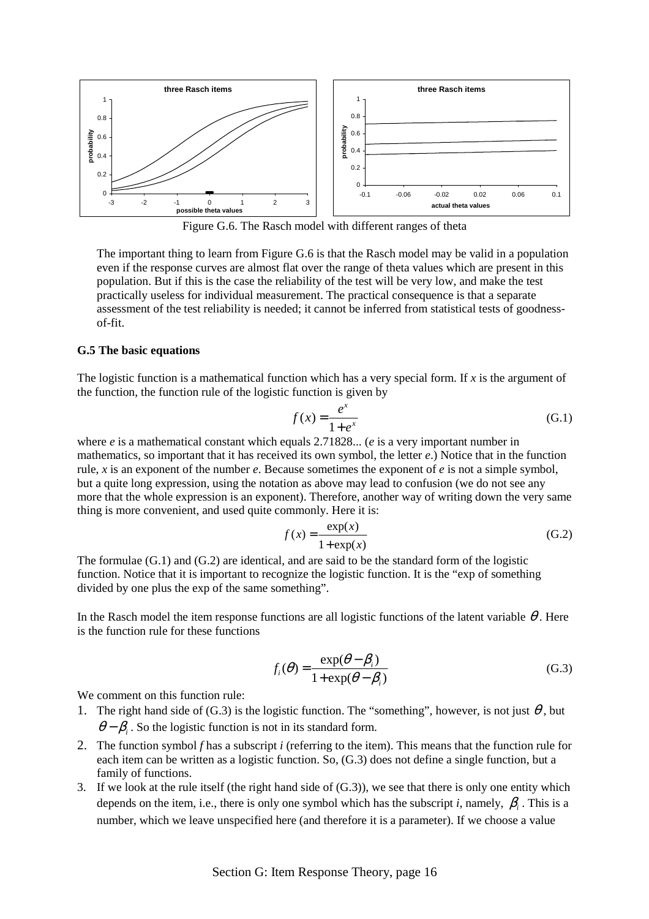Figure G.6. The Rasch model with different ranges of theta

The important thing to learn from Figure G.6 is that the Rasch model may be valid in a population even if the response curves are almost flat over the range of theta values which are present in this population. But if this is the case the reliability of the test will be very low, and make the test practically useless for individual measurement. The practical consequence is that a separate assessment of the test reliability is needed; it cannot be inferred from statistical tests of goodness-of-fit.

### G.5 The basic equations

The logistic function is a mathematical function which has a very special form. If $x$ is the argument of the function, the function rule of the logistic function is given by

$$f(x) = \frac{e^x}{1+e^x} \tag{G.1}$$

where $e$ is a mathematical constant which equals 2.71828... ($e$ is a very important number in mathematics, so important that it has received its own symbol, the letter $e$.) Notice that in the function rule, $x$ is an exponent of the number $e$. Because sometimes the exponent of $e$ is not a simple symbol, but a quite long expression, using the notation as above may lead to confusion (we do not see any more that the whole expression is an exponent). Therefore, another way of writing down the very same thing is more convenient, and used quite commonly. Here it is:

$$f(x) = \frac{\exp(x)}{1+\exp(x)} \tag{G.2}$$

The formulae (G.1) and (G.2) are identical, and are said to be the standard form of the logistic function. Notice that it is important to recognize the logistic function. It is the "exp of something divided by one plus the exp of the same something".

In the Rasch model the item response functions are all logistic functions of the latent variable $\theta$. Here is the function rule for these functions

$$f_i(\theta) = \frac{\exp(\theta-\beta_i)}{1+\exp(\theta-\beta_i)} \tag{G.3}$$

We comment on this function rule:

1. The right hand side of (G.3) is the logistic function. The "something", however, is not just $\theta$, but $\theta-\beta_i$. So the logistic function is not in its standard form.
2. The function symbol $f$ has a subscript $i$ (referring to the item). This means that the function rule for each item can be written as a logistic function. So, (G.3) does not define a single function, but a family of functions.
3. If we look at the rule itself (the right hand side of (G.3)), we see that there is only one entity which depends on the item, i.e., there is only one symbol which has the subscript $i$, namely, $\beta_i$. This is a number, which we leave unspecified here (and therefore it is a parameter). If we choose a value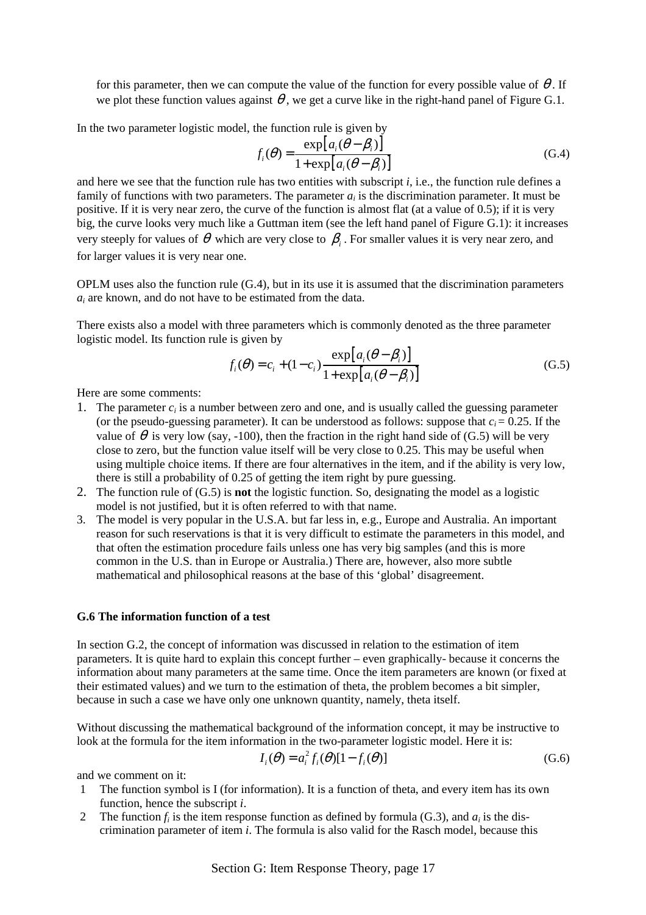for this parameter, then we can compute the value of the function for every possible value of $\theta$. If we plot these function values against $\theta$, we get a curve like in the right-hand panel of Figure G.1.

In the two parameter logistic model, the function rule is given by

$$f_i(\theta) = \frac{\exp\left[a_i(\theta - \beta_i)\right]}{1 + \exp\left[a_i(\theta - \beta_i)\right]} \tag{G.4}$$

and here we see that the function rule has two entities with subscript *i*, i.e., the function rule defines a family of functions with two parameters. The parameter $a_i$ is the discrimination parameter. It must be positive. If it is very near zero, the curve of the function is almost flat (at a value of 0.5); if it is very big, the curve looks very much like a Guttman item (see the left hand panel of Figure G.1): it increases very steeply for values of $\theta$ which are very close to $\beta_i$. For smaller values it is very near zero, and for larger values it is very near one.

OPLM uses also the function rule (G.4), but in its use it is assumed that the discrimination parameters $a_i$ are known, and do not have to be estimated from the data.

There exists also a model with three parameters which is commonly denoted as the three parameter logistic model. Its function rule is given by

$$f_i(\theta) = c_i + (1 - c_i)\frac{\exp\left[a_i(\theta - \beta_i)\right]}{1 + \exp\left[a_i(\theta - \beta_i)\right]} \tag{G.5}$$

Here are some comments:

1. The parameter $c_i$ is a number between zero and one, and is usually called the guessing parameter (or the pseudo-guessing parameter). It can be understood as follows: suppose that $c_i = 0.25$. If the value of $\theta$ is very low (say, -100), then the fraction in the right hand side of (G.5) will be very close to zero, but the function value itself will be very close to 0.25. This may be useful when using multiple choice items. If there are four alternatives in the item, and if the ability is very low, there is still a probability of 0.25 of getting the item right by pure guessing.
2. The function rule of (G.5) is **not** the logistic function. So, designating the model as a logistic model is not justified, but it is often referred to with that name.
3. The model is very popular in the U.S.A. but far less in, e.g., Europe and Australia. An important reason for such reservations is that it is very difficult to estimate the parameters in this model, and that often the estimation procedure fails unless one has very big samples (and this is more common in the U.S. than in Europe or Australia.) There are, however, also more subtle mathematical and philosophical reasons at the base of this 'global' disagreement.

### G.6 The information function of a test

In section G.2, the concept of information was discussed in relation to the estimation of item parameters. It is quite hard to explain this concept further – even graphically- because it concerns the information about many parameters at the same time. Once the item parameters are known (or fixed at their estimated values) and we turn to the estimation of theta, the problem becomes a bit simpler, because in such a case we have only one unknown quantity, namely, theta itself.

Without discussing the mathematical background of the information concept, it may be instructive to look at the formula for the item information in the two-parameter logistic model. Here it is:

$$I_i(\theta) = a_i^2 f_i(\theta)[1 - f_i(\theta)] \tag{G.6}$$

and we comment on it:

1. The function symbol is I (for information). It is a function of theta, and every item has its own function, hence the subscript *i*.
2. The function $f_i$ is the item response function as defined by formula (G.3), and $a_i$ is the dis-crimination parameter of item *i*. The formula is also valid for the Rasch model, because this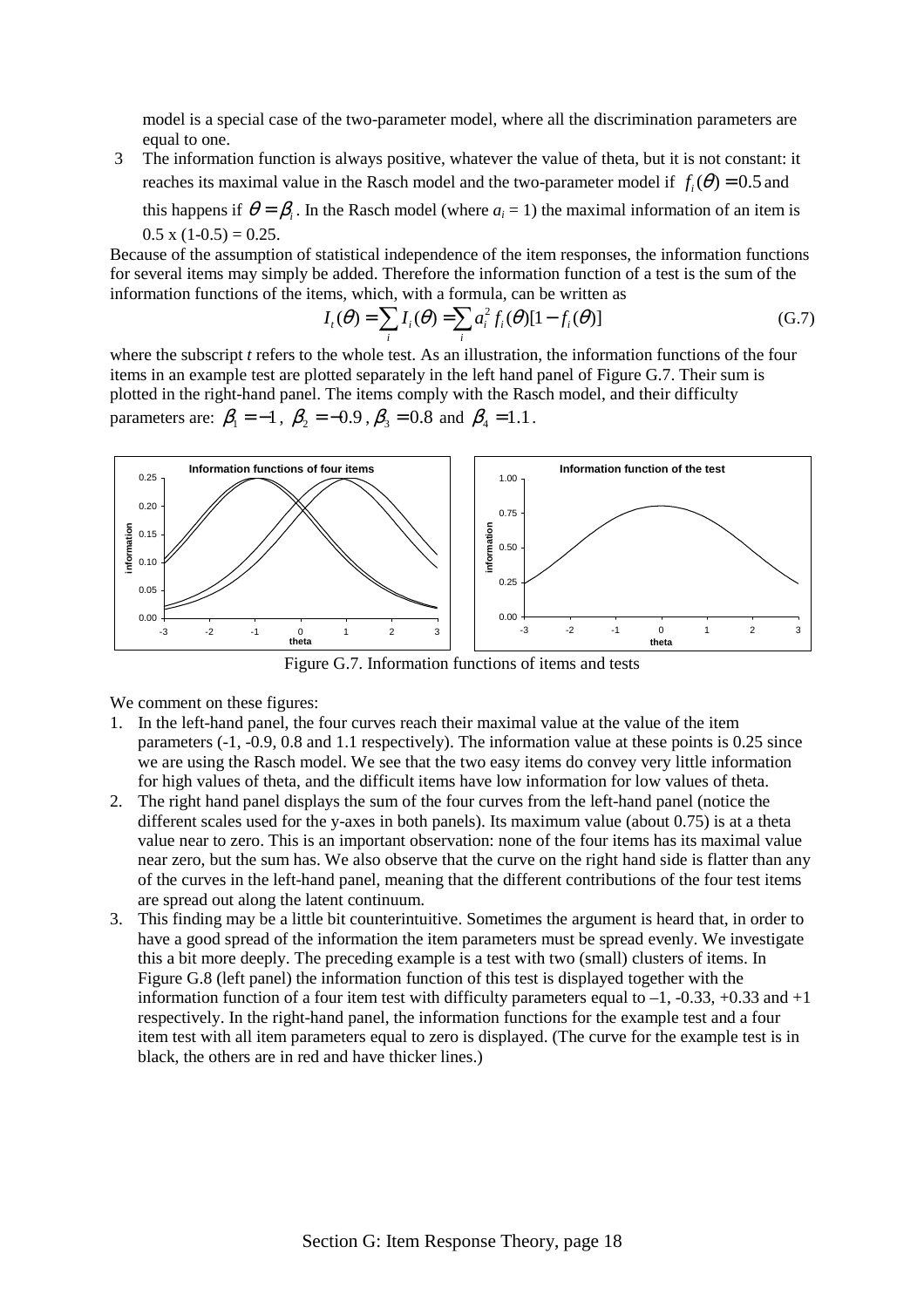model is a special case of the two-parameter model, where all the discrimination parameters are equal to one.

3. The information function is always positive, whatever the value of theta, but it is not constant: it reaches its maximal value in the Rasch model and the two-parameter model if $f_i(\theta) = 0.5$ and this happens if $\theta = \beta_i$. In the Rasch model (where $a_i = 1$) the maximal information of an item is $0.5 \times (1-0.5) = 0.25$.

Because of the assumption of statistical independence of the item responses, the information functions for several items may simply be added. Therefore the information function of a test is the sum of the information functions of the items, which, with a formula, can be written as

$$I_t(\theta) = \sum_i I_i(\theta) = \sum_i a_i^2 f_i(\theta)[1 - f_i(\theta)] \tag{G.7}$$

where the subscript *t* refers to the whole test. As an illustration, the information functions of the four items in an example test are plotted separately in the left hand panel of Figure G.7. Their sum is plotted in the right-hand panel. The items comply with the Rasch model, and their difficulty parameters are: $\beta_1 = -1$, $\beta_2 = -0.9$, $\beta_3 = 0.8$ and $\beta_4 = 1.1$.

Figure G.7. Information functions of items and tests

We comment on these figures:

1. In the left-hand panel, the four curves reach their maximal value at the value of the item parameters (-1, -0.9, 0.8 and 1.1 respectively). The information value at these points is 0.25 since we are using the Rasch model. We see that the two easy items do convey very little information for high values of theta, and the difficult items have low information for low values of theta.
2. The right hand panel displays the sum of the four curves from the left-hand panel (notice the different scales used for the y-axes in both panels). Its maximum value (about 0.75) is at a theta value near to zero. This is an important observation: none of the four items has its maximal value near zero, but the sum has. We also observe that the curve on the right hand side is flatter than any of the curves in the left-hand panel, meaning that the different contributions of the four test items are spread out along the latent continuum.
3. This finding may be a little bit counterintuitive. Sometimes the argument is heard that, in order to have a good spread of the information the item parameters must be spread evenly. We investigate this a bit more deeply. The preceding example is a test with two (small) clusters of items. In Figure G.8 (left panel) the information function of this test is displayed together with the information function of a four item test with difficulty parameters equal to –1, -0.33, +0.33 and +1 respectively. In the right-hand panel, the information functions for the example test and a four item test with all item parameters equal to zero is displayed. (The curve for the example test is in black, the others are in red and have thicker lines.)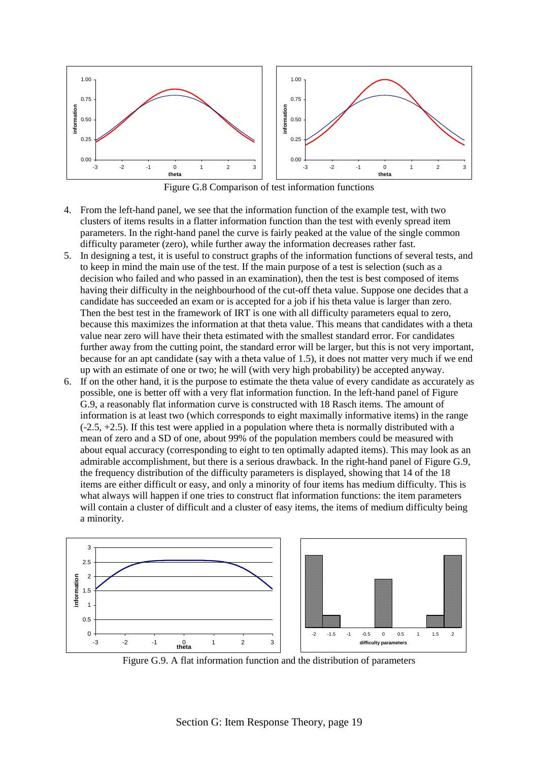Figure G.8 Comparison of test information functions

4. From the left-hand panel, we see that the information function of the example test, with two clusters of items results in a flatter information function than the test with evenly spread item parameters. In the right-hand panel the curve is fairly peaked at the value of the single common difficulty parameter (zero), while further away the information decreases rather fast.
5. In designing a test, it is useful to construct graphs of the information functions of several tests, and to keep in mind the main use of the test. If the main purpose of a test is selection (such as a decision who failed and who passed in an examination), then the test is best composed of items having their difficulty in the neighbourhood of the cut-off theta value. Suppose one decides that a candidate has succeeded an exam or is accepted for a job if his theta value is larger than zero. Then the best test in the framework of IRT is one with all difficulty parameters equal to zero, because this maximizes the information at that theta value. This means that candidates with a theta value near zero will have their theta estimated with the smallest standard error. For candidates further away from the cutting point, the standard error will be larger, but this is not very important, because for an apt candidate (say with a theta value of 1.5), it does not matter very much if we end up with an estimate of one or two; he will (with very high probability) be accepted anyway.
6. If on the other hand, it is the purpose to estimate the theta value of every candidate as accurately as possible, one is better off with a very flat information function. In the left-hand panel of Figure G.9, a reasonably flat information curve is constructed with 18 Rasch items. The amount of information is at least two (which corresponds to eight maximally informative items) in the range (-2.5, +2.5). If this test were applied in a population where theta is normally distributed with a mean of zero and a SD of one, about 99% of the population members could be measured with about equal accuracy (corresponding to eight to ten optimally adapted items). This may look as an admirable accomplishment, but there is a serious drawback. In the right-hand panel of Figure G.9, the frequency distribution of the difficulty parameters is displayed, showing that 14 of the 18 items are either difficult or easy, and only a minority of four items has medium difficulty. This is what always will happen if one tries to construct flat information functions: the item parameters will contain a cluster of difficult and a cluster of easy items, the items of medium difficulty being a minority.

Figure G.9. A flat information function and the distribution of parameters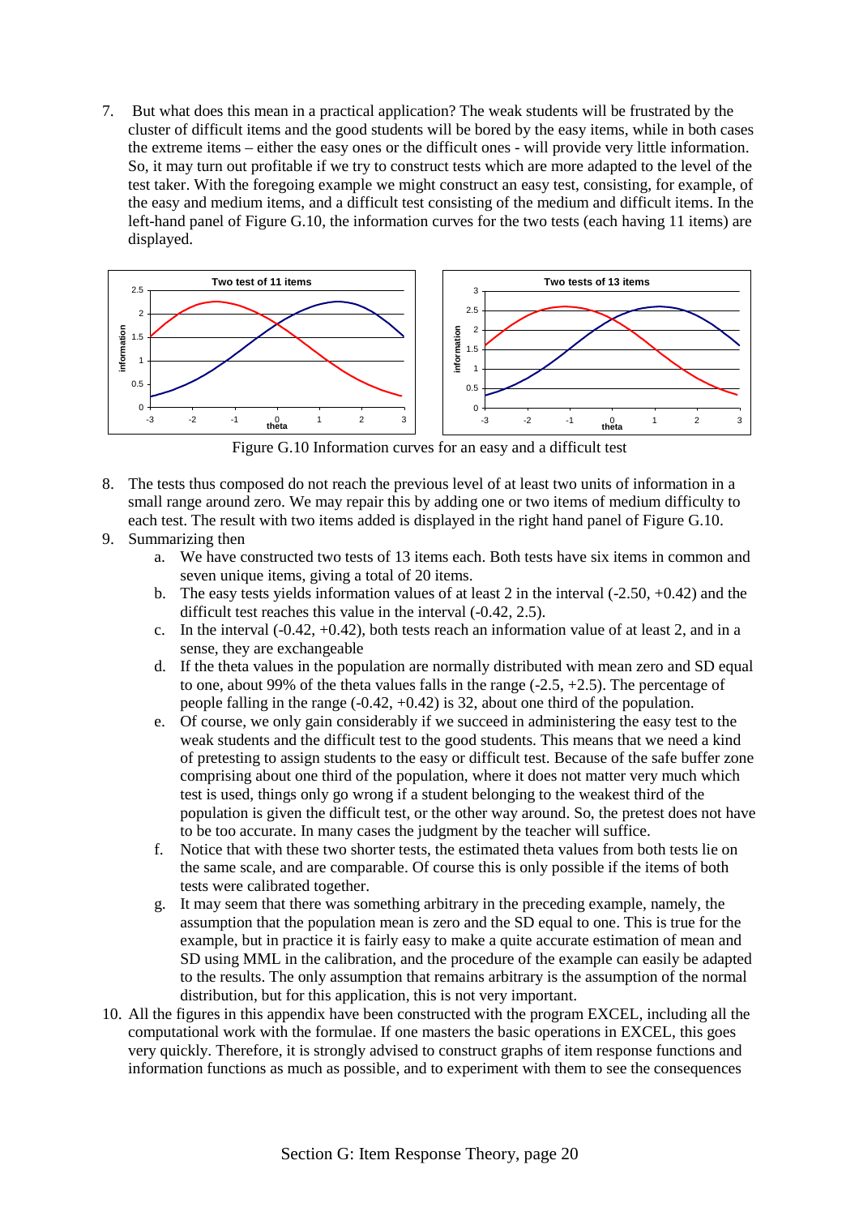7. But what does this mean in a practical application? The weak students will be frustrated by the cluster of difficult items and the good students will be bored by the easy items, while in both cases the extreme items – either the easy ones or the difficult ones - will provide very little information. So, it may turn out profitable if we try to construct tests which are more adapted to the level of the test taker. With the foregoing example we might construct an easy test, consisting, for example, of the easy and medium items, and a difficult test consisting of the medium and difficult items. In the left-hand panel of Figure G.10, the information curves for the two tests (each having 11 items) are displayed.

Figure G.10 Information curves for an easy and a difficult test

8. The tests thus composed do not reach the previous level of at least two units of information in a small range around zero. We may repair this by adding one or two items of medium difficulty to each test. The result with two items added is displayed in the right hand panel of Figure G.10.
9. Summarizing then
   a. We have constructed two tests of 13 items each. Both tests have six items in common and seven unique items, giving a total of 20 items.
   b. The easy tests yields information values of at least 2 in the interval (-2.50, +0.42) and the difficult test reaches this value in the interval (-0.42, 2.5).
   c. In the interval (-0.42, +0.42), both tests reach an information value of at least 2, and in a sense, they are exchangeable
   d. If the theta values in the population are normally distributed with mean zero and SD equal to one, about 99% of the theta values falls in the range (-2.5, +2.5). The percentage of people falling in the range (-0.42, +0.42) is 32, about one third of the population.
   e. Of course, we only gain considerably if we succeed in administering the easy test to the weak students and the difficult test to the good students. This means that we need a kind of pretesting to assign students to the easy or difficult test. Because of the safe buffer zone comprising about one third of the population, where it does not matter very much which test is used, things only go wrong if a student belonging to the weakest third of the population is given the difficult test, or the other way around. So, the pretest does not have to be too accurate. In many cases the judgment by the teacher will suffice.
   f. Notice that with these two shorter tests, the estimated theta values from both tests lie on the same scale, and are comparable. Of course this is only possible if the items of both tests were calibrated together.
   g. It may seem that there was something arbitrary in the preceding example, namely, the assumption that the population mean is zero and the SD equal to one. This is true for the example, but in practice it is fairly easy to make a quite accurate estimation of mean and SD using MML in the calibration, and the procedure of the example can easily be adapted to the results. The only assumption that remains arbitrary is the assumption of the normal distribution, but for this application, this is not very important.
10. All the figures in this appendix have been constructed with the program EXCEL, including all the computational work with the formulae. If one masters the basic operations in EXCEL, this goes very quickly. Therefore, it is strongly advised to construct graphs of item response functions and information functions as much as possible, and to experiment with them to see the consequences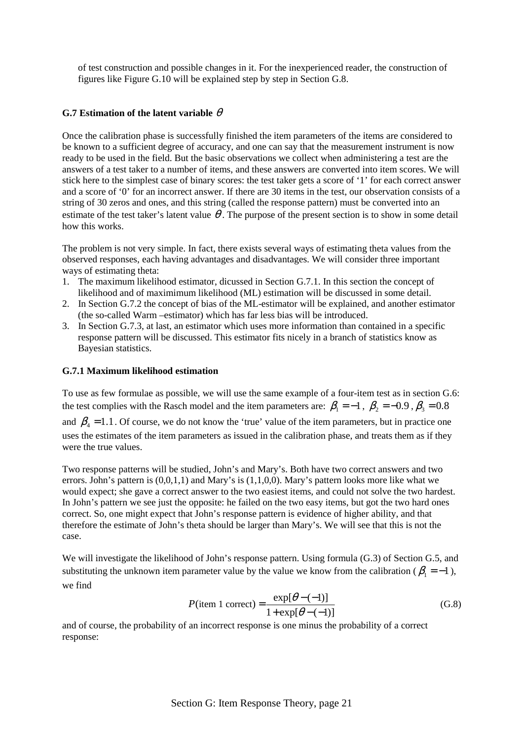of test construction and possible changes in it. For the inexperienced reader, the construction of figures like Figure G.10 will be explained step by step in Section G.8.

### G.7 Estimation of the latent variable $\theta$

Once the calibration phase is successfully finished the item parameters of the items are considered to be known to a sufficient degree of accuracy, and one can say that the measurement instrument is now ready to be used in the field. But the basic observations we collect when administering a test are the answers of a test taker to a number of items, and these answers are converted into item scores. We will stick here to the simplest case of binary scores: the test taker gets a score of '1' for each correct answer and a score of '0' for an incorrect answer. If there are 30 items in the test, our observation consists of a string of 30 zeros and ones, and this string (called the response pattern) must be converted into an estimate of the test taker's latent value $\theta$. The purpose of the present section is to show in some detail how this works.

The problem is not very simple. In fact, there exists several ways of estimating theta values from the observed responses, each having advantages and disadvantages. We will consider three important ways of estimating theta:

1. The maximum likelihood estimator, dicussed in Section G.7.1. In this section the concept of likelihood and of maximimum likelihood (ML) estimation will be discussed in some detail.
2. In Section G.7.2 the concept of bias of the ML-estimator will be explained, and another estimator (the so-called Warm –estimator) which has far less bias will be introduced.
3. In Section G.7.3, at last, an estimator which uses more information than contained in a specific response pattern will be discussed. This estimator fits nicely in a branch of statistics know as Bayesian statistics.

#### G.7.1 Maximum likelihood estimation

To use as few formulae as possible, we will use the same example of a four-item test as in section G.6: the test complies with the Rasch model and the item parameters are: $\beta_1 = -1$, $\beta_2 = -0.9$, $\beta_3 = 0.8$ and $\beta_4 = 1.1$. Of course, we do not know the 'true' value of the item parameters, but in practice one uses the estimates of the item parameters as issued in the calibration phase, and treats them as if they were the true values.

Two response patterns will be studied, John's and Mary's. Both have two correct answers and two errors. John's pattern is (0,0,1,1) and Mary's is (1,1,0,0). Mary's pattern looks more like what we would expect; she gave a correct answer to the two easiest items, and could not solve the two hardest. In John's pattern we see just the opposite: he failed on the two easy items, but got the two hard ones correct. So, one might expect that John's response pattern is evidence of higher ability, and that therefore the estimate of John's theta should be larger than Mary's. We will see that this is not the case.

We will investigate the likelihood of John's response pattern. Using formula (G.3) of Section G.5, and substituting the unknown item parameter value by the value we know from the calibration ($\beta_1 = -1$), we find

$$P(\text{item 1 correct}) = \frac{\exp[\theta - (-1)]}{1 + \exp[\theta - (-1)]} \tag{G.8}$$

and of course, the probability of an incorrect response is one minus the probability of a correct response: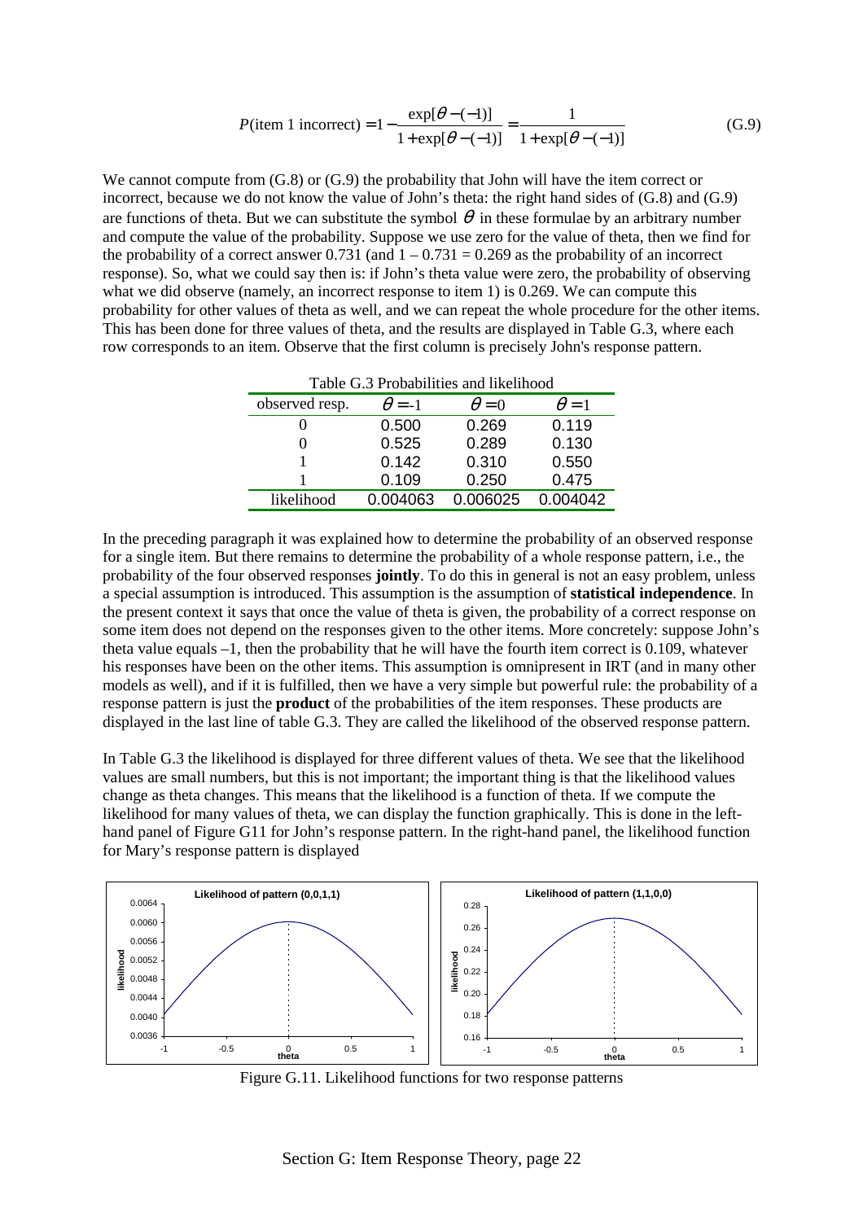$$P(\text{item 1 incorrect}) = 1 - \frac{\exp[\theta - (-1)]}{1 + \exp[\theta - (-1)]} = \frac{1}{1 + \exp[\theta - (-1)]} \tag{G.9}$$

We cannot compute from (G.8) or (G.9) the probability that John will have the item correct or incorrect, because we do not know the value of John's theta: the right hand sides of (G.8) and (G.9) are functions of theta. But we can substitute the symbol $\theta$ in these formulae by an arbitrary number and compute the value of the probability. Suppose we use zero for the value of theta, then we find for the probability of a correct answer 0.731 (and $1 - 0.731 = 0.269$ as the probability of an incorrect response). So, what we could say then is: if John's theta value were zero, the probability of observing what we did observe (namely, an incorrect response to item 1) is 0.269. We can compute this probability for other values of theta as well, and we can repeat the whole procedure for the other items. This has been done for three values of theta, and the results are displayed in Table G.3, where each row corresponds to an item. Observe that the first column is precisely John's response pattern.

Table G.3 Probabilities and likelihood

| observed resp. | $\theta = -1$ | $\theta = 0$ | $\theta = 1$ |
|---|---|---|---|
| 0 | 0.500 | 0.269 | 0.119 |
| 0 | 0.525 | 0.289 | 0.130 |
| 1 | 0.142 | 0.310 | 0.550 |
| 1 | 0.109 | 0.250 | 0.475 |
| likelihood | 0.004063 | 0.006025 | 0.004042 |

In the preceding paragraph it was explained how to determine the probability of an observed response for a single item. But there remains to determine the probability of a whole response pattern, i.e., the probability of the four observed responses **jointly**. To do this in general is not an easy problem, unless a special assumption is introduced. This assumption is the assumption of **statistical independence**. In the present context it says that once the value of theta is given, the probability of a correct response on some item does not depend on the responses given to the other items. More concretely: suppose John's theta value equals –1, then the probability that he will have the fourth item correct is 0.109, whatever his responses have been on the other items. This assumption is omnipresent in IRT (and in many other models as well), and if it is fulfilled, then we have a very simple but powerful rule: the probability of a response pattern is just the **product** of the probabilities of the item responses. These products are displayed in the last line of table G.3. They are called the likelihood of the observed response pattern.

In Table G.3 the likelihood is displayed for three different values of theta. We see that the likelihood values are small numbers, but this is not important; the important thing is that the likelihood values change as theta changes. This means that the likelihood is a function of theta. If we compute the likelihood for many values of theta, we can display the function graphically. This is done in the left-hand panel of Figure G11 for John's response pattern. In the right-hand panel, the likelihood function for Mary's response pattern is displayed

Figure G.11. Likelihood functions for two response patterns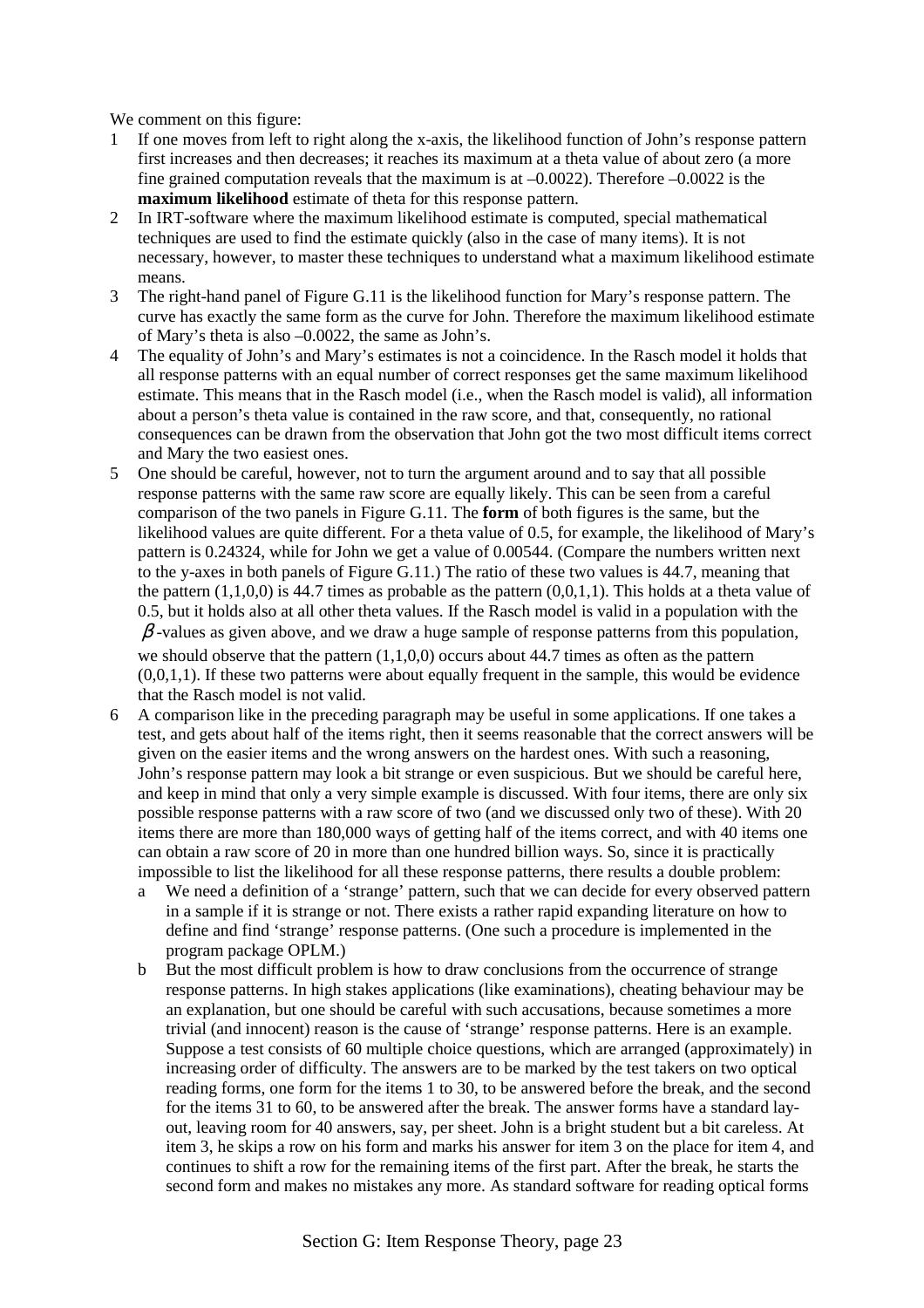We comment on this figure:

1. If one moves from left to right along the x-axis, the likelihood function of John's response pattern first increases and then decreases; it reaches its maximum at a theta value of about zero (a more fine grained computation reveals that the maximum is at –0.0022). Therefore –0.0022 is the **maximum likelihood** estimate of theta for this response pattern.
2. In IRT-software where the maximum likelihood estimate is computed, special mathematical techniques are used to find the estimate quickly (also in the case of many items). It is not necessary, however, to master these techniques to understand what a maximum likelihood estimate means.
3. The right-hand panel of Figure G.11 is the likelihood function for Mary's response pattern. The curve has exactly the same form as the curve for John. Therefore the maximum likelihood estimate of Mary's theta is also –0.0022, the same as John's.
4. The equality of John's and Mary's estimates is not a coincidence. In the Rasch model it holds that all response patterns with an equal number of correct responses get the same maximum likelihood estimate. This means that in the Rasch model (i.e., when the Rasch model is valid), all information about a person's theta value is contained in the raw score, and that, consequently, no rational consequences can be drawn from the observation that John got the two most difficult items correct and Mary the two easiest ones.
5. One should be careful, however, not to turn the argument around and to say that all possible response patterns with the same raw score are equally likely. This can be seen from a careful comparison of the two panels in Figure G.11. The **form** of both figures is the same, but the likelihood values are quite different. For a theta value of 0.5, for example, the likelihood of Mary's pattern is 0.24324, while for John we get a value of 0.00544. (Compare the numbers written next to the y-axes in both panels of Figure G.11.) The ratio of these two values is 44.7, meaning that the pattern (1,1,0,0) is 44.7 times as probable as the pattern (0,0,1,1). This holds at a theta value of 0.5, but it holds also at all other theta values. If the Rasch model is valid in a population with the $\beta$-values as given above, and we draw a huge sample of response patterns from this population, we should observe that the pattern (1,1,0,0) occurs about 44.7 times as often as the pattern (0,0,1,1). If these two patterns were about equally frequent in the sample, this would be evidence that the Rasch model is not valid.
6. A comparison like in the preceding paragraph may be useful in some applications. If one takes a test, and gets about half of the items right, then it seems reasonable that the correct answers will be given on the easier items and the wrong answers on the hardest ones. With such a reasoning, John's response pattern may look a bit strange or even suspicious. But we should be careful here, and keep in mind that only a very simple example is discussed. With four items, there are only six possible response patterns with a raw score of two (and we discussed only two of these). With 20 items there are more than 180,000 ways of getting half of the items correct, and with 40 items one can obtain a raw score of 20 in more than one hundred billion ways. So, since it is practically impossible to list the likelihood for all these response patterns, there results a double problem:
   a. We need a definition of a 'strange' pattern, such that we can decide for every observed pattern in a sample if it is strange or not. There exists a rather rapid expanding literature on how to define and find 'strange' response patterns. (One such a procedure is implemented in the program package OPLM.)
   b. But the most difficult problem is how to draw conclusions from the occurrence of strange response patterns. In high stakes applications (like examinations), cheating behaviour may be an explanation, but one should be careful with such accusations, because sometimes a more trivial (and innocent) reason is the cause of 'strange' response patterns. Here is an example. Suppose a test consists of 60 multiple choice questions, which are arranged (approximately) in increasing order of difficulty. The answers are to be marked by the test takers on two optical reading forms, one form for the items 1 to 30, to be answered before the break, and the second for the items 31 to 60, to be answered after the break. The answer forms have a standard lay-out, leaving room for 40 answers, say, per sheet. John is a bright student but a bit careless. At item 3, he skips a row on his form and marks his answer for item 3 on the place for item 4, and continues to shift a row for the remaining items of the first part. After the break, he starts the second form and makes no mistakes any more. As standard software for reading optical forms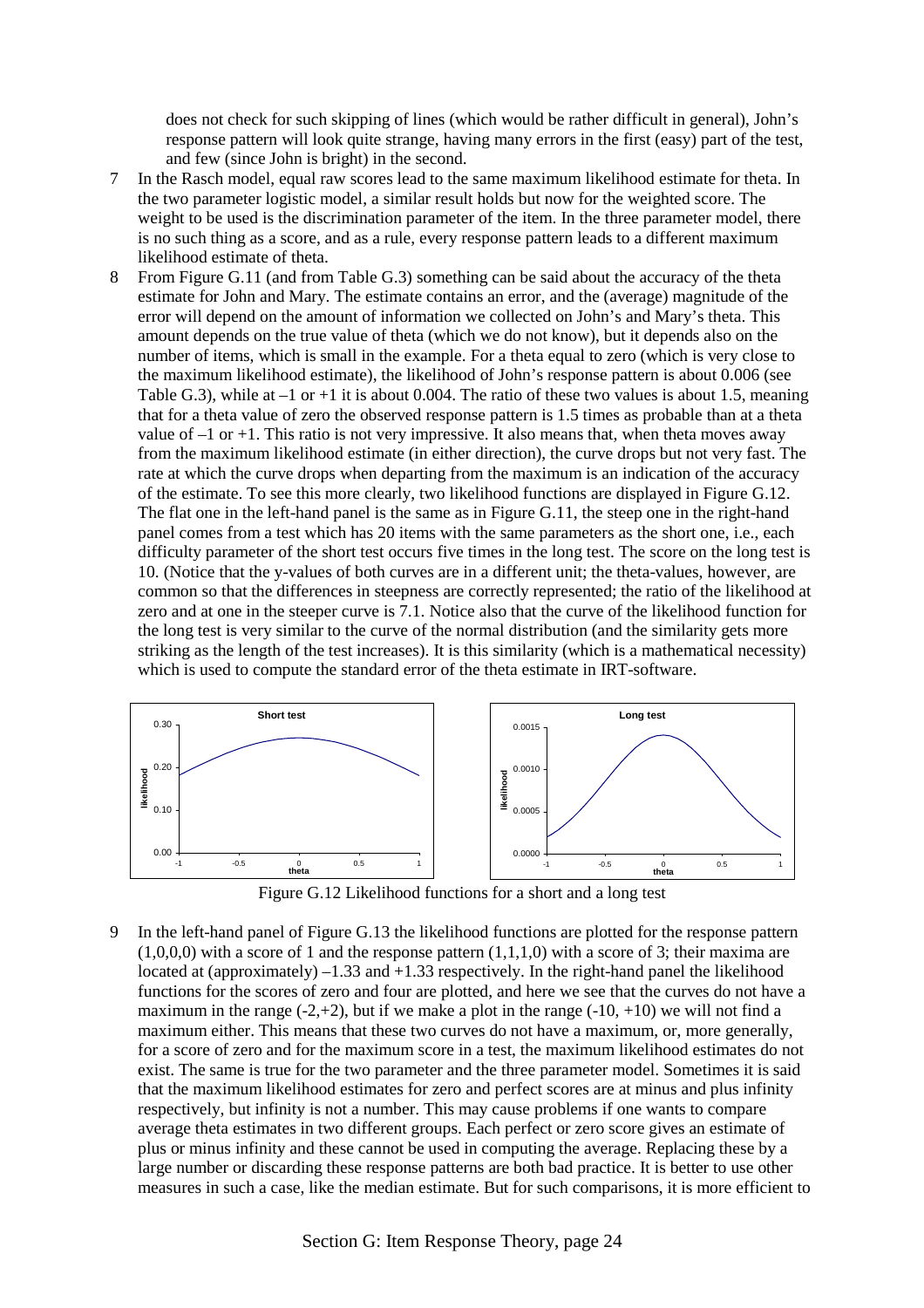does not check for such skipping of lines (which would be rather difficult in general), John's response pattern will look quite strange, having many errors in the first (easy) part of the test, and few (since John is bright) in the second.

7 In the Rasch model, equal raw scores lead to the same maximum likelihood estimate for theta. In the two parameter logistic model, a similar result holds but now for the weighted score. The weight to be used is the discrimination parameter of the item. In the three parameter model, there is no such thing as a score, and as a rule, every response pattern leads to a different maximum likelihood estimate of theta.

8 From Figure G.11 (and from Table G.3) something can be said about the accuracy of the theta estimate for John and Mary. The estimate contains an error, and the (average) magnitude of the error will depend on the amount of information we collected on John's and Mary's theta. This amount depends on the true value of theta (which we do not know), but it depends also on the number of items, which is small in the example. For a theta equal to zero (which is very close to the maximum likelihood estimate), the likelihood of John's response pattern is about 0.006 (see Table G.3), while at –1 or +1 it is about 0.004. The ratio of these two values is about 1.5, meaning that for a theta value of zero the observed response pattern is 1.5 times as probable than at a theta value of –1 or +1. This ratio is not very impressive. It also means that, when theta moves away from the maximum likelihood estimate (in either direction), the curve drops but not very fast. The rate at which the curve drops when departing from the maximum is an indication of the accuracy of the estimate. To see this more clearly, two likelihood functions are displayed in Figure G.12. The flat one in the left-hand panel is the same as in Figure G.11, the steep one in the right-hand panel comes from a test which has 20 items with the same parameters as the short one, i.e., each difficulty parameter of the short test occurs five times in the long test. The score on the long test is 10. (Notice that the y-values of both curves are in a different unit; the theta-values, however, are common so that the differences in steepness are correctly represented; the ratio of the likelihood at zero and at one in the steeper curve is 7.1. Notice also that the curve of the likelihood function for the long test is very similar to the curve of the normal distribution (and the similarity gets more striking as the length of the test increases). It is this similarity (which is a mathematical necessity) which is used to compute the standard error of the theta estimate in IRT-software.

Figure G.12 Likelihood functions for a short and a long test

9 In the left-hand panel of Figure G.13 the likelihood functions are plotted for the response pattern (1,0,0,0) with a score of 1 and the response pattern (1,1,1,0) with a score of 3; their maxima are located at (approximately) –1.33 and +1.33 respectively. In the right-hand panel the likelihood functions for the scores of zero and four are plotted, and here we see that the curves do not have a maximum in the range (-2,+2), but if we make a plot in the range (-10, +10) we will not find a maximum either. This means that these two curves do not have a maximum, or, more generally, for a score of zero and for the maximum score in a test, the maximum likelihood estimates do not exist. The same is true for the two parameter and the three parameter model. Sometimes it is said that the maximum likelihood estimates for zero and perfect scores are at minus and plus infinity respectively, but infinity is not a number. This may cause problems if one wants to compare average theta estimates in two different groups. Each perfect or zero score gives an estimate of plus or minus infinity and these cannot be used in computing the average. Replacing these by a large number or discarding these response patterns are both bad practice. It is better to use other measures in such a case, like the median estimate. But for such comparisons, it is more efficient to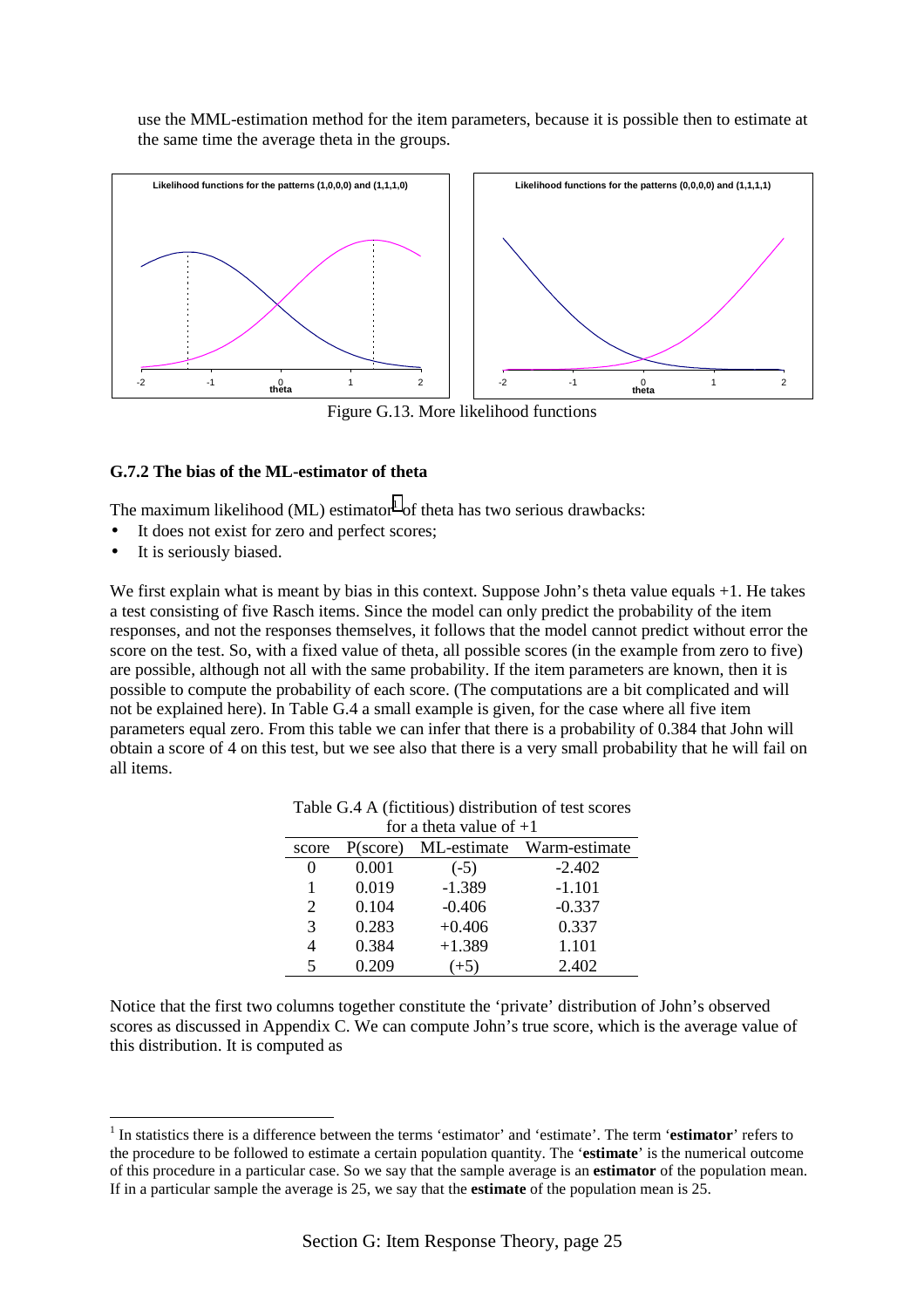use the MML-estimation method for the item parameters, because it is possible then to estimate at the same time the average theta in the groups.

Figure G.13. More likelihood functions

### G.7.2 The bias of the ML-estimator of theta

The maximum likelihood (ML) estimator[1] of theta has two serious drawbacks:

- It does not exist for zero and perfect scores;
- It is seriously biased.

We first explain what is meant by bias in this context. Suppose John's theta value equals +1. He takes a test consisting of five Rasch items. Since the model can only predict the probability of the item responses, and not the responses themselves, it follows that the model cannot predict without error the score on the test. So, with a fixed value of theta, all possible scores (in the example from zero to five) are possible, although not all with the same probability. If the item parameters are known, then it is possible to compute the probability of each score. (The computations are a bit complicated and will not be explained here). In Table G.4 a small example is given, for the case where all five item parameters equal zero. From this table we can infer that there is a probability of 0.384 that John will obtain a score of 4 on this test, but we see also that there is a very small probability that he will fail on all items.

Table G.4 A (fictitious) distribution of test scores for a theta value of +1

| score | P(score) | ML-estimate | Warm-estimate |
|---|---|---|---|
| 0 | 0.001 | (-5) | -2.402 |
| 1 | 0.019 | -1.389 | -1.101 |
| 2 | 0.104 | -0.406 | -0.337 |
| 3 | 0.283 | +0.406 | 0.337 |
| 4 | 0.384 | +1.389 | 1.101 |
| 5 | 0.209 | (+5) | 2.402 |

Notice that the first two columns together constitute the 'private' distribution of John's observed scores as discussed in Appendix C. We can compute John's true score, which is the average value of this distribution. It is computed as

[1] In statistics there is a difference between the terms 'estimator' and 'estimate'. The term '**estimator**' refers to the procedure to be followed to estimate a certain population quantity. The '**estimate**' is the numerical outcome of this procedure in a particular case. So we say that the sample average is an **estimator** of the population mean. If in a particular sample the average is 25, we say that the **estimate** of the population mean is 25.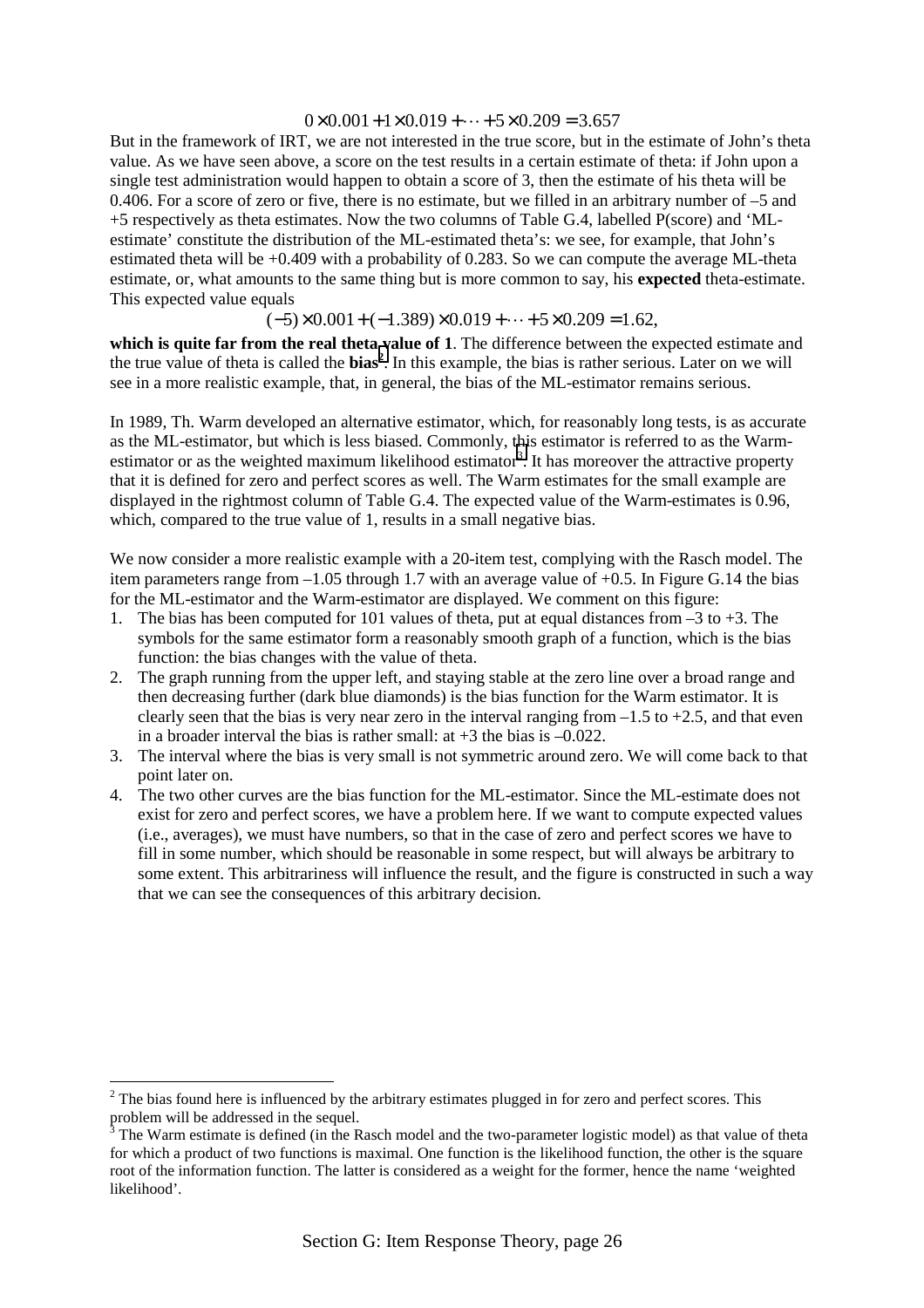$$0 \times 0.001 + 1 \times 0.019 + \cdots + 5 \times 0.209 = 3.657$$

But in the framework of IRT, we are not interested in the true score, but in the estimate of John's theta value. As we have seen above, a score on the test results in a certain estimate of theta: if John upon a single test administration would happen to obtain a score of 3, then the estimate of his theta will be 0.406. For a score of zero or five, there is no estimate, but we filled in an arbitrary number of –5 and +5 respectively as theta estimates. Now the two columns of Table G.4, labelled P(score) and 'ML-estimate' constitute the distribution of the ML-estimated theta's: we see, for example, that John's estimated theta will be +0.409 with a probability of 0.283. So we can compute the average ML-theta estimate, or, what amounts to the same thing but is more common to say, his **expected** theta-estimate. This expected value equals

$$(-5) \times 0.001 + (-1.389) \times 0.019 + \cdots + 5 \times 0.209 = 1.62,$$

**which is quite far from the real theta value of 1**. The difference between the expected estimate and the true value of theta is called the **bias**[2]. In this example, the bias is rather serious. Later on we will see in a more realistic example, that, in general, the bias of the ML-estimator remains serious.

In 1989, Th. Warm developed an alternative estimator, which, for reasonably long tests, is as accurate as the ML-estimator, but which is less biased. Commonly, this estimator is referred to as the Warm-estimator or as the weighted maximum likelihood estimator[3]. It has moreover the attractive property that it is defined for zero and perfect scores as well. The Warm estimates for the small example are displayed in the rightmost column of Table G.4. The expected value of the Warm-estimates is 0.96, which, compared to the true value of 1, results in a small negative bias.

We now consider a more realistic example with a 20-item test, complying with the Rasch model. The item parameters range from –1.05 through 1.7 with an average value of +0.5. In Figure G.14 the bias for the ML-estimator and the Warm-estimator are displayed. We comment on this figure:

1. The bias has been computed for 101 values of theta, put at equal distances from –3 to +3. The symbols for the same estimator form a reasonably smooth graph of a function, which is the bias function: the bias changes with the value of theta.
2. The graph running from the upper left, and staying stable at the zero line over a broad range and then decreasing further (dark blue diamonds) is the bias function for the Warm estimator. It is clearly seen that the bias is very near zero in the interval ranging from –1.5 to +2.5, and that even in a broader interval the bias is rather small: at +3 the bias is –0.022.
3. The interval where the bias is very small is not symmetric around zero. We will come back to that point later on.
4. The two other curves are the bias function for the ML-estimator. Since the ML-estimate does not exist for zero and perfect scores, we have a problem here. If we want to compute expected values (i.e., averages), we must have numbers, so that in the case of zero and perfect scores we have to fill in some number, which should be reasonable in some respect, but will always be arbitrary to some extent. This arbitrariness will influence the result, and the figure is constructed in such a way that we can see the consequences of this arbitrary decision.

---

[2] The bias found here is influenced by the arbitrary estimates plugged in for zero and perfect scores. This problem will be addressed in the sequel.

[3] The Warm estimate is defined (in the Rasch model and the two-parameter logistic model) as that value of theta for which a product of two functions is maximal. One function is the likelihood function, the other is the square root of the information function. The latter is considered as a weight for the former, hence the name 'weighted likelihood'.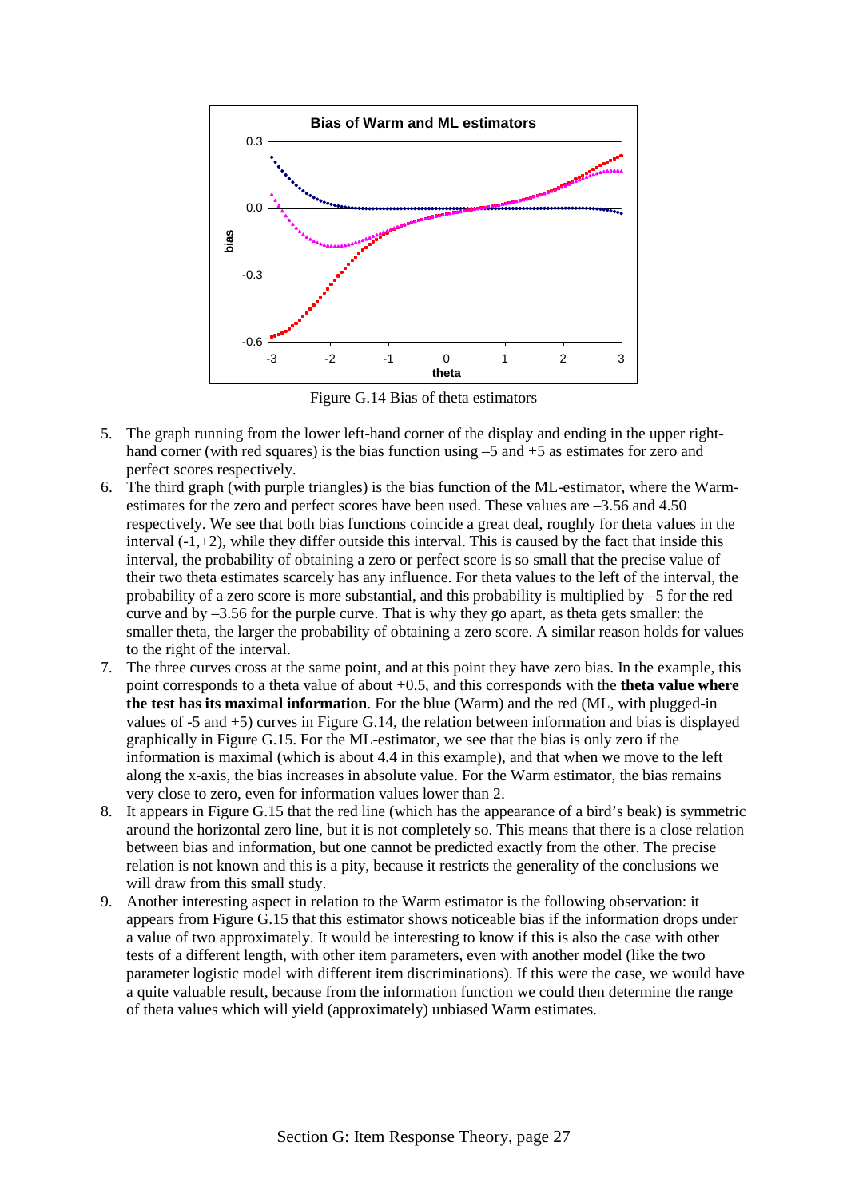Figure G.14 Bias of theta estimators

5. The graph running from the lower left-hand corner of the display and ending in the upper right-hand corner (with red squares) is the bias function using –5 and +5 as estimates for zero and perfect scores respectively.
6. The third graph (with purple triangles) is the bias function of the ML-estimator, where the Warm-estimates for the zero and perfect scores have been used. These values are –3.56 and 4.50 respectively. We see that both bias functions coincide a great deal, roughly for theta values in the interval (-1,+2), while they differ outside this interval. This is caused by the fact that inside this interval, the probability of obtaining a zero or perfect score is so small that the precise value of their two theta estimates scarcely has any influence. For theta values to the left of the interval, the probability of a zero score is more substantial, and this probability is multiplied by –5 for the red curve and by –3.56 for the purple curve. That is why they go apart, as theta gets smaller: the smaller theta, the larger the probability of obtaining a zero score. A similar reason holds for values to the right of the interval.
7. The three curves cross at the same point, and at this point they have zero bias. In the example, this point corresponds to a theta value of about +0.5, and this corresponds with the **theta value where the test has its maximal information**. For the blue (Warm) and the red (ML, with plugged-in values of -5 and +5) curves in Figure G.14, the relation between information and bias is displayed graphically in Figure G.15. For the ML-estimator, we see that the bias is only zero if the information is maximal (which is about 4.4 in this example), and that when we move to the left along the x-axis, the bias increases in absolute value. For the Warm estimator, the bias remains very close to zero, even for information values lower than 2.
8. It appears in Figure G.15 that the red line (which has the appearance of a bird's beak) is symmetric around the horizontal zero line, but it is not completely so. This means that there is a close relation between bias and information, but one cannot be predicted exactly from the other. The precise relation is not known and this is a pity, because it restricts the generality of the conclusions we will draw from this small study.
9. Another interesting aspect in relation to the Warm estimator is the following observation: it appears from Figure G.15 that this estimator shows noticeable bias if the information drops under a value of two approximately. It would be interesting to know if this is also the case with other tests of a different length, with other item parameters, even with another model (like the two parameter logistic model with different item discriminations). If this were the case, we would have a quite valuable result, because from the information function we could then determine the range of theta values which will yield (approximately) unbiased Warm estimates.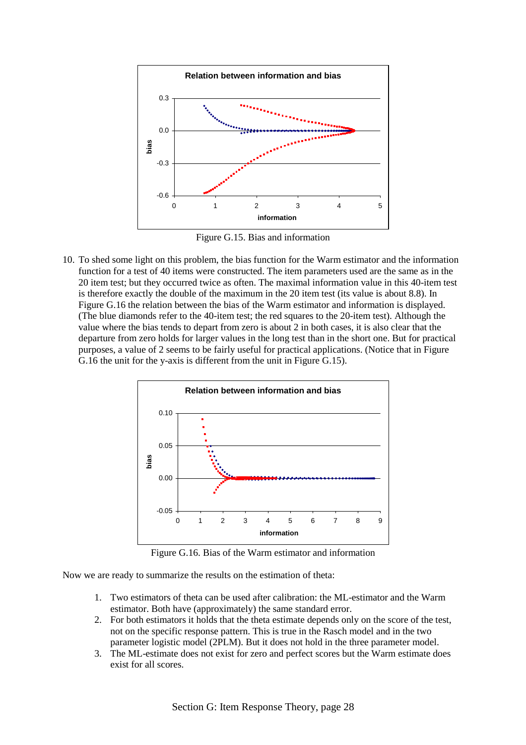Figure G.15. Bias and information

10. To shed some light on this problem, the bias function for the Warm estimator and the information function for a test of 40 items were constructed. The item parameters used are the same as in the 20 item test; but they occurred twice as often. The maximal information value in this 40-item test is therefore exactly the double of the maximum in the 20 item test (its value is about 8.8). In Figure G.16 the relation between the bias of the Warm estimator and information is displayed. (The blue diamonds refer to the 40-item test; the red squares to the 20-item test). Although the value where the bias tends to depart from zero is about 2 in both cases, it is also clear that the departure from zero holds for larger values in the long test than in the short one. But for practical purposes, a value of 2 seems to be fairly useful for practical applications. (Notice that in Figure G.16 the unit for the y-axis is different from the unit in Figure G.15).

Figure G.16. Bias of the Warm estimator and information

Now we are ready to summarize the results on the estimation of theta:

1. Two estimators of theta can be used after calibration: the ML-estimator and the Warm estimator. Both have (approximately) the same standard error.
2. For both estimators it holds that the theta estimate depends only on the score of the test, not on the specific response pattern. This is true in the Rasch model and in the two parameter logistic model (2PLM). But it does not hold in the three parameter model.
3. The ML-estimate does not exist for zero and perfect scores but the Warm estimate does exist for all scores.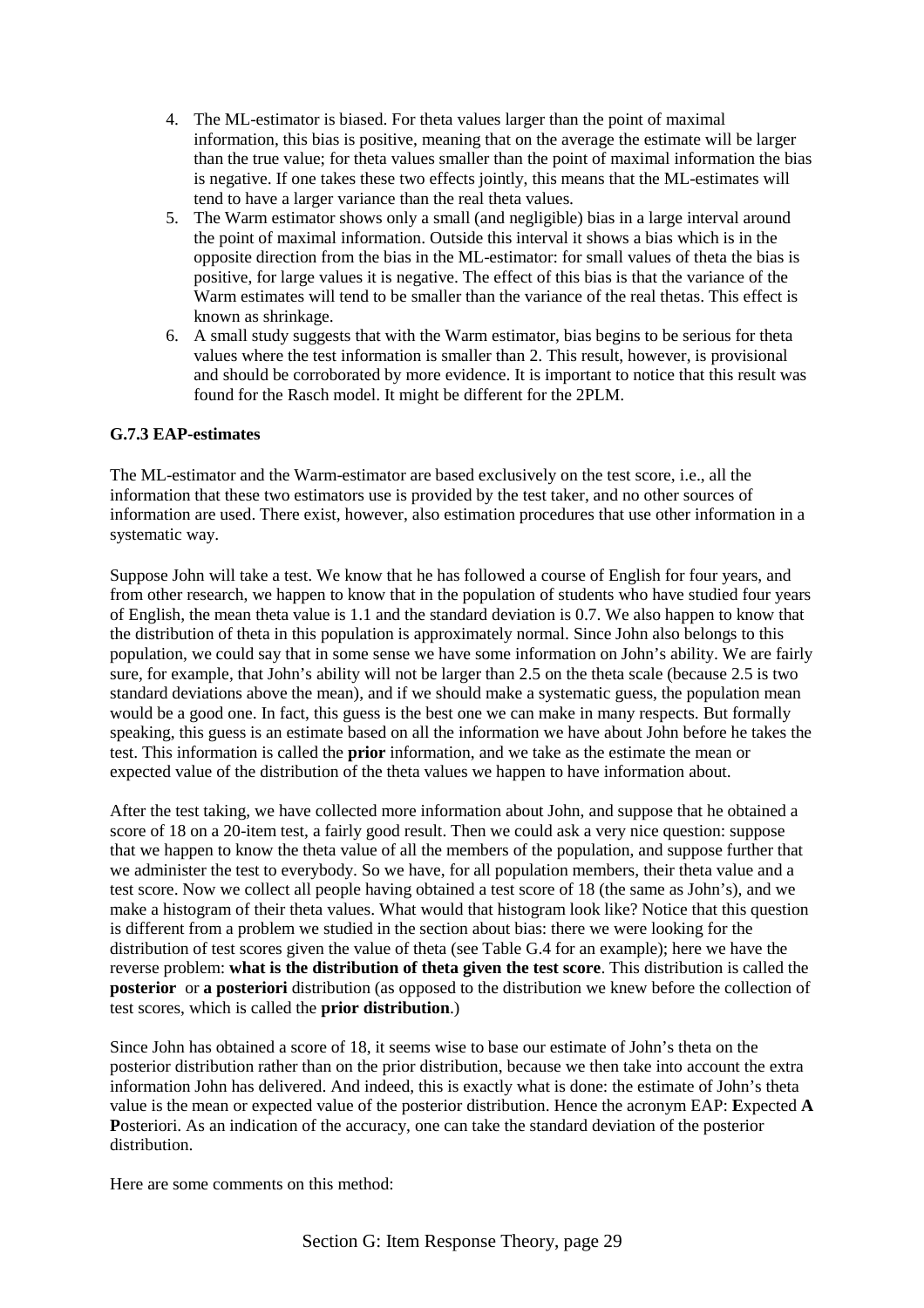4. The ML-estimator is biased. For theta values larger than the point of maximal information, this bias is positive, meaning that on the average the estimate will be larger than the true value; for theta values smaller than the point of maximal information the bias is negative. If one takes these two effects jointly, this means that the ML-estimates will tend to have a larger variance than the real theta values.
5. The Warm estimator shows only a small (and negligible) bias in a large interval around the point of maximal information. Outside this interval it shows a bias which is in the opposite direction from the bias in the ML-estimator: for small values of theta the bias is positive, for large values it is negative. The effect of this bias is that the variance of the Warm estimates will tend to be smaller than the variance of the real thetas. This effect is known as shrinkage.
6. A small study suggests that with the Warm estimator, bias begins to be serious for theta values where the test information is smaller than 2. This result, however, is provisional and should be corroborated by more evidence. It is important to notice that this result was found for the Rasch model. It might be different for the 2PLM.

### G.7.3 EAP-estimates

The ML-estimator and the Warm-estimator are based exclusively on the test score, i.e., all the information that these two estimators use is provided by the test taker, and no other sources of information are used. There exist, however, also estimation procedures that use other information in a systematic way.

Suppose John will take a test. We know that he has followed a course of English for four years, and from other research, we happen to know that in the population of students who have studied four years of English, the mean theta value is 1.1 and the standard deviation is 0.7. We also happen to know that the distribution of theta in this population is approximately normal. Since John also belongs to this population, we could say that in some sense we have some information on John's ability. We are fairly sure, for example, that John's ability will not be larger than 2.5 on the theta scale (because 2.5 is two standard deviations above the mean), and if we should make a systematic guess, the population mean would be a good one. In fact, this guess is the best one we can make in many respects. But formally speaking, this guess is an estimate based on all the information we have about John before he takes the test. This information is called the **prior** information, and we take as the estimate the mean or expected value of the distribution of the theta values we happen to have information about.

After the test taking, we have collected more information about John, and suppose that he obtained a score of 18 on a 20-item test, a fairly good result. Then we could ask a very nice question: suppose that we happen to know the theta value of all the members of the population, and suppose further that we administer the test to everybody. So we have, for all population members, their theta value and a test score. Now we collect all people having obtained a test score of 18 (the same as John's), and we make a histogram of their theta values. What would that histogram look like? Notice that this question is different from a problem we studied in the section about bias: there we were looking for the distribution of test scores given the value of theta (see Table G.4 for an example); here we have the reverse problem: **what is the distribution of theta given the test score**. This distribution is called the **posterior** or **a posteriori** distribution (as opposed to the distribution we knew before the collection of test scores, which is called the **prior distribution**.)

Since John has obtained a score of 18, it seems wise to base our estimate of John's theta on the posterior distribution rather than on the prior distribution, because we then take into account the extra information John has delivered. And indeed, this is exactly what is done: the estimate of John's theta value is the mean or expected value of the posterior distribution. Hence the acronym EAP: **E**xpected **A** **P**osteriori. As an indication of the accuracy, one can take the standard deviation of the posterior distribution.

Here are some comments on this method: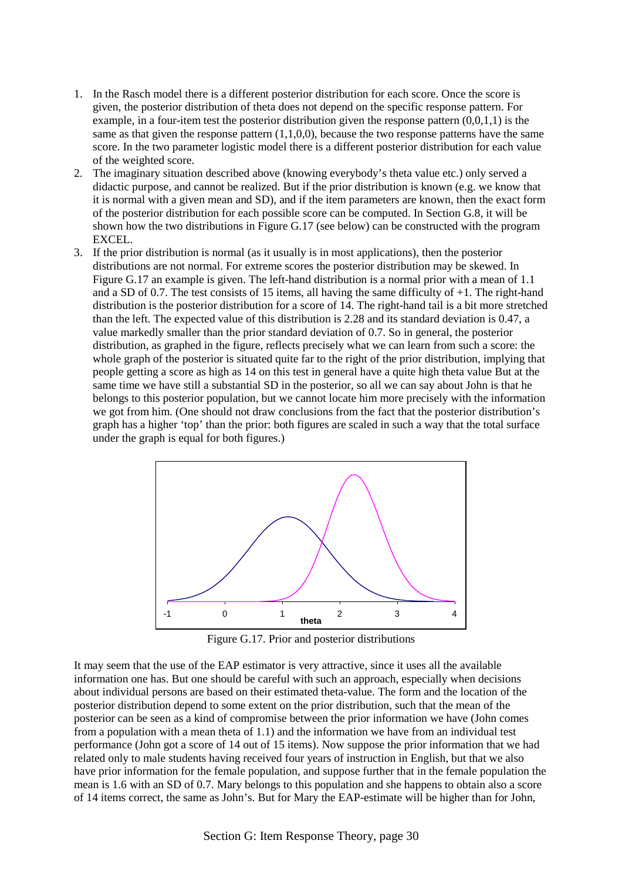1. In the Rasch model there is a different posterior distribution for each score. Once the score is given, the posterior distribution of theta does not depend on the specific response pattern. For example, in a four-item test the posterior distribution given the response pattern (0,0,1,1) is the same as that given the response pattern (1,1,0,0), because the two response patterns have the same score. In the two parameter logistic model there is a different posterior distribution for each value of the weighted score.
2. The imaginary situation described above (knowing everybody's theta value etc.) only served a didactic purpose, and cannot be realized. But if the prior distribution is known (e.g. we know that it is normal with a given mean and SD), and if the item parameters are known, then the exact form of the posterior distribution for each possible score can be computed. In Section G.8, it will be shown how the two distributions in Figure G.17 (see below) can be constructed with the program EXCEL.
3. If the prior distribution is normal (as it usually is in most applications), then the posterior distributions are not normal. For extreme scores the posterior distribution may be skewed. In Figure G.17 an example is given. The left-hand distribution is a normal prior with a mean of 1.1 and a SD of 0.7. The test consists of 15 items, all having the same difficulty of +1. The right-hand distribution is the posterior distribution for a score of 14. The right-hand tail is a bit more stretched than the left. The expected value of this distribution is 2.28 and its standard deviation is 0.47, a value markedly smaller than the prior standard deviation of 0.7. So in general, the posterior distribution, as graphed in the figure, reflects precisely what we can learn from such a score: the whole graph of the posterior is situated quite far to the right of the prior distribution, implying that people getting a score as high as 14 on this test in general have a quite high theta value But at the same time we have still a substantial SD in the posterior, so all we can say about John is that he belongs to this posterior population, but we cannot locate him more precisely with the information we got from him. (One should not draw conclusions from the fact that the posterior distribution's graph has a higher 'top' than the prior: both figures are scaled in such a way that the total surface under the graph is equal for both figures.)

Figure G.17. Prior and posterior distributions

It may seem that the use of the EAP estimator is very attractive, since it uses all the available information one has. But one should be careful with such an approach, especially when decisions about individual persons are based on their estimated theta-value. The form and the location of the posterior distribution depend to some extent on the prior distribution, such that the mean of the posterior can be seen as a kind of compromise between the prior information we have (John comes from a population with a mean theta of 1.1) and the information we have from an individual test performance (John got a score of 14 out of 15 items). Now suppose the prior information that we had related only to male students having received four years of instruction in English, but that we also have prior information for the female population, and suppose further that in the female population the mean is 1.6 with an SD of 0.7. Mary belongs to this population and she happens to obtain also a score of 14 items correct, the same as John's. But for Mary the EAP-estimate will be higher than for John,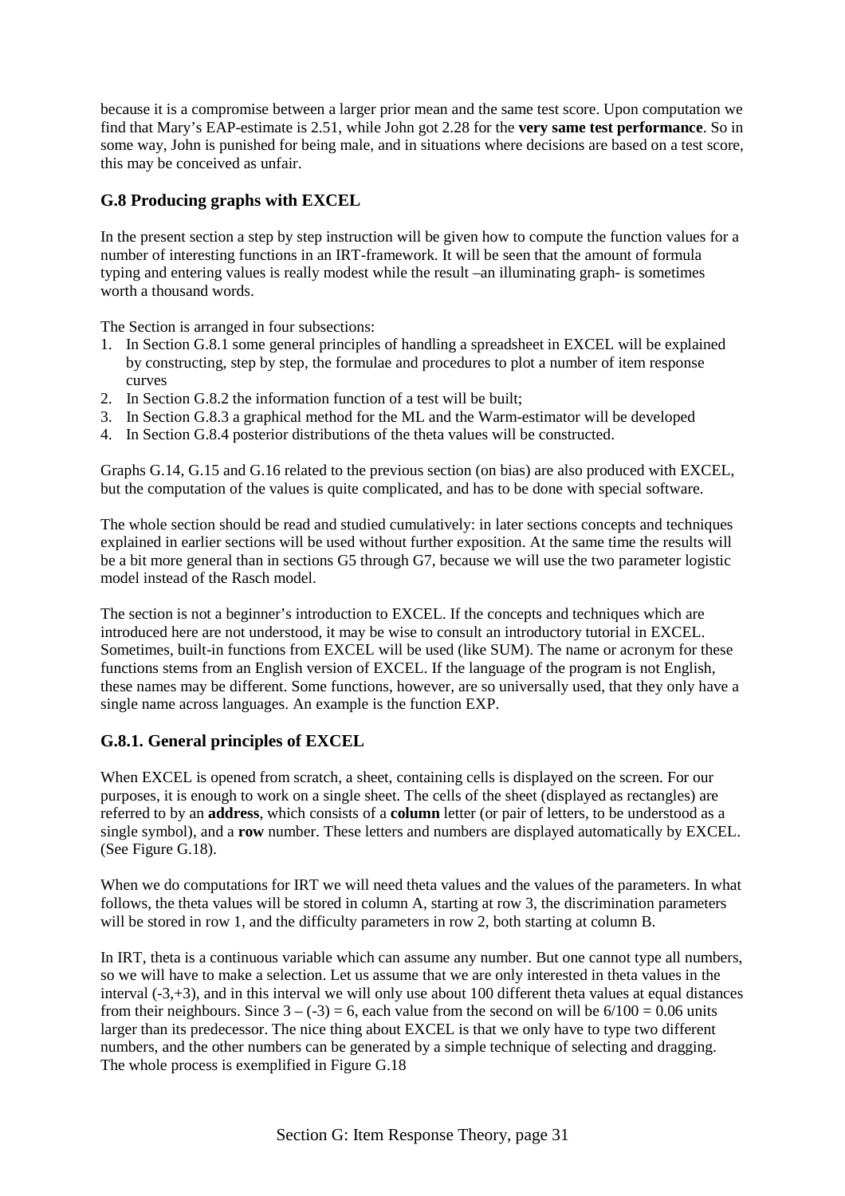because it is a compromise between a larger prior mean and the same test score. Upon computation we find that Mary's EAP-estimate is 2.51, while John got 2.28 for the **very same test performance**. So in some way, John is punished for being male, and in situations where decisions are based on a test score, this may be conceived as unfair.

### G.8 Producing graphs with EXCEL

In the present section a step by step instruction will be given how to compute the function values for a number of interesting functions in an IRT-framework. It will be seen that the amount of formula typing and entering values is really modest while the result –an illuminating graph- is sometimes worth a thousand words.

The Section is arranged in four subsections:

1. In Section G.8.1 some general principles of handling a spreadsheet in EXCEL will be explained by constructing, step by step, the formulae and procedures to plot a number of item response curves
2. In Section G.8.2 the information function of a test will be built;
3. In Section G.8.3 a graphical method for the ML and the Warm-estimator will be developed
4. In Section G.8.4 posterior distributions of the theta values will be constructed.

Graphs G.14, G.15 and G.16 related to the previous section (on bias) are also produced with EXCEL, but the computation of the values is quite complicated, and has to be done with special software.

The whole section should be read and studied cumulatively: in later sections concepts and techniques explained in earlier sections will be used without further exposition. At the same time the results will be a bit more general than in sections G5 through G7, because we will use the two parameter logistic model instead of the Rasch model.

The section is not a beginner's introduction to EXCEL. If the concepts and techniques which are introduced here are not understood, it may be wise to consult an introductory tutorial in EXCEL. Sometimes, built-in functions from EXCEL will be used (like SUM). The name or acronym for these functions stems from an English version of EXCEL. If the language of the program is not English, these names may be different. Some functions, however, are so universally used, that they only have a single name across languages. An example is the function EXP.

### G.8.1. General principles of EXCEL

When EXCEL is opened from scratch, a sheet, containing cells is displayed on the screen. For our purposes, it is enough to work on a single sheet. The cells of the sheet (displayed as rectangles) are referred to by an **address**, which consists of a **column** letter (or pair of letters, to be understood as a single symbol), and a **row** number. These letters and numbers are displayed automatically by EXCEL. (See Figure G.18).

When we do computations for IRT we will need theta values and the values of the parameters. In what follows, the theta values will be stored in column A, starting at row 3, the discrimination parameters will be stored in row 1, and the difficulty parameters in row 2, both starting at column B.

In IRT, theta is a continuous variable which can assume any number. But one cannot type all numbers, so we will have to make a selection. Let us assume that we are only interested in theta values in the interval (-3,+3), and in this interval we will only use about 100 different theta values at equal distances from their neighbours. Since $3 - (-3) = 6$, each value from the second on will be $6/100 = 0.06$ units larger than its predecessor. The nice thing about EXCEL is that we only have to type two different numbers, and the other numbers can be generated by a simple technique of selecting and dragging. The whole process is exemplified in Figure G.18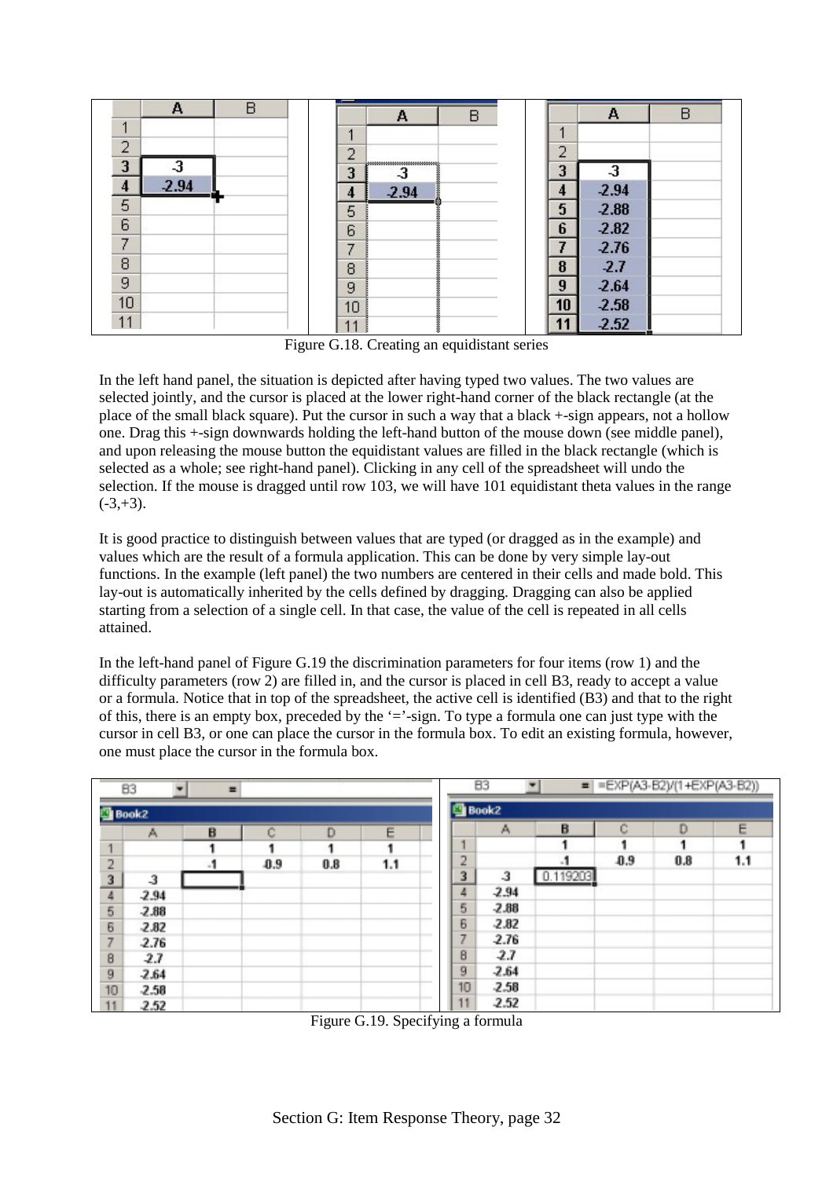Figure G.18. Creating an equidistant series

In the left hand panel, the situation is depicted after having typed two values. The two values are selected jointly, and the cursor is placed at the lower right-hand corner of the black rectangle (at the place of the small black square). Put the cursor in such a way that a black +-sign appears, not a hollow one. Drag this +-sign downwards holding the left-hand button of the mouse down (see middle panel), and upon releasing the mouse button the equidistant values are filled in the black rectangle (which is selected as a whole; see right-hand panel). Clicking in any cell of the spreadsheet will undo the selection. If the mouse is dragged until row 103, we will have 101 equidistant theta values in the range (-3,+3).

It is good practice to distinguish between values that are typed (or dragged as in the example) and values which are the result of a formula application. This can be done by very simple lay-out functions. In the example (left panel) the two numbers are centered in their cells and made bold. This lay-out is automatically inherited by the cells defined by dragging. Dragging can also be applied starting from a selection of a single cell. In that case, the value of the cell is repeated in all cells attained.

In the left-hand panel of Figure G.19 the discrimination parameters for four items (row 1) and the difficulty parameters (row 2) are filled in, and the cursor is placed in cell B3, ready to accept a value or a formula. Notice that in top of the spreadsheet, the active cell is identified (B3) and that to the right of this, there is an empty box, preceded by the '='-sign. To type a formula one can just type with the cursor in cell B3, or one can place the cursor in the formula box. To edit an existing formula, however, one must place the cursor in the formula box.

Figure G.19. Specifying a formula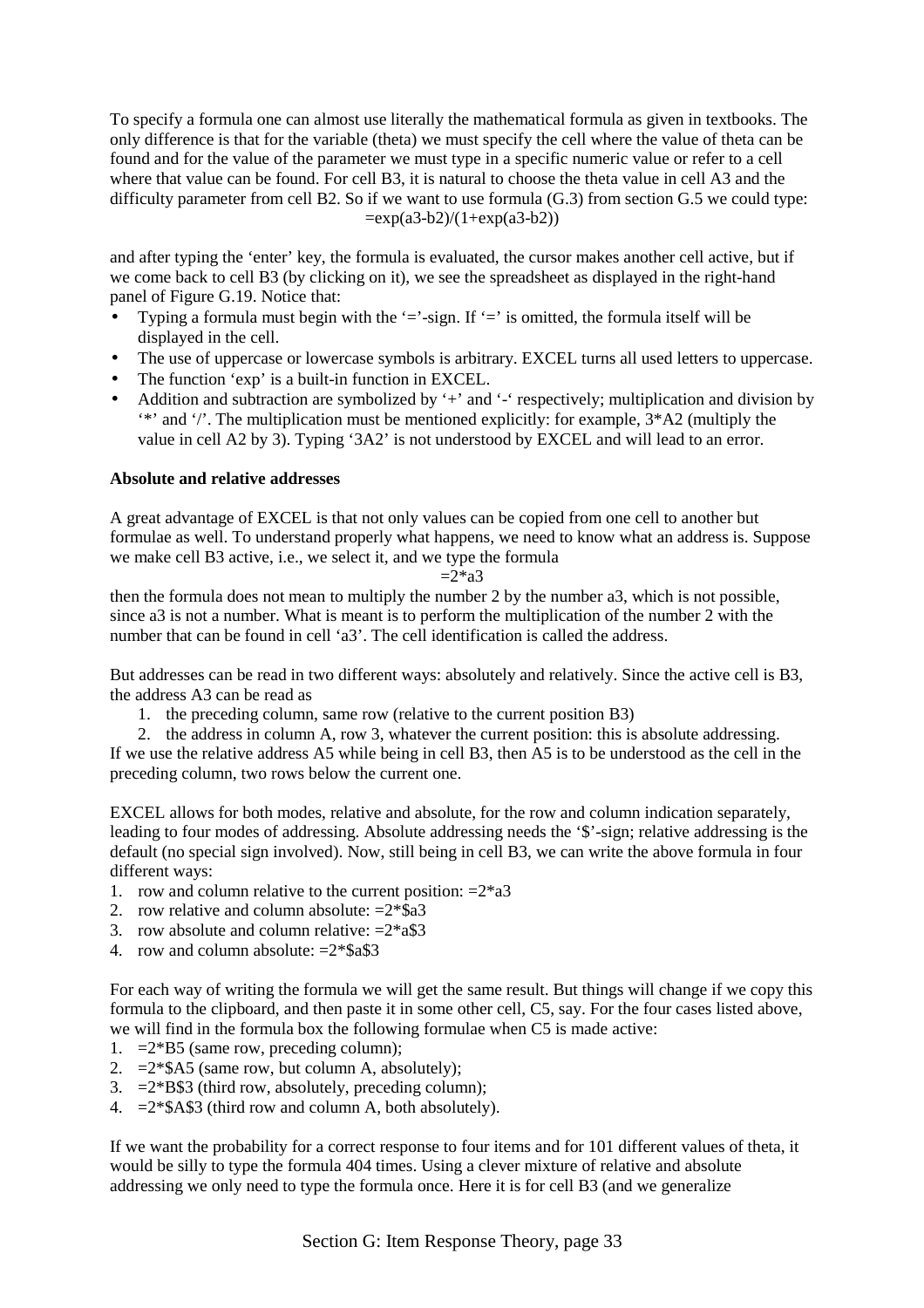To specify a formula one can almost use literally the mathematical formula as given in textbooks. The only difference is that for the variable (theta) we must specify the cell where the value of theta can be found and for the value of the parameter we must type in a specific numeric value or refer to a cell where that value can be found. For cell B3, it is natural to choose the theta value in cell A3 and the difficulty parameter from cell B2. So if we want to use formula (G.3) from section G.5 we could type:

=exp(a3-b2)/(1+exp(a3-b2))

and after typing the 'enter' key, the formula is evaluated, the cursor makes another cell active, but if we come back to cell B3 (by clicking on it), we see the spreadsheet as displayed in the right-hand panel of Figure G.19. Notice that:

- Typing a formula must begin with the '='-sign. If '=' is omitted, the formula itself will be displayed in the cell.
- The use of uppercase or lowercase symbols is arbitrary. EXCEL turns all used letters to uppercase.
- The function 'exp' is a built-in function in EXCEL.
- Addition and subtraction are symbolized by '+' and '-' respectively; multiplication and division by '*' and '/'. The multiplication must be mentioned explicitly: for example, 3*A2 (multiply the value in cell A2 by 3). Typing '3A2' is not understood by EXCEL and will lead to an error.

**Absolute and relative addresses**

A great advantage of EXCEL is that not only values can be copied from one cell to another but formulae as well. To understand properly what happens, we need to know what an address is. Suppose we make cell B3 active, i.e., we select it, and we type the formula

=2*a3

then the formula does not mean to multiply the number 2 by the number a3, which is not possible, since a3 is not a number. What is meant is to perform the multiplication of the number 2 with the number that can be found in cell 'a3'. The cell identification is called the address.

But addresses can be read in two different ways: absolutely and relatively. Since the active cell is B3, the address A3 can be read as

1. the preceding column, same row (relative to the current position B3)
2. the address in column A, row 3, whatever the current position: this is absolute addressing.

If we use the relative address A5 while being in cell B3, then A5 is to be understood as the cell in the preceding column, two rows below the current one.

EXCEL allows for both modes, relative and absolute, for the row and column indication separately, leading to four modes of addressing. Absolute addressing needs the '$'-sign; relative addressing is the default (no special sign involved). Now, still being in cell B3, we can write the above formula in four different ways:

1. row and column relative to the current position: =2*a3
2. row relative and column absolute: =2*$a3
3. row absolute and column relative: =2*a$3
4. row and column absolute: =2*$a$3

For each way of writing the formula we will get the same result. But things will change if we copy this formula to the clipboard, and then paste it in some other cell, C5, say. For the four cases listed above, we will find in the formula box the following formulae when C5 is made active:

1. =2*B5 (same row, preceding column);
2. =2*$A5 (same row, but column A, absolutely);
3. =2*B$3 (third row, absolutely, preceding column);
4. =2*$A$3 (third row and column A, both absolutely).

If we want the probability for a correct response to four items and for 101 different values of theta, it would be silly to type the formula 404 times. Using a clever mixture of relative and absolute addressing we only need to type the formula once. Here it is for cell B3 (and we generalize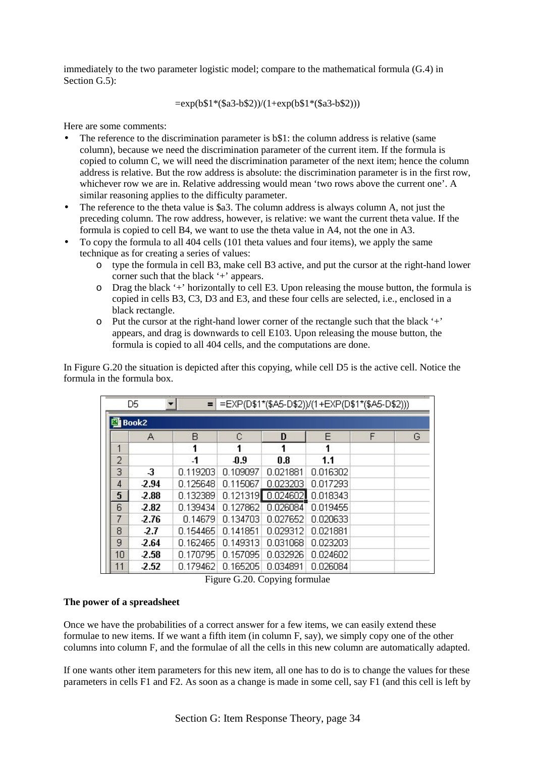immediately to the two parameter logistic model; compare to the mathematical formula (G.4) in Section G.5):

=exp(b$1*($a3-b$2))/(1+exp(b$1*($a3-b$2)))

Here are some comments:

- The reference to the discrimination parameter is b$1: the column address is relative (same column), because we need the discrimination parameter of the current item. If the formula is copied to column C, we will need the discrimination parameter of the next item; hence the column address is relative. But the row address is absolute: the discrimination parameter is in the first row, whichever row we are in. Relative addressing would mean 'two rows above the current one'. A similar reasoning applies to the difficulty parameter.
- The reference to the theta value is $a3. The column address is always column A, not just the preceding column. The row address, however, is relative: we want the current theta value. If the formula is copied to cell B4, we want to use the theta value in A4, not the one in A3.
- To copy the formula to all 404 cells (101 theta values and four items), we apply the same technique as for creating a series of values:
  - type the formula in cell B3, make cell B3 active, and put the cursor at the right-hand lower corner such that the black '+' appears.
  - Drag the black '+' horizontally to cell E3. Upon releasing the mouse button, the formula is copied in cells B3, C3, D3 and E3, and these four cells are selected, i.e., enclosed in a black rectangle.
  - Put the cursor at the right-hand lower corner of the rectangle such that the black '+' appears, and drag is downwards to cell E103. Upon releasing the mouse button, the formula is copied to all 404 cells, and the computations are done.

In Figure G.20 the situation is depicted after this copying, while cell D5 is the active cell. Notice the formula in the formula box.

D5 = =EXP(D$1*($A5-D$2))/(1+EXP(D$1*($A5-D$2)))

Book2

| | A | B | C | D | E | F | G |
|---|---|---|---|---|---|---|---|
| 1 | | 1 | 1 | 1 | 1 | | |
| 2 | | -1 | -0.9 | 0.8 | 1.1 | | |
| 3 | -3 | 0.119203 | 0.109097 | 0.021881 | 0.016302 | | |
| 4 | -2.94 | 0.125648 | 0.115067 | 0.023203 | 0.017293 | | |
| 5 | -2.88 | 0.132389 | 0.121319 | 0.024602 | 0.018343 | | |
| 6 | -2.82 | 0.139434 | 0.127862 | 0.026084 | 0.019455 | | |
| 7 | -2.76 | 0.14679 | 0.134703 | 0.027652 | 0.020633 | | |
| 8 | -2.7 | 0.154465 | 0.141851 | 0.029312 | 0.021881 | | |
| 9 | -2.64 | 0.162465 | 0.149313 | 0.031068 | 0.023203 | | |
| 10 | -2.58 | 0.170795 | 0.157095 | 0.032926 | 0.024602 | | |
| 11 | -2.52 | 0.179462 | 0.165205 | 0.034891 | 0.026084 | | |

Figure G.20. Copying formulae

**The power of a spreadsheet**

Once we have the probabilities of a correct answer for a few items, we can easily extend these formulae to new items. If we want a fifth item (in column F, say), we simply copy one of the other columns into column F, and the formulae of all the cells in this new column are automatically adapted.

If one wants other item parameters for this new item, all one has to do is to change the values for these parameters in cells F1 and F2. As soon as a change is made in some cell, say F1 (and this cell is left by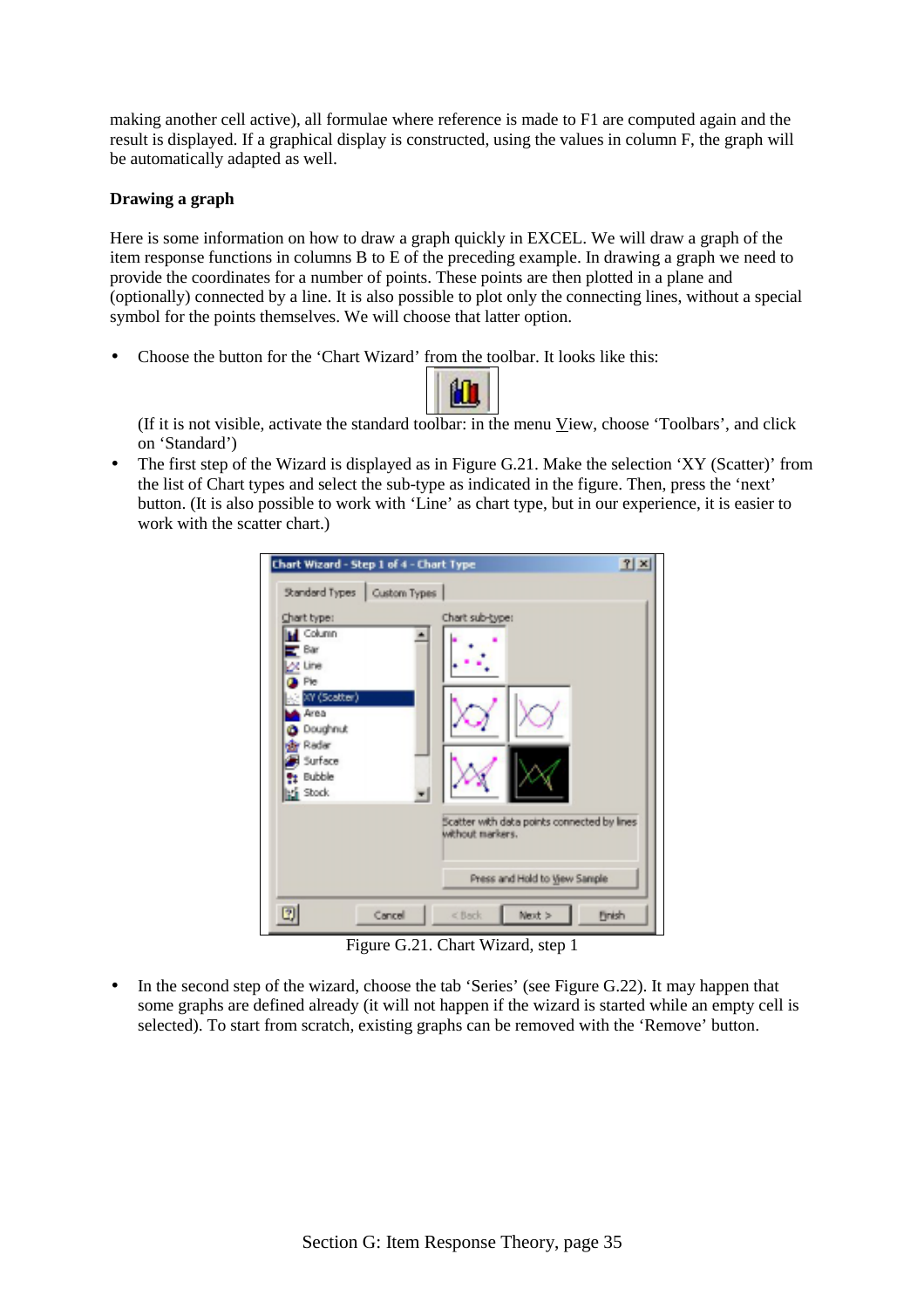making another cell active), all formulae where reference is made to F1 are computed again and the result is displayed. If a graphical display is constructed, using the values in column F, the graph will be automatically adapted as well.

**Drawing a graph**

Here is some information on how to draw a graph quickly in EXCEL. We will draw a graph of the item response functions in columns B to E of the preceding example. In drawing a graph we need to provide the coordinates for a number of points. These points are then plotted in a plane and (optionally) connected by a line. It is also possible to plot only the connecting lines, without a special symbol for the points themselves. We will choose that latter option.

- Choose the button for the 'Chart Wizard' from the toolbar. It looks like this:

  (If it is not visible, activate the standard toolbar: in the menu View, choose 'Toolbars', and click on 'Standard')
- The first step of the Wizard is displayed as in Figure G.21. Make the selection 'XY (Scatter)' from the list of Chart types and select the sub-type as indicated in the figure. Then, press the 'next' button. (It is also possible to work with 'Line' as chart type, but in our experience, it is easier to work with the scatter chart.)

Figure G.21. Chart Wizard, step 1

- In the second step of the wizard, choose the tab 'Series' (see Figure G.22). It may happen that some graphs are defined already (it will not happen if the wizard is started while an empty cell is selected). To start from scratch, existing graphs can be removed with the 'Remove' button.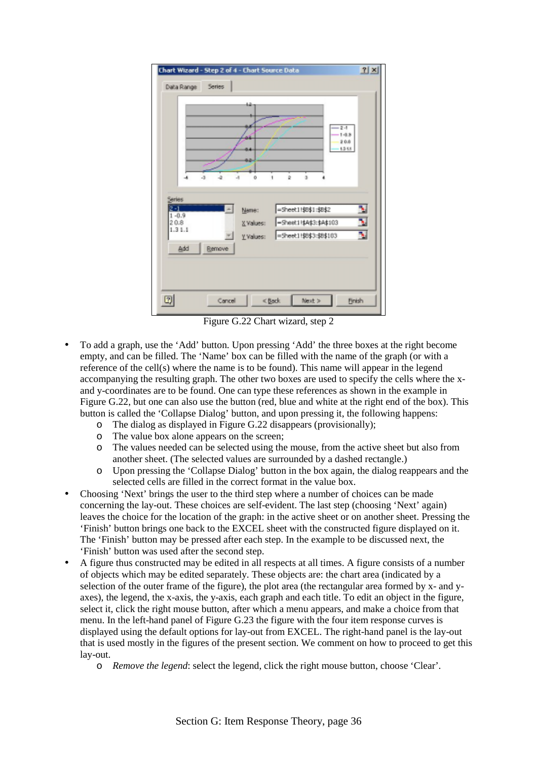Figure G.22 Chart wizard, step 2

- To add a graph, use the 'Add' button. Upon pressing 'Add' the three boxes at the right become empty, and can be filled. The 'Name' box can be filled with the name of the graph (or with a reference of the cell(s) where the name is to be found). This name will appear in the legend accompanying the resulting graph. The other two boxes are used to specify the cells where the x- and y-coordinates are to be found. One can type these references as shown in the example in Figure G.22, but one can also use the button (red, blue and white at the right end of the box). This button is called the 'Collapse Dialog' button, and upon pressing it, the following happens:
  - The dialog as displayed in Figure G.22 disappears (provisionally);
  - The value box alone appears on the screen;
  - The values needed can be selected using the mouse, from the active sheet but also from another sheet. (The selected values are surrounded by a dashed rectangle.)
  - Upon pressing the 'Collapse Dialog' button in the box again, the dialog reappears and the selected cells are filled in the correct format in the value box.
- Choosing 'Next' brings the user to the third step where a number of choices can be made concerning the lay-out. These choices are self-evident. The last step (choosing 'Next' again) leaves the choice for the location of the graph: in the active sheet or on another sheet. Pressing the 'Finish' button brings one back to the EXCEL sheet with the constructed figure displayed on it. The 'Finish' button may be pressed after each step. In the example to be discussed next, the 'Finish' button was used after the second step.
- A figure thus constructed may be edited in all respects at all times. A figure consists of a number of objects which may be edited separately. These objects are: the chart area (indicated by a selection of the outer frame of the figure), the plot area (the rectangular area formed by x- and y-axes), the legend, the x-axis, the y-axis, each graph and each title. To edit an object in the figure, select it, click the right mouse button, after which a menu appears, and make a choice from that menu. In the left-hand panel of Figure G.23 the figure with the four item response curves is displayed using the default options for lay-out from EXCEL. The right-hand panel is the lay-out that is used mostly in the figures of the present section. We comment on how to proceed to get this lay-out.
  - *Remove the legend*: select the legend, click the right mouse button, choose 'Clear'.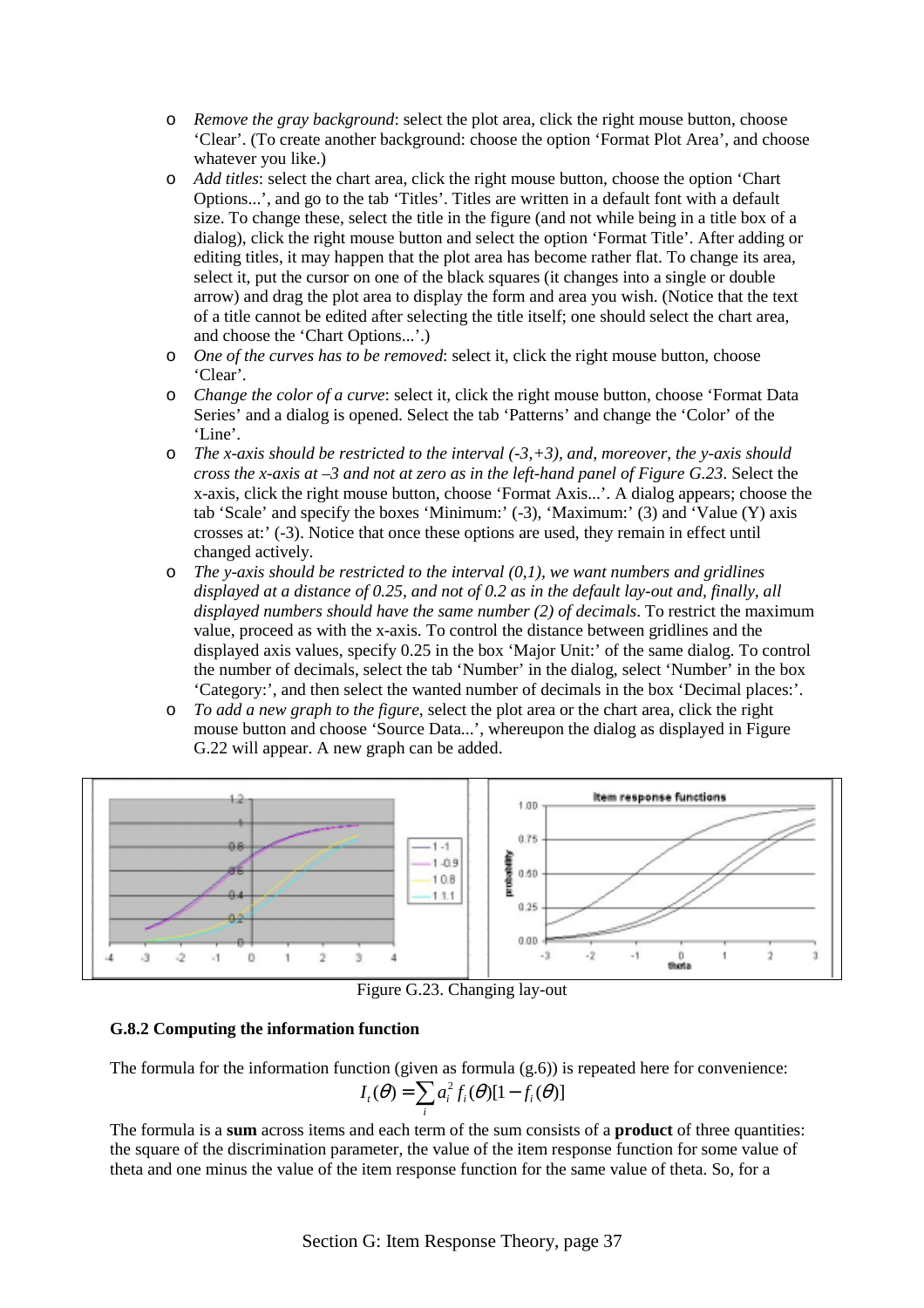- *Remove the gray background*: select the plot area, click the right mouse button, choose 'Clear'. (To create another background: choose the option 'Format Plot Area', and choose whatever you like.)
- *Add titles*: select the chart area, click the right mouse button, choose the option 'Chart Options...', and go to the tab 'Titles'. Titles are written in a default font with a default size. To change these, select the title in the figure (and not while being in a title box of a dialog), click the right mouse button and select the option 'Format Title'. After adding or editing titles, it may happen that the plot area has become rather flat. To change its area, select it, put the cursor on one of the black squares (it changes into a single or double arrow) and drag the plot area to display the form and area you wish. (Notice that the text of a title cannot be edited after selecting the title itself; one should select the chart area, and choose the 'Chart Options...'.)
- *One of the curves has to be removed*: select it, click the right mouse button, choose 'Clear'.
- *Change the color of a curve*: select it, click the right mouse button, choose 'Format Data Series' and a dialog is opened. Select the tab 'Patterns' and change the 'Color' of the 'Line'.
- *The x-axis should be restricted to the interval (-3,+3), and, moreover, the y-axis should cross the x-axis at –3 and not at zero as in the left-hand panel of Figure G.23*. Select the x-axis, click the right mouse button, choose 'Format Axis...'. A dialog appears; choose the tab 'Scale' and specify the boxes 'Minimum:' (-3), 'Maximum:' (3) and 'Value (Y) axis crosses at:' (-3). Notice that once these options are used, they remain in effect until changed actively.
- *The y-axis should be restricted to the interval (0,1), we want numbers and gridlines displayed at a distance of 0.25, and not of 0.2 as in the default lay-out and, finally, all displayed numbers should have the same number (2) of decimals*. To restrict the maximum value, proceed as with the x-axis. To control the distance between gridlines and the displayed axis values, specify 0.25 in the box 'Major Unit:' of the same dialog. To control the number of decimals, select the tab 'Number' in the dialog, select 'Number' in the box 'Category:', and then select the wanted number of decimals in the box 'Decimal places:'.
- *To add a new graph to the figure*, select the plot area or the chart area, click the right mouse button and choose 'Source Data...', whereupon the dialog as displayed in Figure G.22 will appear. A new graph can be added.

Figure G.23. Changing lay-out

### G.8.2 Computing the information function

The formula for the information function (given as formula (g.6)) is repeated here for convenience:

$$I_t(\theta) = \sum_i a_i^2 f_i(\theta)[1 - f_i(\theta)]$$

The formula is a **sum** across items and each term of the sum consists of a **product** of three quantities: the square of the discrimination parameter, the value of the item response function for some value of theta and one minus the value of the item response function for the same value of theta. So, for a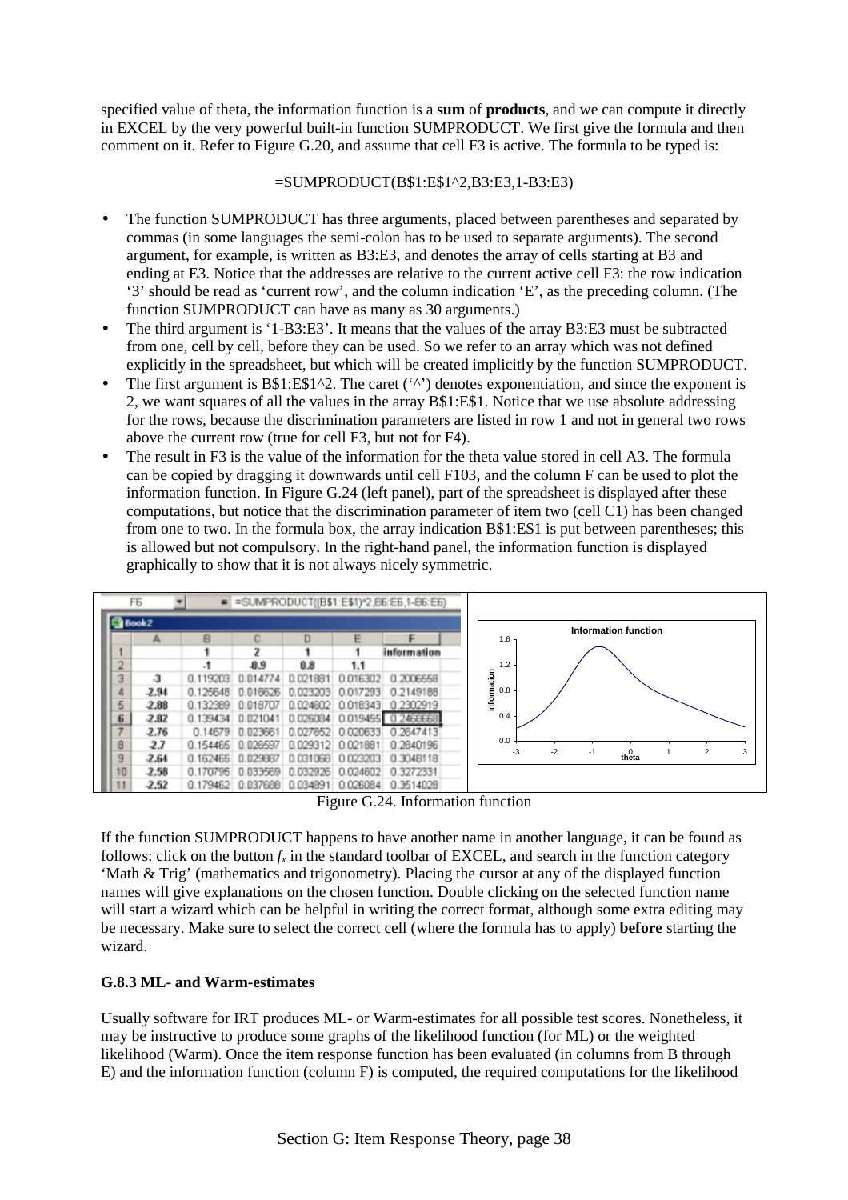specified value of theta, the information function is a **sum** of **products**, and we can compute it directly in EXCEL by the very powerful built-in function SUMPRODUCT. We first give the formula and then comment on it. Refer to Figure G.20, and assume that cell F3 is active. The formula to be typed is:

=SUMPRODUCT(B$1:E$1^2,B3:E3,1-B3:E3)

- The function SUMPRODUCT has three arguments, placed between parentheses and separated by commas (in some languages the semi-colon has to be used to separate arguments). The second argument, for example, is written as B3:E3, and denotes the array of cells starting at B3 and ending at E3. Notice that the addresses are relative to the current active cell F3: the row indication '3' should be read as 'current row', and the column indication 'E', as the preceding column. (The function SUMPRODUCT can have as many as 30 arguments.)
- The third argument is '1-B3:E3'. It means that the values of the array B3:E3 must be subtracted from one, cell by cell, before they can be used. So we refer to an array which was not defined explicitly in the spreadsheet, but which will be created implicitly by the function SUMPRODUCT.
- The first argument is B$1:E$1^2. The caret ('^') denotes exponentiation, and since the exponent is 2, we want squares of all the values in the array B$1:E$1. Notice that we use absolute addressing for the rows, because the discrimination parameters are listed in row 1 and not in general two rows above the current row (true for cell F3, but not for F4).
- The result in F3 is the value of the information for the theta value stored in cell A3. The formula can be copied by dragging it downwards until cell F103, and the column F can be used to plot the information function. In Figure G.24 (left panel), part of the spreadsheet is displayed after these computations, but notice that the discrimination parameter of item two (cell C1) has been changed from one to two. In the formula box, the array indication B$1:E$1 is put between parentheses; this is allowed but not compulsory. In the right-hand panel, the information function is displayed graphically to show that it is not always nicely symmetric.

F6 =SUMPRODUCT((B$1:E$1)^2,B6:E6,1-B6:E6)

| | A | B | C | D | E | F |
|---|---|---|---|---|---|---|
| 1 | | 1 | 2 | 1 | 1 | information |
| 2 | | -1 | -0.9 | 0.8 | 1.1 | |
| 3 | -3 | 0.119203 | 0.014774 | 0.021881 | 0.016302 | 0.2006558 |
| 4 | -2.94 | 0.125648 | 0.016626 | 0.023203 | 0.017293 | 0.2149188 |
| 5 | -2.88 | 0.132389 | 0.018707 | 0.024602 | 0.018343 | 0.2302919 |
| 6 | -2.82 | 0.139434 | 0.021041 | 0.026084 | 0.019455 | 0.2468668 |
| 7 | -2.76 | 0.14679 | 0.023661 | 0.027652 | 0.020633 | 0.2647413 |
| 8 | -2.7 | 0.154465 | 0.026597 | 0.029312 | 0.021881 | 0.2840196 |
| 9 | -2.64 | 0.162465 | 0.029887 | 0.031068 | 0.023203 | 0.3048118 |
| 10 | -2.58 | 0.170795 | 0.033569 | 0.032926 | 0.024602 | 0.3272331 |
| 11 | -2.52 | 0.179462 | 0.037688 | 0.034891 | 0.026084 | 0.3514028 |

Figure G.24. Information function

If the function SUMPRODUCT happens to have another name in another language, it can be found as follows: click on the button $f_x$ in the standard toolbar of EXCEL, and search in the function category 'Math & Trig' (mathematics and trigonometry). Placing the cursor at any of the displayed function names will give explanations on the chosen function. Double clicking on the selected function name will start a wizard which can be helpful in writing the correct format, although some extra editing may be necessary. Make sure to select the correct cell (where the formula has to apply) **before** starting the wizard.

### G.8.3 ML- and Warm-estimates

Usually software for IRT produces ML- or Warm-estimates for all possible test scores. Nonetheless, it may be instructive to produce some graphs of the likelihood function (for ML) or the weighted likelihood (Warm). Once the item response function has been evaluated (in columns from B through E) and the information function (column F) is computed, the required computations for the likelihood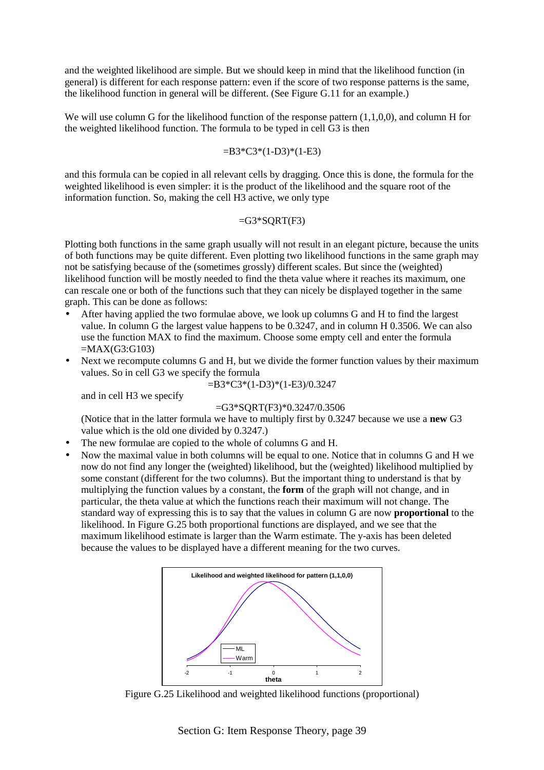and the weighted likelihood are simple. But we should keep in mind that the likelihood function (in general) is different for each response pattern: even if the score of two response patterns is the same, the likelihood function in general will be different. (See Figure G.11 for an example.)

We will use column G for the likelihood function of the response pattern (1,1,0,0), and column H for the weighted likelihood function. The formula to be typed in cell G3 is then

=B3*C3*(1-D3)*(1-E3)

and this formula can be copied in all relevant cells by dragging. Once this is done, the formula for the weighted likelihood is even simpler: it is the product of the likelihood and the square root of the information function. So, making the cell H3 active, we only type

=G3*SQRT(F3)

Plotting both functions in the same graph usually will not result in an elegant picture, because the units of both functions may be quite different. Even plotting two likelihood functions in the same graph may not be satisfying because of the (sometimes grossly) different scales. But since the (weighted) likelihood function will be mostly needed to find the theta value where it reaches its maximum, one can rescale one or both of the functions such that they can nicely be displayed together in the same graph. This can be done as follows:

- After having applied the two formulae above, we look up columns G and H to find the largest value. In column G the largest value happens to be 0.3247, and in column H 0.3506. We can also use the function MAX to find the maximum. Choose some empty cell and enter the formula =MAX(G3:G103)
- Next we recompute columns G and H, but we divide the former function values by their maximum values. So in cell G3 we specify the formula

  =B3*C3*(1-D3)*(1-E3)/0.3247

  and in cell H3 we specify

  =G3*SQRT(F3)*0.3247/0.3506

  (Notice that in the latter formula we have to multiply first by 0.3247 because we use a **new** G3 value which is the old one divided by 0.3247.)
- The new formulae are copied to the whole of columns G and H.
- Now the maximal value in both columns will be equal to one. Notice that in columns G and H we now do not find any longer the (weighted) likelihood, but the (weighted) likelihood multiplied by some constant (different for the two columns). But the important thing to understand is that by multiplying the function values by a constant, the **form** of the graph will not change, and in particular, the theta value at which the functions reach their maximum will not change. The standard way of expressing this is to say that the values in column G are now **proportional** to the likelihood. In Figure G.25 both proportional functions are displayed, and we see that the maximum likelihood estimate is larger than the Warm estimate. The y-axis has been deleted because the values to be displayed have a different meaning for the two curves.

Figure G.25 Likelihood and weighted likelihood functions (proportional)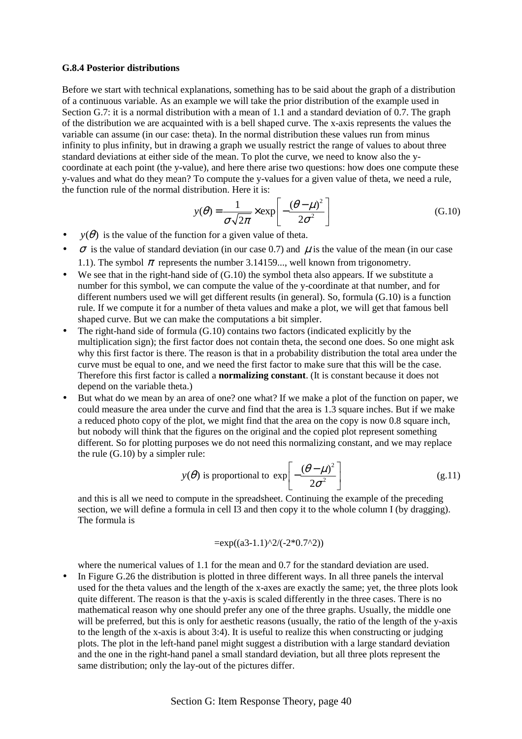### G.8.4 Posterior distributions

Before we start with technical explanations, something has to be said about the graph of a distribution of a continuous variable. As an example we will take the prior distribution of the example used in Section G.7: it is a normal distribution with a mean of 1.1 and a standard deviation of 0.7. The graph of the distribution we are acquainted with is a bell shaped curve. The x-axis represents the values the variable can assume (in our case: theta). In the normal distribution these values run from minus infinity to plus infinity, but in drawing a graph we usually restrict the range of values to about three standard deviations at either side of the mean. To plot the curve, we need to know also the y-coordinate at each point (the y-value), and here there arise two questions: how does one compute these y-values and what do they mean? To compute the y-values for a given value of theta, we need a rule, the function rule of the normal distribution. Here it is:

$$y(\theta) = \frac{1}{\sigma\sqrt{2\pi}} \times \exp\left[-\frac{(\theta-\mu)^2}{2\sigma^2}\right] \tag{G.10}$$

- $y(\theta)$ is the value of the function for a given value of theta.
- $\sigma$ is the value of standard deviation (in our case 0.7) and $\mu$ is the value of the mean (in our case 1.1). The symbol $\pi$ represents the number 3.14159..., well known from trigonometry.
- We see that in the right-hand side of (G.10) the symbol theta also appears. If we substitute a number for this symbol, we can compute the value of the y-coordinate at that number, and for different numbers used we will get different results (in general). So, formula (G.10) is a function rule. If we compute it for a number of theta values and make a plot, we will get that famous bell shaped curve. But we can make the computations a bit simpler.
- The right-hand side of formula (G.10) contains two factors (indicated explicitly by the multiplication sign); the first factor does not contain theta, the second one does. So one might ask why this first factor is there. The reason is that in a probability distribution the total area under the curve must be equal to one, and we need the first factor to make sure that this will be the case. Therefore this first factor is called a **normalizing constant**. (It is constant because it does not depend on the variable theta.)
- But what do we mean by an area of one? one what? If we make a plot of the function on paper, we could measure the area under the curve and find that the area is 1.3 square inches. But if we make a reduced photo copy of the plot, we might find that the area on the copy is now 0.8 square inch, but nobody will think that the figures on the original and the copied plot represent something different. So for plotting purposes we do not need this normalizing constant, and we may replace the rule (G.10) by a simpler rule:

  $$y(\theta) \text{ is proportional to } \exp\left[-\frac{(\theta-\mu)^2}{2\sigma^2}\right] \tag{g.11}$$

  and this is all we need to compute in the spreadsheet. Continuing the example of the preceding section, we will define a formula in cell I3 and then copy it to the whole column I (by dragging). The formula is

  ```
  =exp((a3-1.1)^2/(-2*0.7^2))
  ```

  where the numerical values of 1.1 for the mean and 0.7 for the standard deviation are used.
- In Figure G.26 the distribution is plotted in three different ways. In all three panels the interval used for the theta values and the length of the x-axes are exactly the same; yet, the three plots look quite different. The reason is that the y-axis is scaled differently in the three cases. There is no mathematical reason why one should prefer any one of the three graphs. Usually, the middle one will be preferred, but this is only for aesthetic reasons (usually, the ratio of the length of the y-axis to the length of the x-axis is about 3:4). It is useful to realize this when constructing or judging plots. The plot in the left-hand panel might suggest a distribution with a large standard deviation and the one in the right-hand panel a small standard deviation, but all three plots represent the same distribution; only the lay-out of the pictures differ.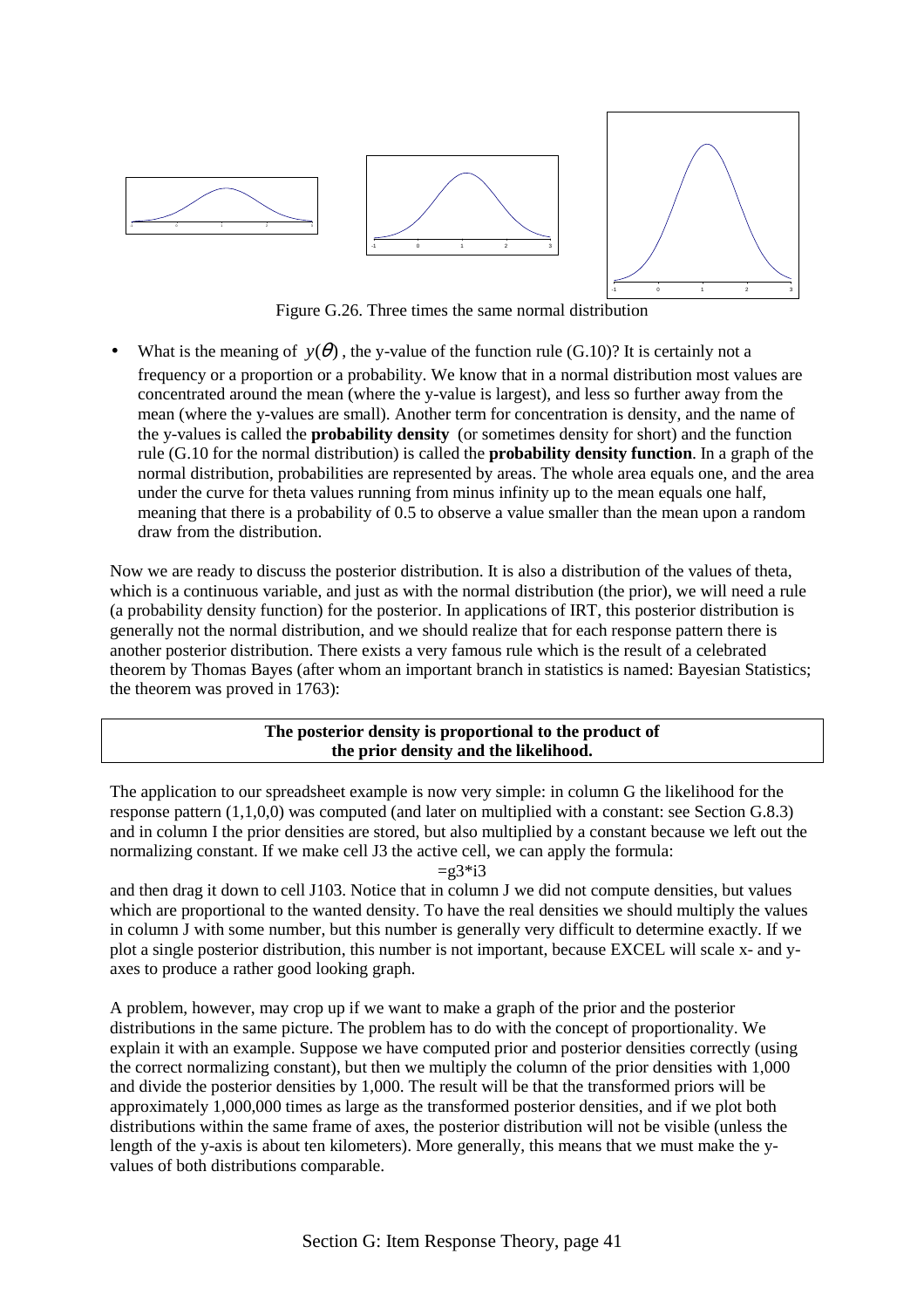Figure G.26. Three times the same normal distribution

- What is the meaning of $y(\theta)$, the y-value of the function rule (G.10)? It is certainly not a frequency or a proportion or a probability. We know that in a normal distribution most values are concentrated around the mean (where the y-value is largest), and less so further away from the mean (where the y-values are small). Another term for concentration is density, and the name of the y-values is called the **probability density** (or sometimes density for short) and the function rule (G.10 for the normal distribution) is called the **probability density function**. In a graph of the normal distribution, probabilities are represented by areas. The whole area equals one, and the area under the curve for theta values running from minus infinity up to the mean equals one half, meaning that there is a probability of 0.5 to observe a value smaller than the mean upon a random draw from the distribution.

Now we are ready to discuss the posterior distribution. It is also a distribution of the values of theta, which is a continuous variable, and just as with the normal distribution (the prior), we will need a rule (a probability density function) for the posterior. In applications of IRT, this posterior distribution is generally not the normal distribution, and we should realize that for each response pattern there is another posterior distribution. There exists a very famous rule which is the result of a celebrated theorem by Thomas Bayes (after whom an important branch in statistics is named: Bayesian Statistics; the theorem was proved in 1763):

> **The posterior density is proportional to the product of the prior density and the likelihood.**

The application to our spreadsheet example is now very simple: in column G the likelihood for the response pattern (1,1,0,0) was computed (and later on multiplied with a constant: see Section G.8.3) and in column I the prior densities are stored, but also multiplied by a constant because we left out the normalizing constant. If we make cell J3 the active cell, we can apply the formula:

```
=g3*i3
```

and then drag it down to cell J103. Notice that in column J we did not compute densities, but values which are proportional to the wanted density. To have the real densities we should multiply the values in column J with some number, but this number is generally very difficult to determine exactly. If we plot a single posterior distribution, this number is not important, because EXCEL will scale x- and y-axes to produce a rather good looking graph.

A problem, however, may crop up if we want to make a graph of the prior and the posterior distributions in the same picture. The problem has to do with the concept of proportionality. We explain it with an example. Suppose we have computed prior and posterior densities correctly (using the correct normalizing constant), but then we multiply the column of the prior densities with 1,000 and divide the posterior densities by 1,000. The result will be that the transformed priors will be approximately 1,000,000 times as large as the transformed posterior densities, and if we plot both distributions within the same frame of axes, the posterior distribution will not be visible (unless the length of the y-axis is about ten kilometers). More generally, this means that we must make the y-values of both distributions comparable.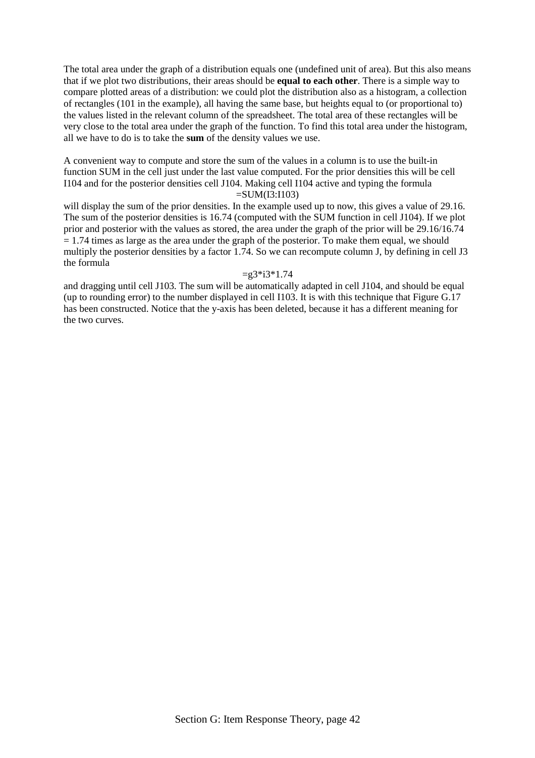The total area under the graph of a distribution equals one (undefined unit of area). But this also means that if we plot two distributions, their areas should be **equal to each other**. There is a simple way to compare plotted areas of a distribution: we could plot the distribution also as a histogram, a collection of rectangles (101 in the example), all having the same base, but heights equal to (or proportional to) the values listed in the relevant column of the spreadsheet. The total area of these rectangles will be very close to the total area under the graph of the function. To find this total area under the histogram, all we have to do is to take the **sum** of the density values we use.

A convenient way to compute and store the sum of the values in a column is to use the built-in function SUM in the cell just under the last value computed. For the prior densities this will be cell I104 and for the posterior densities cell J104. Making cell I104 active and typing the formula

=SUM(I3:I103)

will display the sum of the prior densities. In the example used up to now, this gives a value of 29.16. The sum of the posterior densities is 16.74 (computed with the SUM function in cell J104). If we plot prior and posterior with the values as stored, the area under the graph of the prior will be 29.16/16.74 = 1.74 times as large as the area under the graph of the posterior. To make them equal, we should multiply the posterior densities by a factor 1.74. So we can recompute column J, by defining in cell J3 the formula

=g3*i3*1.74

and dragging until cell J103. The sum will be automatically adapted in cell J104, and should be equal (up to rounding error) to the number displayed in cell I103. It is with this technique that Figure G.17 has been constructed. Notice that the y-axis has been deleted, because it has a different meaning for the two curves.